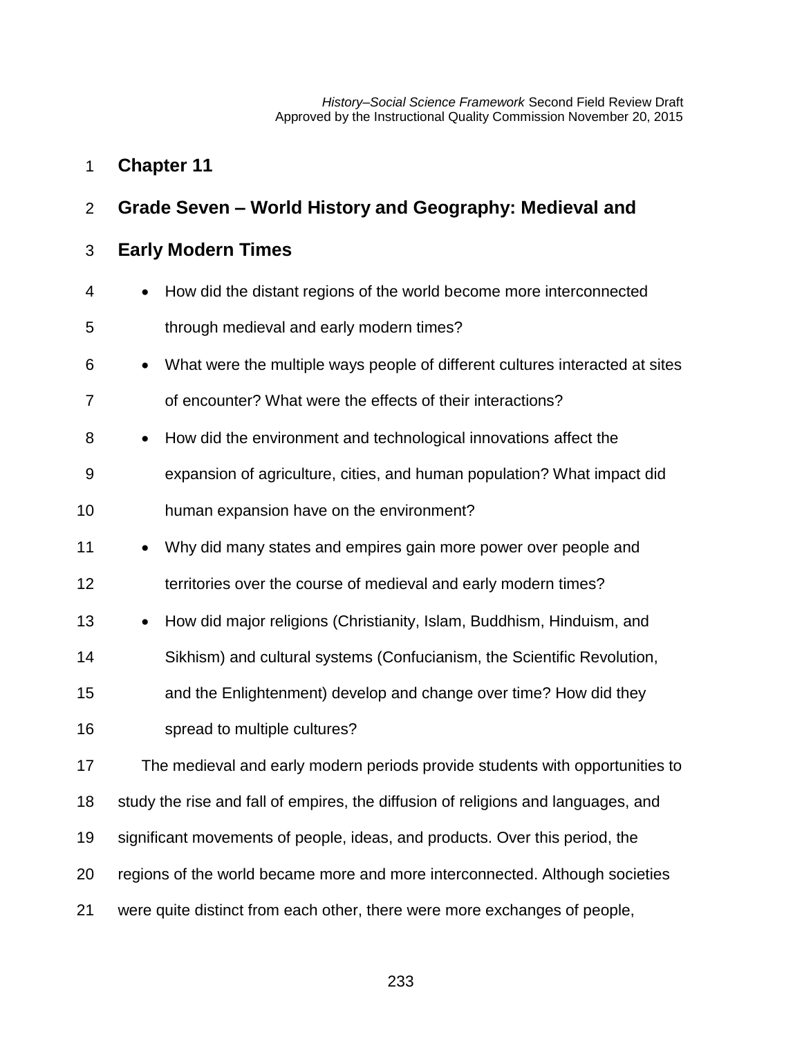# Chapter 11

## Grade Seven – World History and Geography: Medieval and Early Modern Times

- How did the distant regions of the world become more interconnected through medieval and early modern times?
- What were the multiple ways people of different cultures interacted at sites of encounter? What were the effects of their interactions?
- How did the environment and technological innovations affect the expansion of agriculture, cities, and human population? What impact did human expansion have on the environment?
- Why did many states and empires gain more power over people and territories over the course of medieval and early modern times?
- How did major religions (Christianity, Islam, Buddhism, Hinduism, and Sikhism) and cultural systems (Confucianism, the Scientific Revolution, and the Enlightenment) develop and change over time? How did they spread to multiple cultures?

The medieval and early modern periods provide students with opportunities to study the rise and fall of empires, the diffusion of religions and languages, and significant movements of people, ideas, and products. Over this period, the regions of the world became more and more interconnected. Although societies were quite distinct from each other, there were more exchanges of people,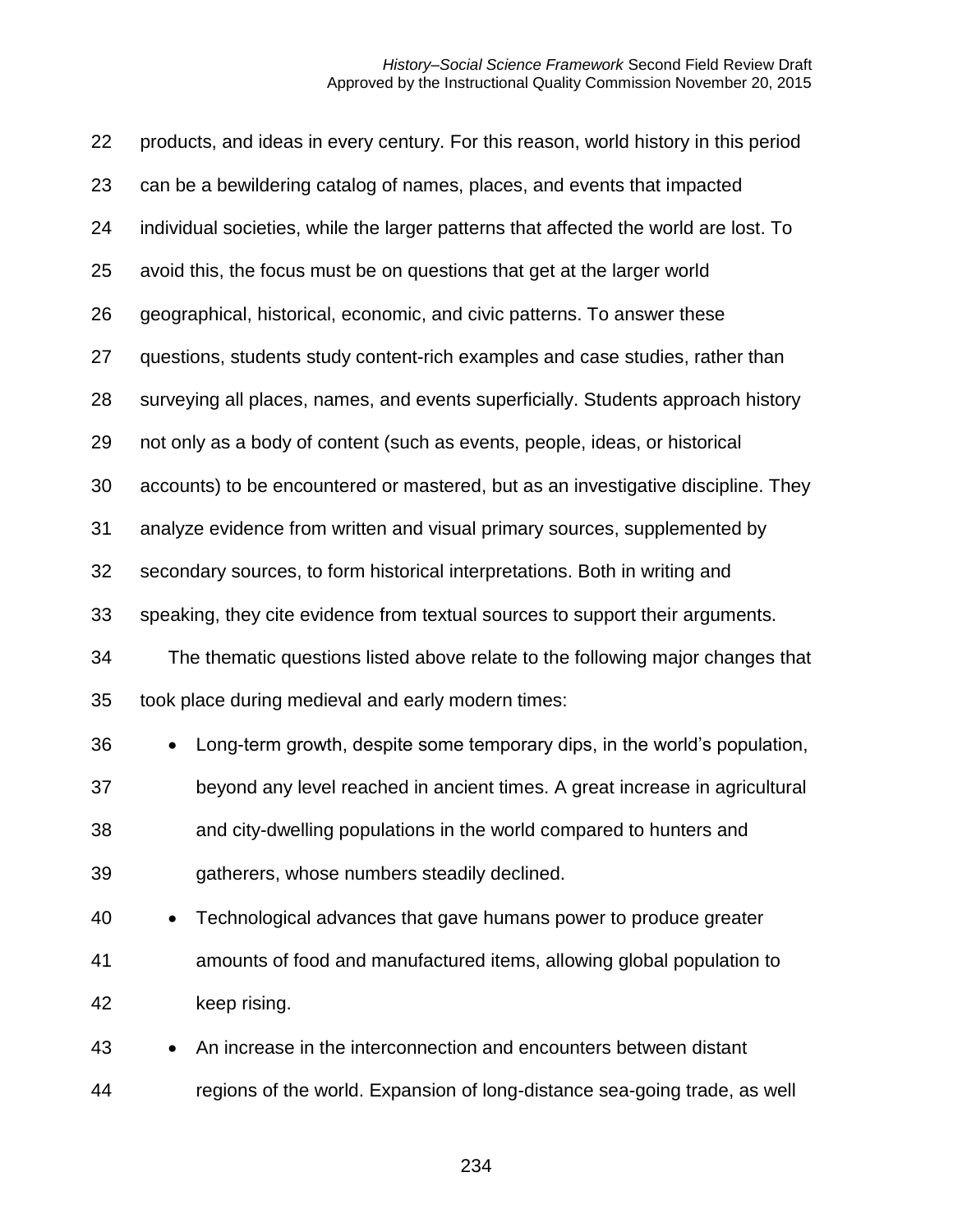products, and ideas in every century. For this reason, world history in this period can be a bewildering catalog of names, places, and events that impacted individual societies, while the larger patterns that affected the world are lost. To avoid this, the focus must be on questions that get at the larger world geographical, historical, economic, and civic patterns. To answer these questions, students study content-rich examples and case studies, rather than surveying all places, names, and events superficially. Students approach history not only as a body of content (such as events, people, ideas, or historical accounts) to be encountered or mastered, but as an investigative discipline. They analyze evidence from written and visual primary sources, supplemented by secondary sources, to form historical interpretations. Both in writing and speaking, they cite evidence from textual sources to support their arguments.

The thematic questions listed above relate to the following major changes that took place during medieval and early modern times:

- Long-term growth, despite some temporary dips, in the world's population, beyond any level reached in ancient times. A great increase in agricultural and city-dwelling populations in the world compared to hunters and gatherers, whose numbers steadily declined.
- Technological advances that gave humans power to produce greater amounts of food and manufactured items, allowing global population to keep rising.
- An increase in the interconnection and encounters between distant regions of the world. Expansion of long-distance sea-going trade, as well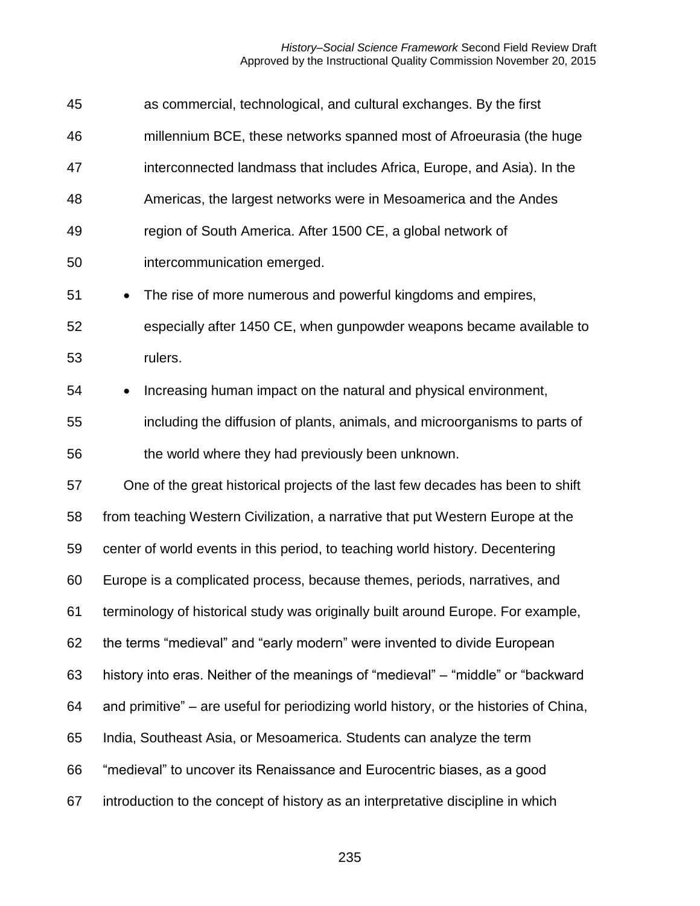as commercial, technological, and cultural exchanges. By the first millennium BCE, these networks spanned most of Afroeurasia (the huge interconnected landmass that includes Africa, Europe, and Asia). In the Americas, the largest networks were in Mesoamerica and the Andes region of South America. After 1500 CE, a global network of intercommunication emerged.

- The rise of more numerous and powerful kingdoms and empires, especially after 1450 CE, when gunpowder weapons became available to rulers.
- Increasing human impact on the natural and physical environment, including the diffusion of plants, animals, and microorganisms to parts of the world where they had previously been unknown.

One of the great historical projects of the last few decades has been to shift from teaching Western Civilization, a narrative that put Western Europe at the center of world events in this period, to teaching world history. Decentering Europe is a complicated process, because themes, periods, narratives, and terminology of historical study was originally built around Europe. For example, the terms "medieval" and "early modern" were invented to divide European history into eras. Neither of the meanings of "medieval" – "middle" or "backward and primitive" – are useful for periodizing world history, or the histories of China, India, Southeast Asia, or Mesoamerica. Students can analyze the term "medieval" to uncover its Renaissance and Eurocentric biases, as a good introduction to the concept of history as an interpretative discipline in which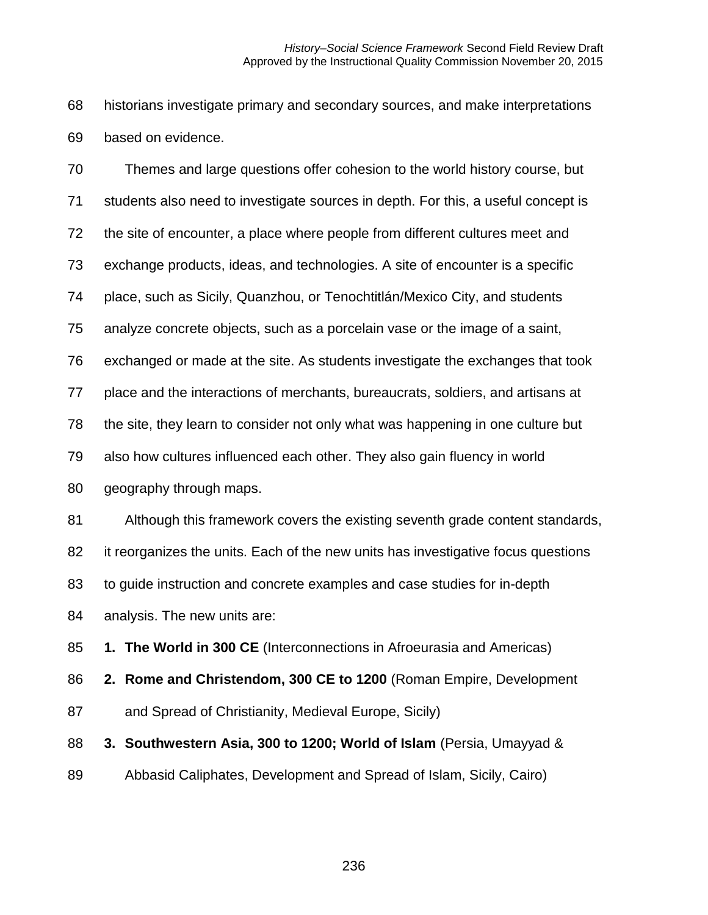historians investigate primary and secondary sources, and make interpretations based on evidence.

Themes and large questions offer cohesion to the world history course, but students also need to investigate sources in depth. For this, a useful concept is the site of encounter, a place where people from different cultures meet and exchange products, ideas, and technologies. A site of encounter is a specific place, such as Sicily, Quanzhou, or Tenochtitlán/Mexico City, and students analyze concrete objects, such as a porcelain vase or the image of a saint, exchanged or made at the site. As students investigate the exchanges that took place and the interactions of merchants, bureaucrats, soldiers, and artisans at the site, they learn to consider not only what was happening in one culture but also how cultures influenced each other. They also gain fluency in world geography through maps.

Although this framework covers the existing seventh grade content standards, it reorganizes the units. Each of the new units has investigative focus questions to guide instruction and concrete examples and case studies for in-depth analysis. The new units are:

1. **The World in 300 CE** (Interconnections in Afroeurasia and Americas)
2. **Rome and Christendom, 300 CE to 1200** (Roman Empire, Development and Spread of Christianity, Medieval Europe, Sicily)
3. **Southwestern Asia, 300 to 1200; World of Islam** (Persia, Umayyad & Abbasid Caliphates, Development and Spread of Islam, Sicily, Cairo)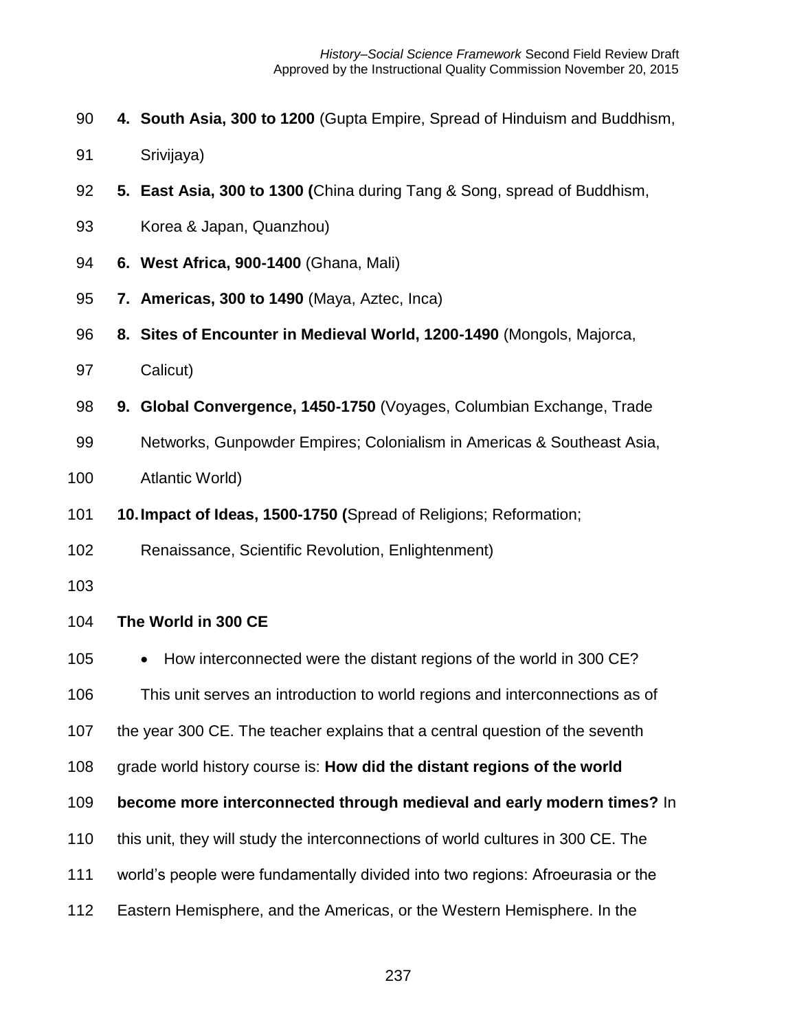4. **South Asia, 300 to 1200** (Gupta Empire, Spread of Hinduism and Buddhism, Srivijaya)
5. **East Asia, 300 to 1300 (**China during Tang & Song, spread of Buddhism, Korea & Japan, Quanzhou)
6. **West Africa, 900-1400** (Ghana, Mali)
7. **Americas, 300 to 1490** (Maya, Aztec, Inca)
8. **Sites of Encounter in Medieval World, 1200-1490** (Mongols, Majorca, Calicut)
9. **Global Convergence, 1450-1750** (Voyages, Columbian Exchange, Trade Networks, Gunpowder Empires; Colonialism in Americas & Southeast Asia, Atlantic World)
10. **Impact of Ideas, 1500-1750 (**Spread of Religions; Reformation; Renaissance, Scientific Revolution, Enlightenment)

**The World in 300 CE**

- How interconnected were the distant regions of the world in 300 CE?

This unit serves an introduction to world regions and interconnections as of the year 300 CE. The teacher explains that a central question of the seventh grade world history course is: **How did the distant regions of the world become more interconnected through medieval and early modern times?** In this unit, they will study the interconnections of world cultures in 300 CE. The world's people were fundamentally divided into two regions: Afroeurasia or the Eastern Hemisphere, and the Americas, or the Western Hemisphere. In the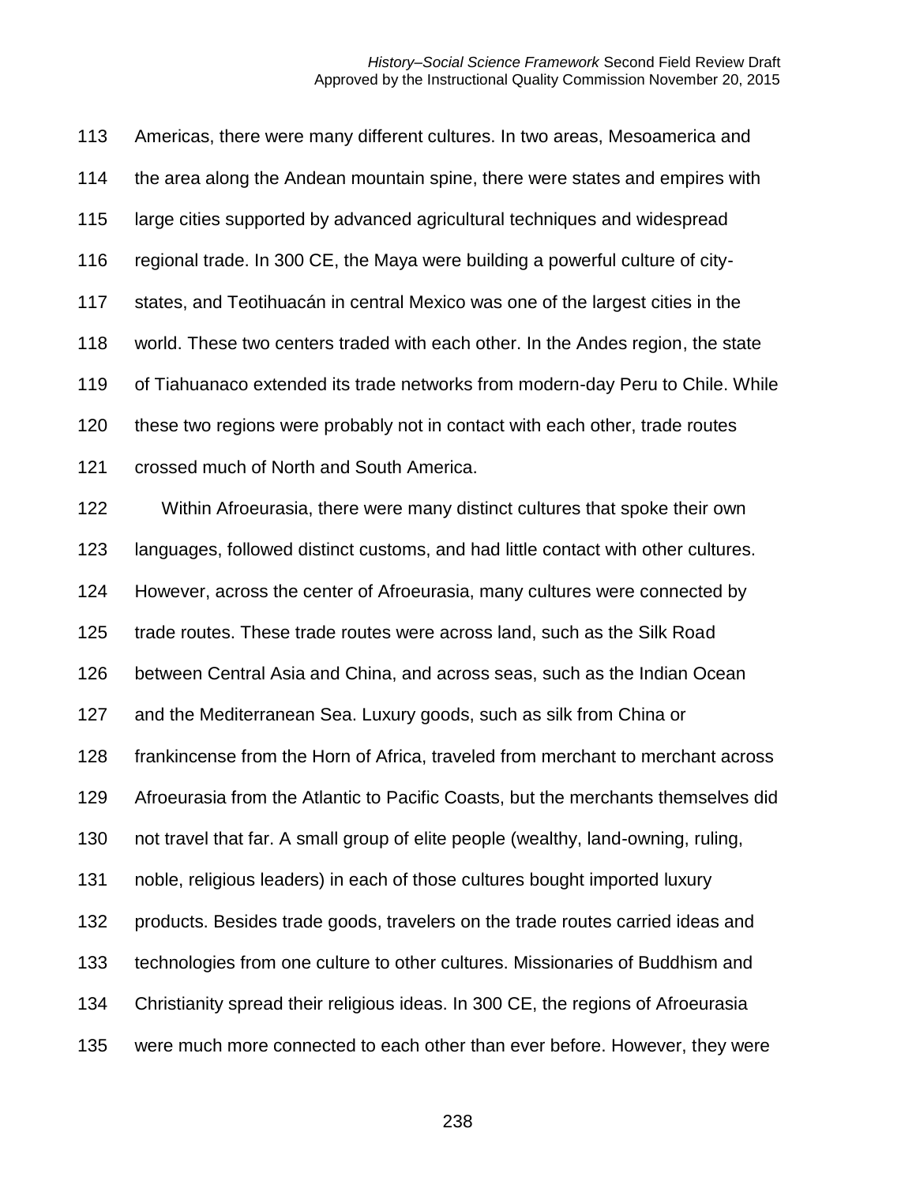Americas, there were many different cultures. In two areas, Mesoamerica and the area along the Andean mountain spine, there were states and empires with large cities supported by advanced agricultural techniques and widespread regional trade. In 300 CE, the Maya were building a powerful culture of city-states, and Teotihuacán in central Mexico was one of the largest cities in the world. These two centers traded with each other. In the Andes region, the state of Tiahuanaco extended its trade networks from modern-day Peru to Chile. While these two regions were probably not in contact with each other, trade routes crossed much of North and South America.

Within Afroeurasia, there were many distinct cultures that spoke their own languages, followed distinct customs, and had little contact with other cultures. However, across the center of Afroeurasia, many cultures were connected by trade routes. These trade routes were across land, such as the Silk Road between Central Asia and China, and across seas, such as the Indian Ocean and the Mediterranean Sea. Luxury goods, such as silk from China or frankincense from the Horn of Africa, traveled from merchant to merchant across Afroeurasia from the Atlantic to Pacific Coasts, but the merchants themselves did not travel that far. A small group of elite people (wealthy, land-owning, ruling, noble, religious leaders) in each of those cultures bought imported luxury products. Besides trade goods, travelers on the trade routes carried ideas and technologies from one culture to other cultures. Missionaries of Buddhism and Christianity spread their religious ideas. In 300 CE, the regions of Afroeurasia were much more connected to each other than ever before. However, they were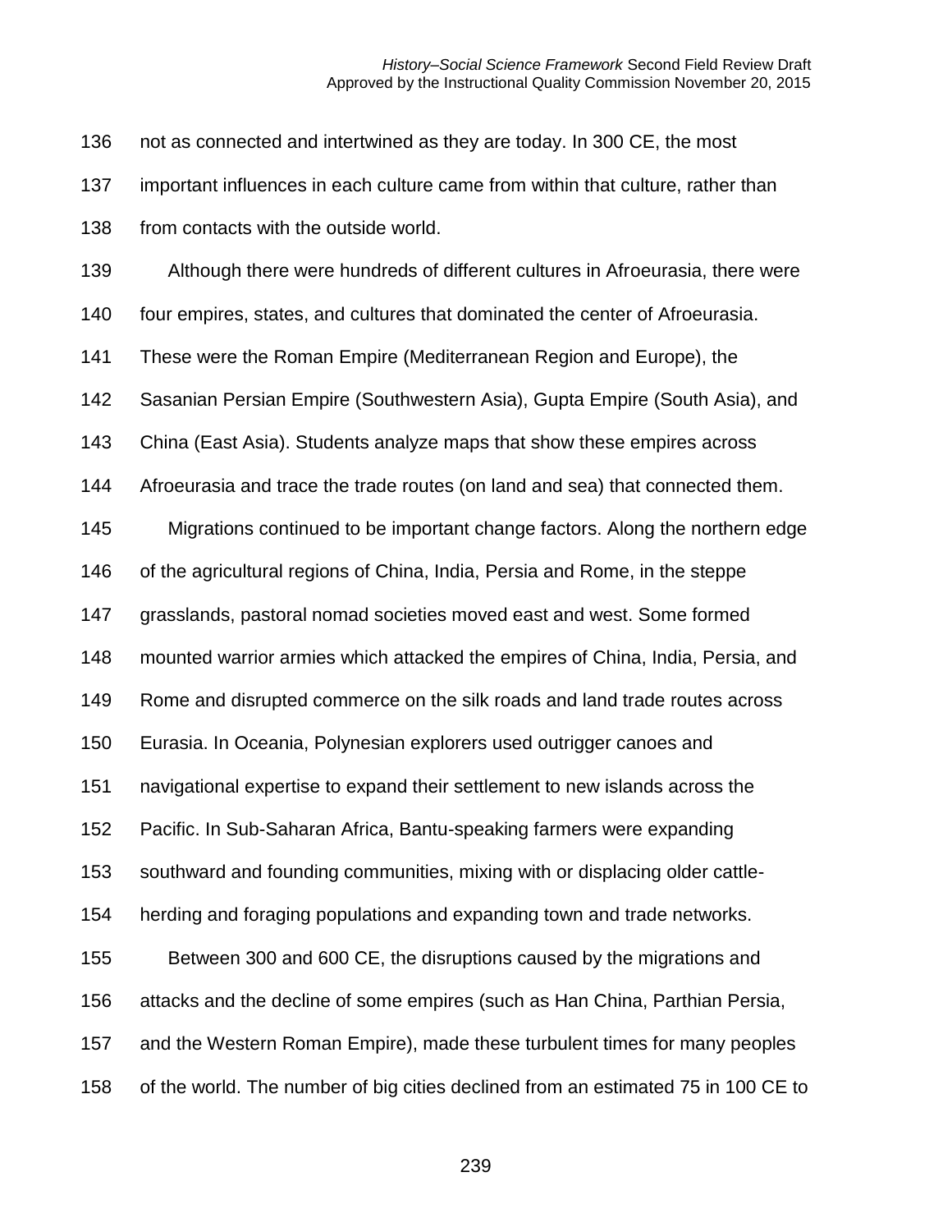not as connected and intertwined as they are today. In 300 CE, the most important influences in each culture came from within that culture, rather than from contacts with the outside world.

Although there were hundreds of different cultures in Afroeurasia, there were four empires, states, and cultures that dominated the center of Afroeurasia. These were the Roman Empire (Mediterranean Region and Europe), the Sasanian Persian Empire (Southwestern Asia), Gupta Empire (South Asia), and China (East Asia). Students analyze maps that show these empires across Afroeurasia and trace the trade routes (on land and sea) that connected them.

Migrations continued to be important change factors. Along the northern edge of the agricultural regions of China, India, Persia and Rome, in the steppe grasslands, pastoral nomad societies moved east and west. Some formed mounted warrior armies which attacked the empires of China, India, Persia, and Rome and disrupted commerce on the silk roads and land trade routes across Eurasia. In Oceania, Polynesian explorers used outrigger canoes and navigational expertise to expand their settlement to new islands across the Pacific. In Sub-Saharan Africa, Bantu-speaking farmers were expanding southward and founding communities, mixing with or displacing older cattle-herding and foraging populations and expanding town and trade networks.

Between 300 and 600 CE, the disruptions caused by the migrations and attacks and the decline of some empires (such as Han China, Parthian Persia, and the Western Roman Empire), made these turbulent times for many peoples of the world. The number of big cities declined from an estimated 75 in 100 CE to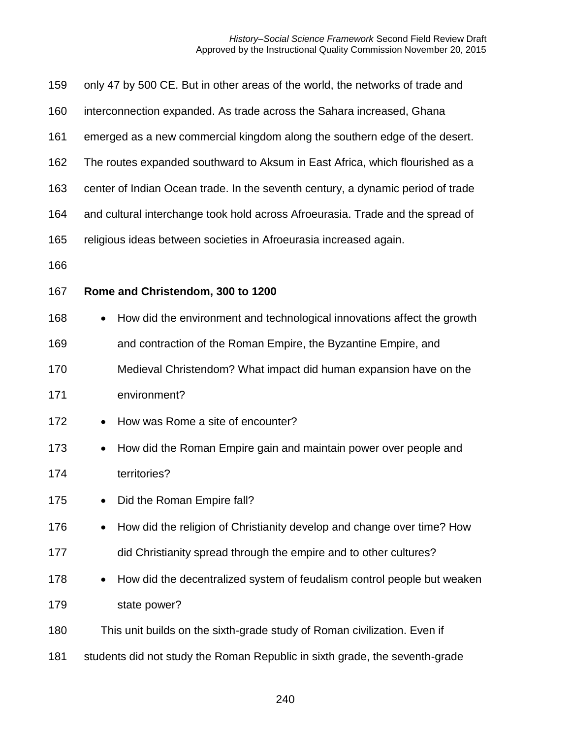only 47 by 500 CE. But in other areas of the world, the networks of trade and interconnection expanded. As trade across the Sahara increased, Ghana emerged as a new commercial kingdom along the southern edge of the desert. The routes expanded southward to Aksum in East Africa, which flourished as a center of Indian Ocean trade. In the seventh century, a dynamic period of trade and cultural interchange took hold across Afroeurasia. Trade and the spread of religious ideas between societies in Afroeurasia increased again.

**Rome and Christendom, 300 to 1200**

- How did the environment and technological innovations affect the growth and contraction of the Roman Empire, the Byzantine Empire, and Medieval Christendom? What impact did human expansion have on the environment?
- How was Rome a site of encounter?
- How did the Roman Empire gain and maintain power over people and territories?
- Did the Roman Empire fall?
- How did the religion of Christianity develop and change over time? How did Christianity spread through the empire and to other cultures?
- How did the decentralized system of feudalism control people but weaken state power?

This unit builds on the sixth-grade study of Roman civilization. Even if students did not study the Roman Republic in sixth grade, the seventh-grade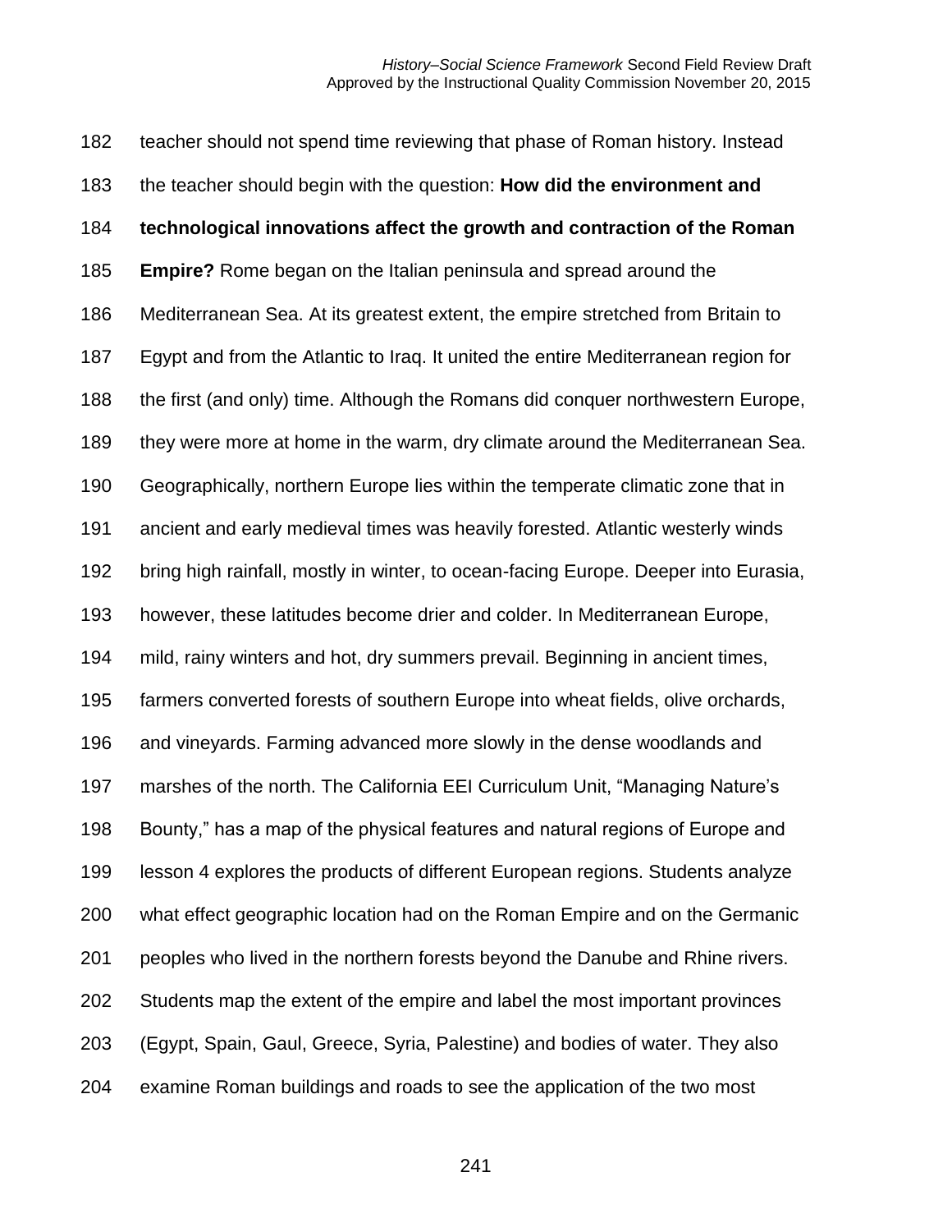teacher should not spend time reviewing that phase of Roman history. Instead the teacher should begin with the question: **How did the environment and technological innovations affect the growth and contraction of the Roman Empire?** Rome began on the Italian peninsula and spread around the Mediterranean Sea. At its greatest extent, the empire stretched from Britain to Egypt and from the Atlantic to Iraq. It united the entire Mediterranean region for the first (and only) time. Although the Romans did conquer northwestern Europe, they were more at home in the warm, dry climate around the Mediterranean Sea. Geographically, northern Europe lies within the temperate climatic zone that in ancient and early medieval times was heavily forested. Atlantic westerly winds bring high rainfall, mostly in winter, to ocean-facing Europe. Deeper into Eurasia, however, these latitudes become drier and colder. In Mediterranean Europe, mild, rainy winters and hot, dry summers prevail. Beginning in ancient times, farmers converted forests of southern Europe into wheat fields, olive orchards, and vineyards. Farming advanced more slowly in the dense woodlands and marshes of the north. The California EEI Curriculum Unit, "Managing Nature's Bounty," has a map of the physical features and natural regions of Europe and lesson 4 explores the products of different European regions. Students analyze what effect geographic location had on the Roman Empire and on the Germanic peoples who lived in the northern forests beyond the Danube and Rhine rivers. Students map the extent of the empire and label the most important provinces (Egypt, Spain, Gaul, Greece, Syria, Palestine) and bodies of water. They also examine Roman buildings and roads to see the application of the two most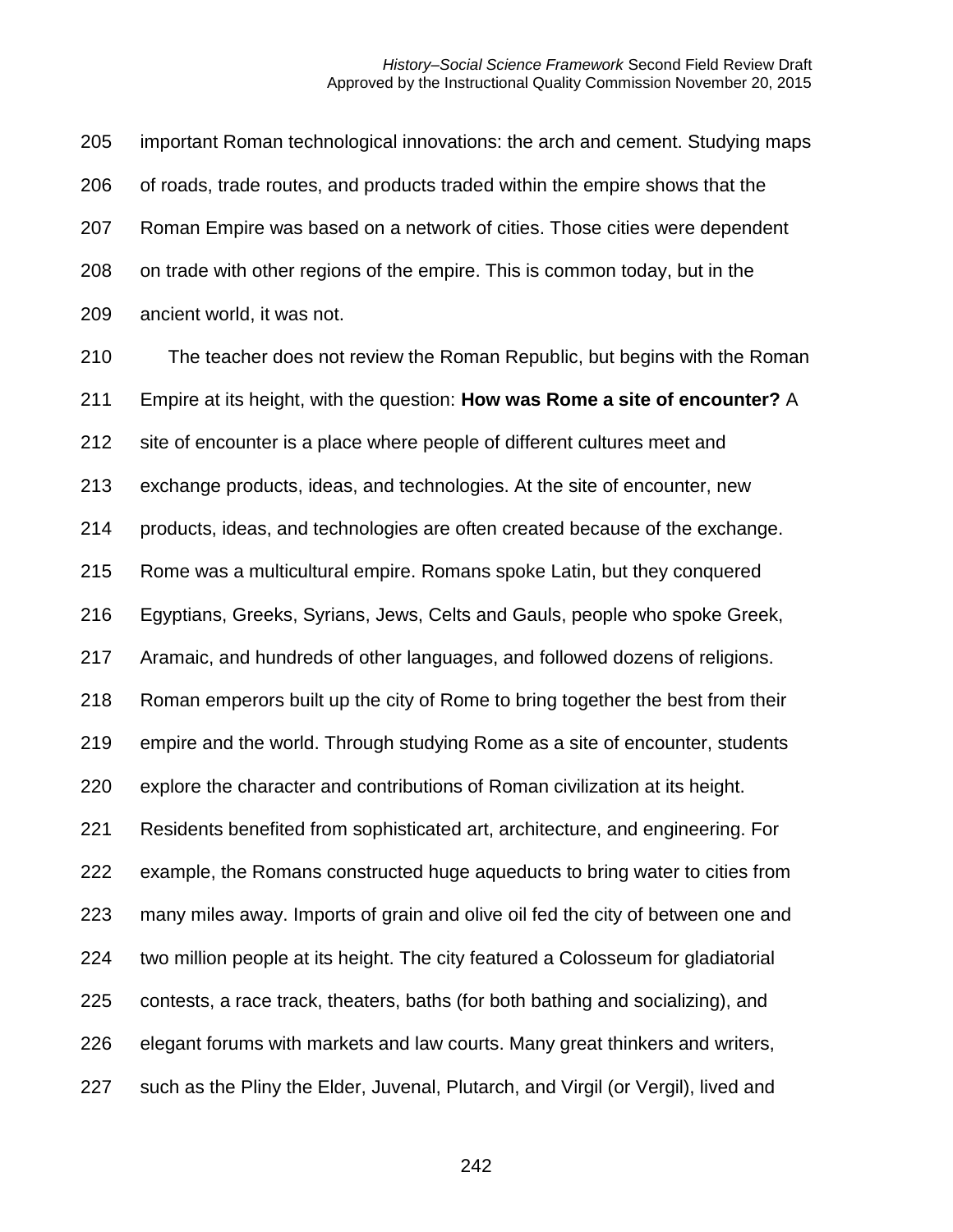important Roman technological innovations: the arch and cement. Studying maps of roads, trade routes, and products traded within the empire shows that the Roman Empire was based on a network of cities. Those cities were dependent on trade with other regions of the empire. This is common today, but in the ancient world, it was not.

The teacher does not review the Roman Republic, but begins with the Roman Empire at its height, with the question: **How was Rome a site of encounter?** A site of encounter is a place where people of different cultures meet and exchange products, ideas, and technologies. At the site of encounter, new products, ideas, and technologies are often created because of the exchange. Rome was a multicultural empire. Romans spoke Latin, but they conquered Egyptians, Greeks, Syrians, Jews, Celts and Gauls, people who spoke Greek, Aramaic, and hundreds of other languages, and followed dozens of religions. Roman emperors built up the city of Rome to bring together the best from their empire and the world. Through studying Rome as a site of encounter, students explore the character and contributions of Roman civilization at its height. Residents benefited from sophisticated art, architecture, and engineering. For example, the Romans constructed huge aqueducts to bring water to cities from many miles away. Imports of grain and olive oil fed the city of between one and two million people at its height. The city featured a Colosseum for gladiatorial contests, a race track, theaters, baths (for both bathing and socializing), and elegant forums with markets and law courts. Many great thinkers and writers, such as the Pliny the Elder, Juvenal, Plutarch, and Virgil (or Vergil), lived and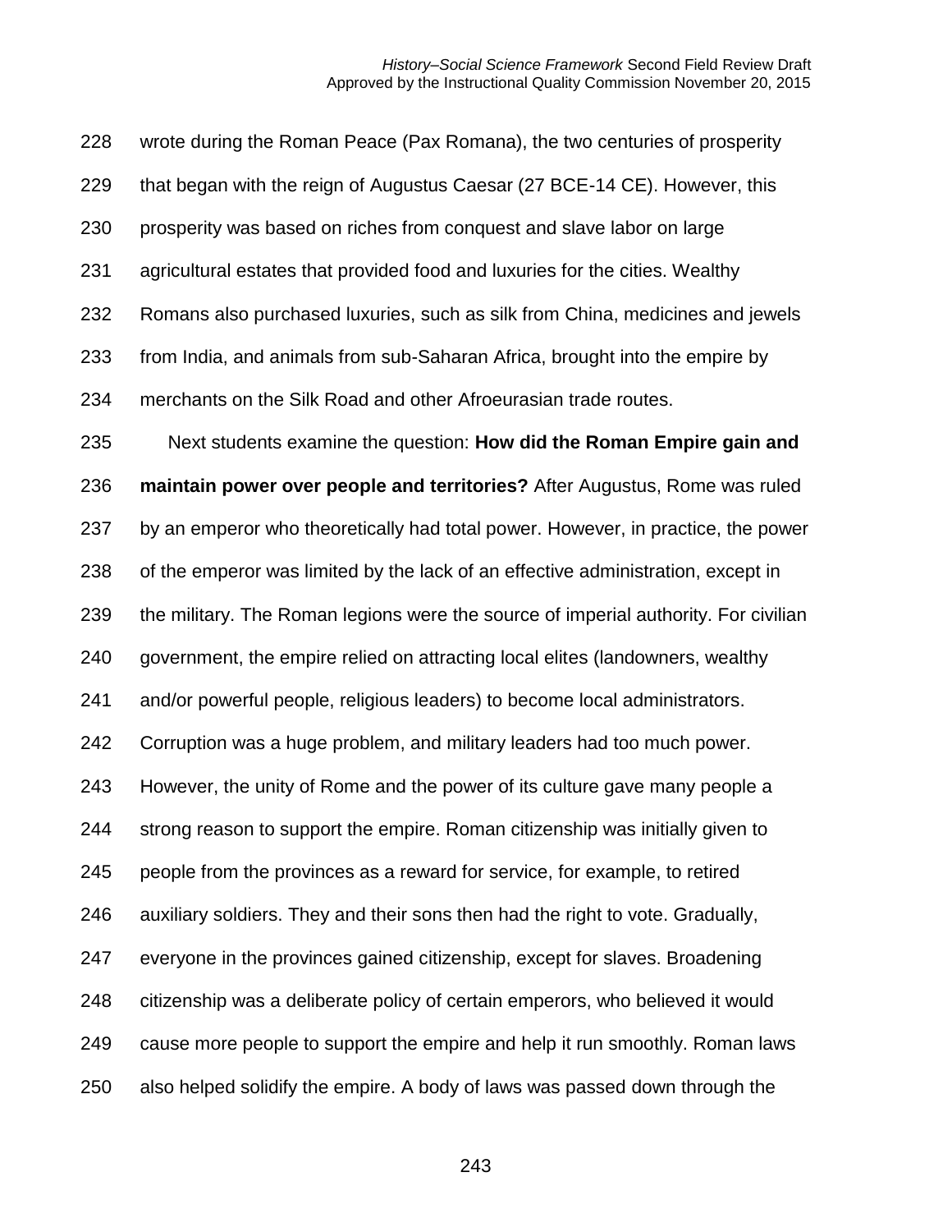wrote during the Roman Peace (Pax Romana), the two centuries of prosperity that began with the reign of Augustus Caesar (27 BCE-14 CE). However, this prosperity was based on riches from conquest and slave labor on large agricultural estates that provided food and luxuries for the cities. Wealthy Romans also purchased luxuries, such as silk from China, medicines and jewels from India, and animals from sub-Saharan Africa, brought into the empire by merchants on the Silk Road and other Afroeurasian trade routes.

Next students examine the question: **How did the Roman Empire gain and maintain power over people and territories?** After Augustus, Rome was ruled by an emperor who theoretically had total power. However, in practice, the power of the emperor was limited by the lack of an effective administration, except in the military. The Roman legions were the source of imperial authority. For civilian government, the empire relied on attracting local elites (landowners, wealthy and/or powerful people, religious leaders) to become local administrators. Corruption was a huge problem, and military leaders had too much power. However, the unity of Rome and the power of its culture gave many people a strong reason to support the empire. Roman citizenship was initially given to people from the provinces as a reward for service, for example, to retired auxiliary soldiers. They and their sons then had the right to vote. Gradually, everyone in the provinces gained citizenship, except for slaves. Broadening citizenship was a deliberate policy of certain emperors, who believed it would cause more people to support the empire and help it run smoothly. Roman laws also helped solidify the empire. A body of laws was passed down through the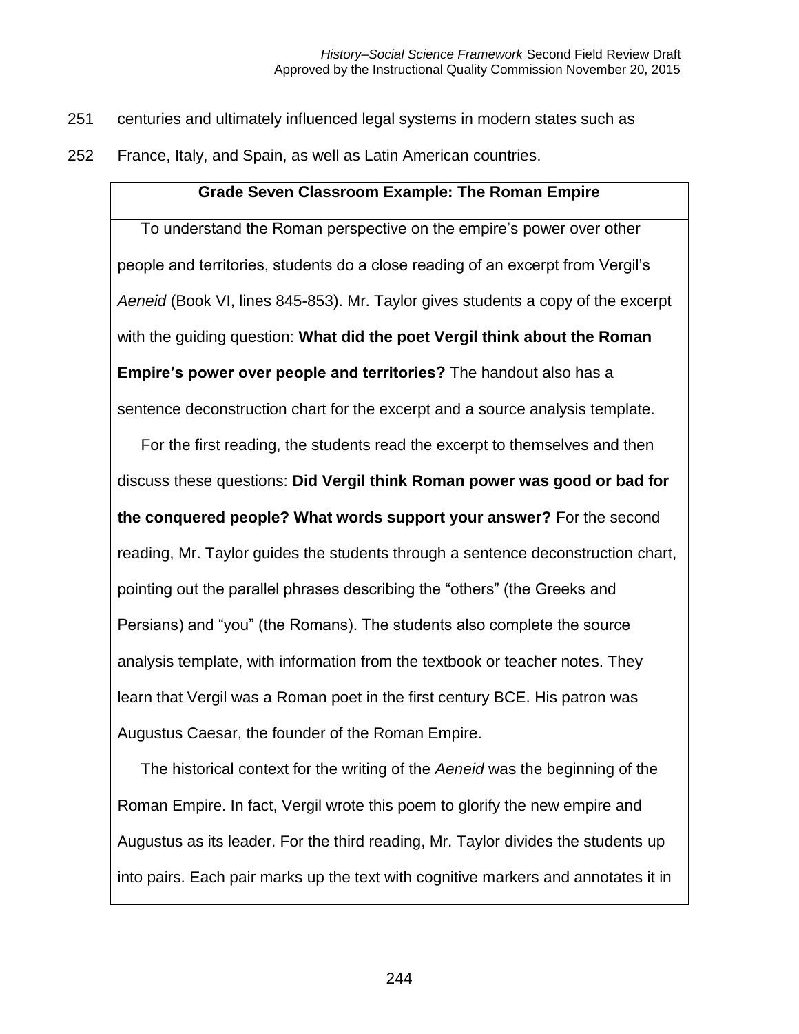centuries and ultimately influenced legal systems in modern states such as France, Italy, and Spain, as well as Latin American countries.

**Grade Seven Classroom Example: The Roman Empire**

To understand the Roman perspective on the empire's power over other people and territories, students do a close reading of an excerpt from Vergil's *Aeneid* (Book VI, lines 845-853). Mr. Taylor gives students a copy of the excerpt with the guiding question: **What did the poet Vergil think about the Roman Empire's power over people and territories?** The handout also has a sentence deconstruction chart for the excerpt and a source analysis template.

For the first reading, the students read the excerpt to themselves and then discuss these questions: **Did Vergil think Roman power was good or bad for the conquered people? What words support your answer?** For the second reading, Mr. Taylor guides the students through a sentence deconstruction chart, pointing out the parallel phrases describing the "others" (the Greeks and Persians) and "you" (the Romans). The students also complete the source analysis template, with information from the textbook or teacher notes. They learn that Vergil was a Roman poet in the first century BCE. His patron was Augustus Caesar, the founder of the Roman Empire.

The historical context for the writing of the *Aeneid* was the beginning of the Roman Empire. In fact, Vergil wrote this poem to glorify the new empire and Augustus as its leader. For the third reading, Mr. Taylor divides the students up into pairs. Each pair marks up the text with cognitive markers and annotates it in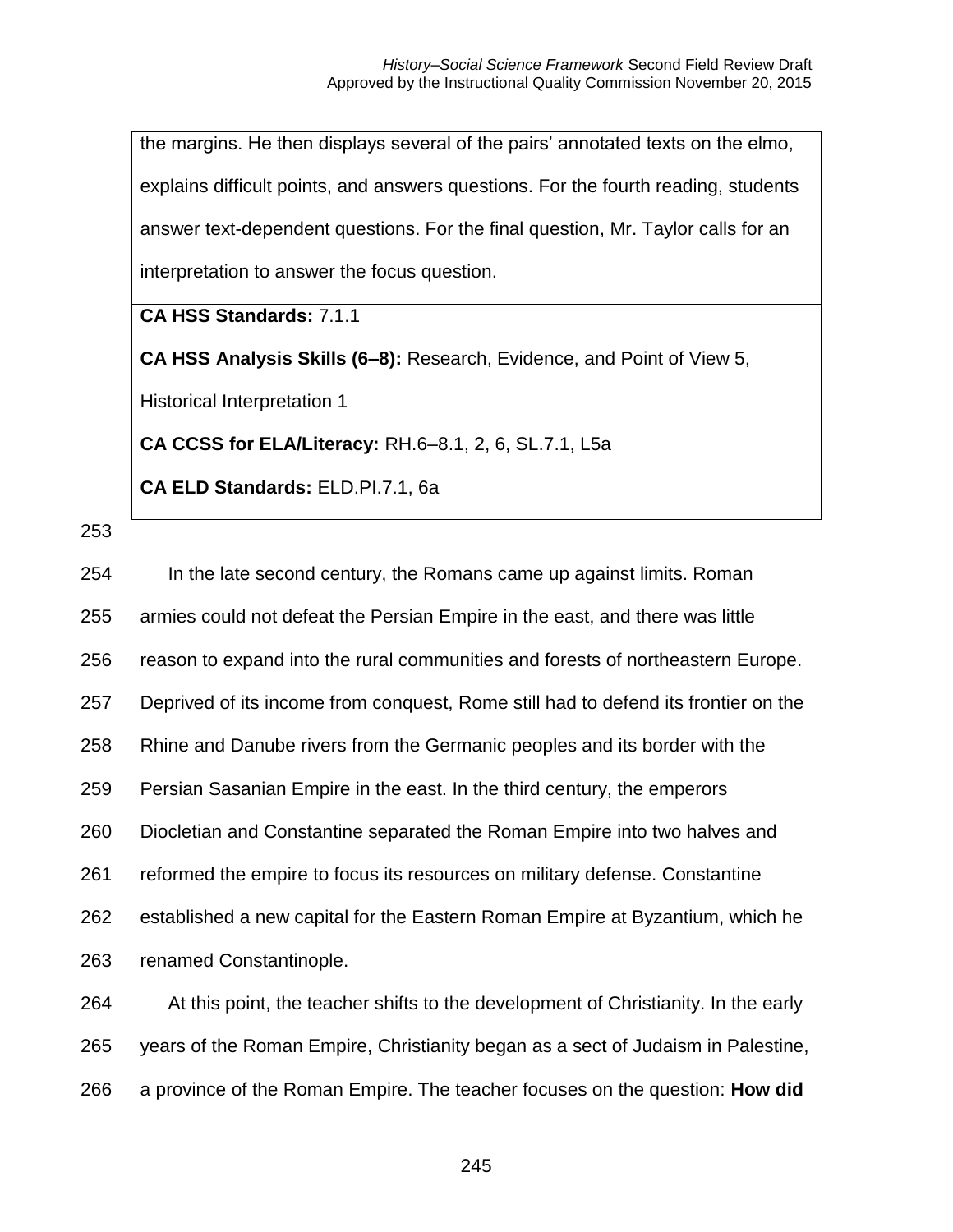the margins. He then displays several of the pairs' annotated texts on the elmo, explains difficult points, and answers questions. For the fourth reading, students answer text-dependent questions. For the final question, Mr. Taylor calls for an interpretation to answer the focus question.

**CA HSS Standards:** 7.1.1

**CA HSS Analysis Skills (6–8):** Research, Evidence, and Point of View 5, Historical Interpretation 1

**CA CCSS for ELA/Literacy:** RH.6–8.1, 2, 6, SL.7.1, L5a

**CA ELD Standards:** ELD.PI.7.1, 6a

In the late second century, the Romans came up against limits. Roman armies could not defeat the Persian Empire in the east, and there was little reason to expand into the rural communities and forests of northeastern Europe. Deprived of its income from conquest, Rome still had to defend its frontier on the Rhine and Danube rivers from the Germanic peoples and its border with the Persian Sasanian Empire in the east. In the third century, the emperors Diocletian and Constantine separated the Roman Empire into two halves and reformed the empire to focus its resources on military defense. Constantine established a new capital for the Eastern Roman Empire at Byzantium, which he renamed Constantinople.

At this point, the teacher shifts to the development of Christianity. In the early years of the Roman Empire, Christianity began as a sect of Judaism in Palestine, a province of the Roman Empire. The teacher focuses on the question: **How did**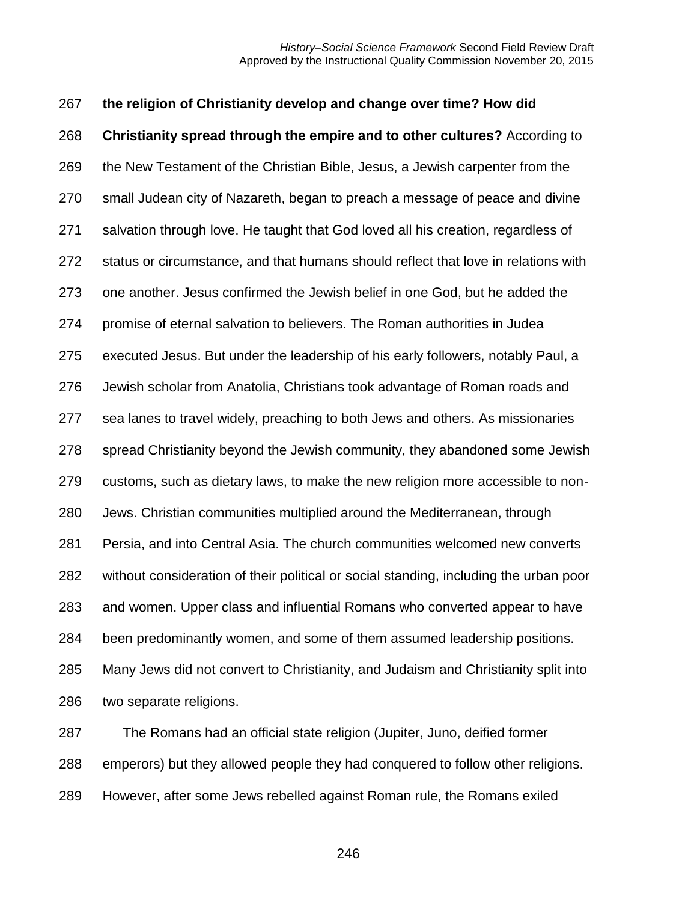**the religion of Christianity develop and change over time? How did Christianity spread through the empire and to other cultures?** According to the New Testament of the Christian Bible, Jesus, a Jewish carpenter from the small Judean city of Nazareth, began to preach a message of peace and divine salvation through love. He taught that God loved all his creation, regardless of status or circumstance, and that humans should reflect that love in relations with one another. Jesus confirmed the Jewish belief in one God, but he added the promise of eternal salvation to believers. The Roman authorities in Judea executed Jesus. But under the leadership of his early followers, notably Paul, a Jewish scholar from Anatolia, Christians took advantage of Roman roads and sea lanes to travel widely, preaching to both Jews and others. As missionaries spread Christianity beyond the Jewish community, they abandoned some Jewish customs, such as dietary laws, to make the new religion more accessible to non-Jews. Christian communities multiplied around the Mediterranean, through Persia, and into Central Asia. The church communities welcomed new converts without consideration of their political or social standing, including the urban poor and women. Upper class and influential Romans who converted appear to have been predominantly women, and some of them assumed leadership positions. Many Jews did not convert to Christianity, and Judaism and Christianity split into two separate religions.

The Romans had an official state religion (Jupiter, Juno, deified former emperors) but they allowed people they had conquered to follow other religions. However, after some Jews rebelled against Roman rule, the Romans exiled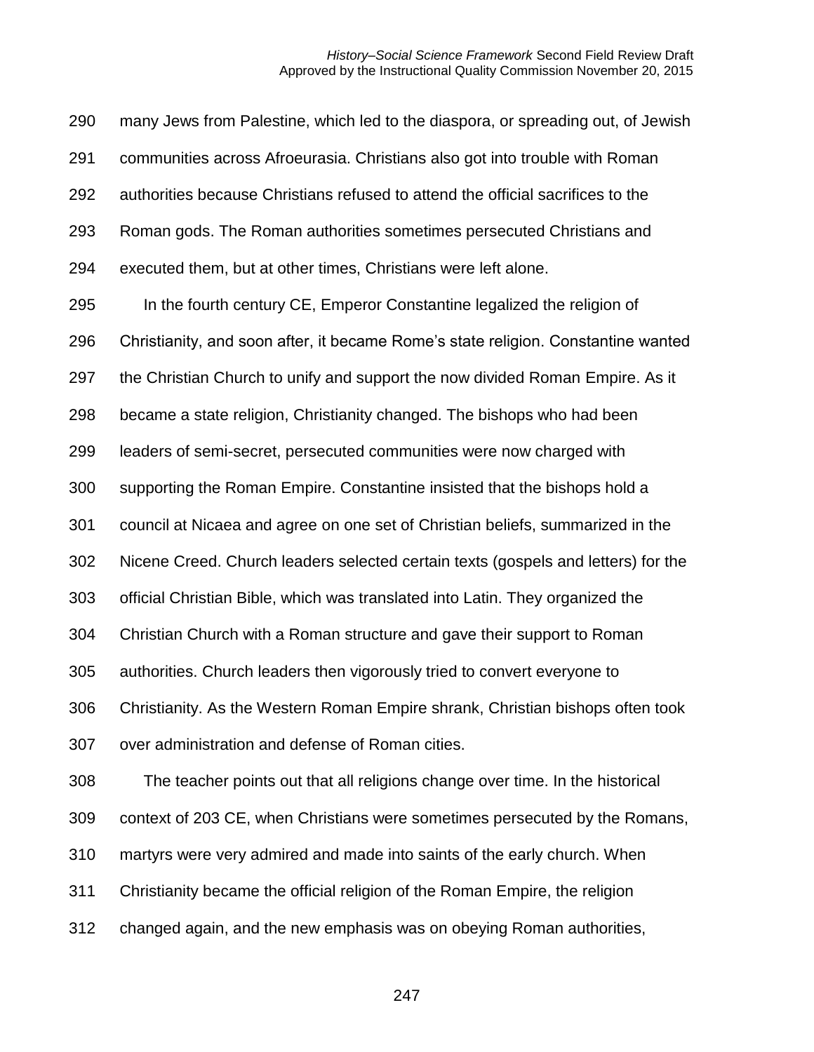many Jews from Palestine, which led to the diaspora, or spreading out, of Jewish communities across Afroeurasia. Christians also got into trouble with Roman authorities because Christians refused to attend the official sacrifices to the Roman gods. The Roman authorities sometimes persecuted Christians and executed them, but at other times, Christians were left alone.

In the fourth century CE, Emperor Constantine legalized the religion of Christianity, and soon after, it became Rome's state religion. Constantine wanted the Christian Church to unify and support the now divided Roman Empire. As it became a state religion, Christianity changed. The bishops who had been leaders of semi-secret, persecuted communities were now charged with supporting the Roman Empire. Constantine insisted that the bishops hold a council at Nicaea and agree on one set of Christian beliefs, summarized in the Nicene Creed. Church leaders selected certain texts (gospels and letters) for the official Christian Bible, which was translated into Latin. They organized the Christian Church with a Roman structure and gave their support to Roman authorities. Church leaders then vigorously tried to convert everyone to Christianity. As the Western Roman Empire shrank, Christian bishops often took over administration and defense of Roman cities.

The teacher points out that all religions change over time. In the historical context of 203 CE, when Christians were sometimes persecuted by the Romans, martyrs were very admired and made into saints of the early church. When Christianity became the official religion of the Roman Empire, the religion changed again, and the new emphasis was on obeying Roman authorities,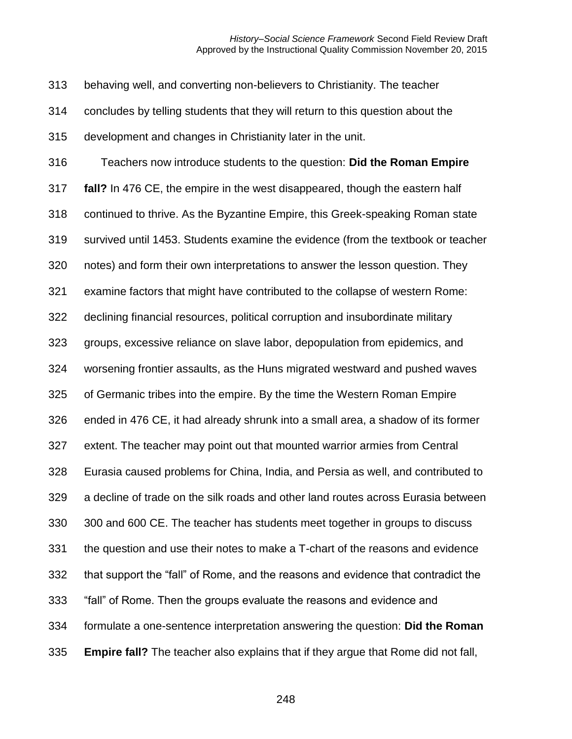behaving well, and converting non-believers to Christianity. The teacher concludes by telling students that they will return to this question about the development and changes in Christianity later in the unit.

Teachers now introduce students to the question: **Did the Roman Empire fall?** In 476 CE, the empire in the west disappeared, though the eastern half continued to thrive. As the Byzantine Empire, this Greek-speaking Roman state survived until 1453. Students examine the evidence (from the textbook or teacher notes) and form their own interpretations to answer the lesson question. They examine factors that might have contributed to the collapse of western Rome: declining financial resources, political corruption and insubordinate military groups, excessive reliance on slave labor, depopulation from epidemics, and worsening frontier assaults, as the Huns migrated westward and pushed waves of Germanic tribes into the empire. By the time the Western Roman Empire ended in 476 CE, it had already shrunk into a small area, a shadow of its former extent. The teacher may point out that mounted warrior armies from Central Eurasia caused problems for China, India, and Persia as well, and contributed to a decline of trade on the silk roads and other land routes across Eurasia between 300 and 600 CE. The teacher has students meet together in groups to discuss the question and use their notes to make a T-chart of the reasons and evidence that support the "fall" of Rome, and the reasons and evidence that contradict the "fall" of Rome. Then the groups evaluate the reasons and evidence and formulate a one-sentence interpretation answering the question: **Did the Roman Empire fall?** The teacher also explains that if they argue that Rome did not fall,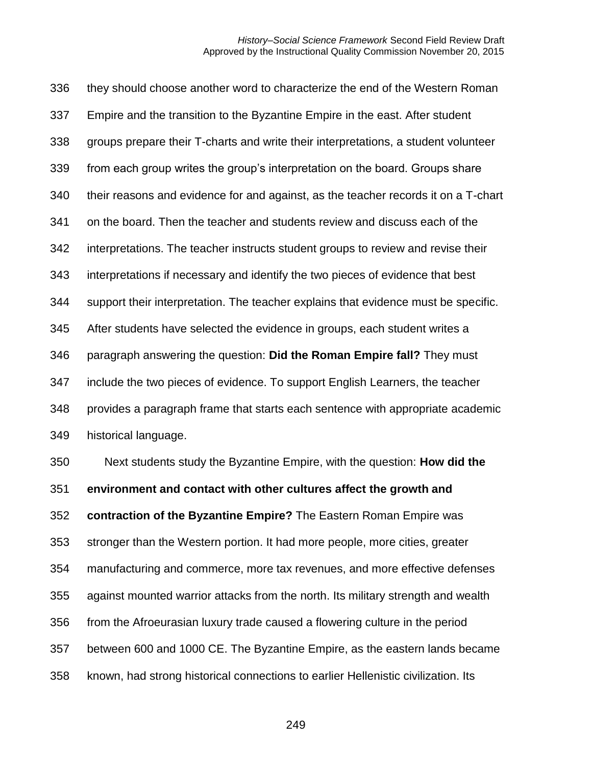they should choose another word to characterize the end of the Western Roman Empire and the transition to the Byzantine Empire in the east. After student groups prepare their T-charts and write their interpretations, a student volunteer from each group writes the group's interpretation on the board. Groups share their reasons and evidence for and against, as the teacher records it on a T-chart on the board. Then the teacher and students review and discuss each of the interpretations. The teacher instructs student groups to review and revise their interpretations if necessary and identify the two pieces of evidence that best support their interpretation. The teacher explains that evidence must be specific. After students have selected the evidence in groups, each student writes a paragraph answering the question: **Did the Roman Empire fall?** They must include the two pieces of evidence. To support English Learners, the teacher provides a paragraph frame that starts each sentence with appropriate academic historical language.

Next students study the Byzantine Empire, with the question: **How did the environment and contact with other cultures affect the growth and contraction of the Byzantine Empire?** The Eastern Roman Empire was stronger than the Western portion. It had more people, more cities, greater manufacturing and commerce, more tax revenues, and more effective defenses against mounted warrior attacks from the north. Its military strength and wealth from the Afroeurasian luxury trade caused a flowering culture in the period between 600 and 1000 CE. The Byzantine Empire, as the eastern lands became known, had strong historical connections to earlier Hellenistic civilization. Its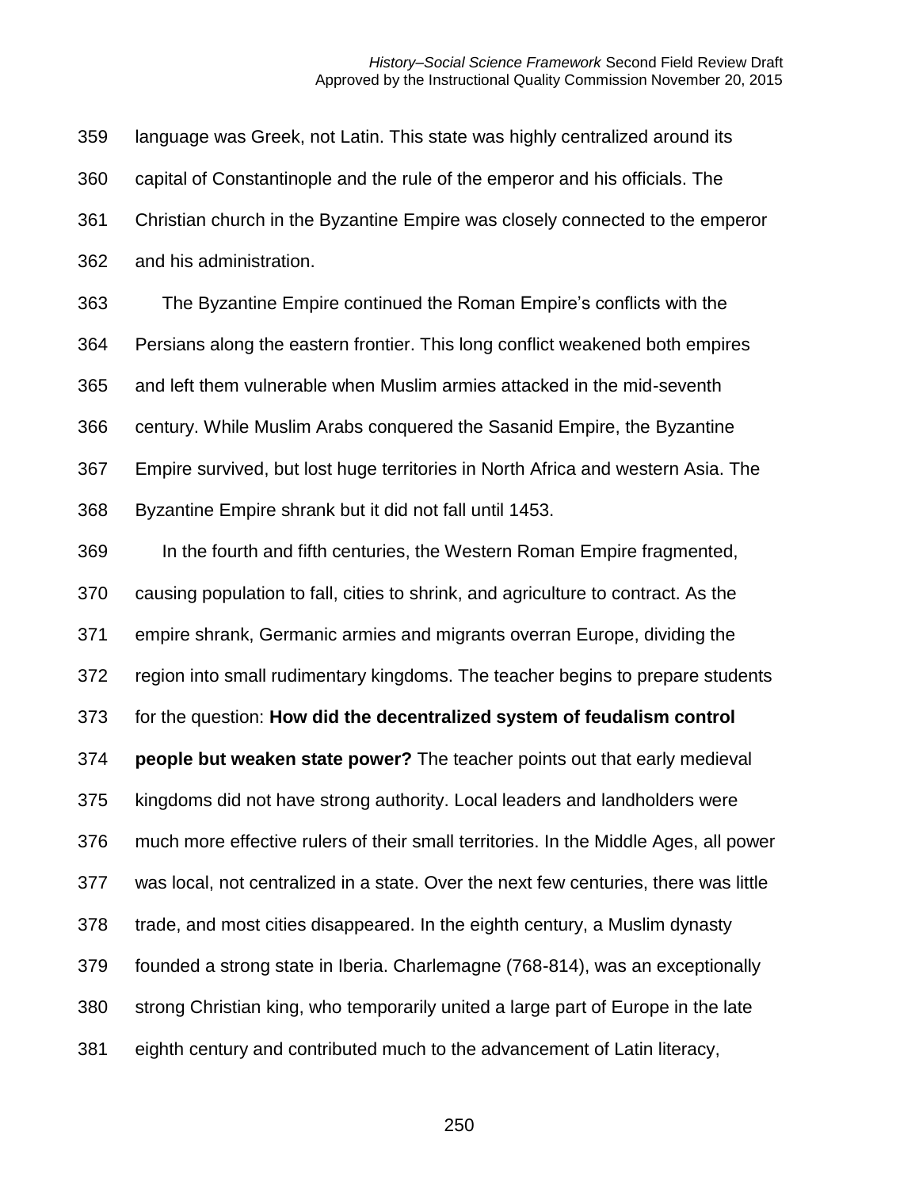language was Greek, not Latin. This state was highly centralized around its capital of Constantinople and the rule of the emperor and his officials. The Christian church in the Byzantine Empire was closely connected to the emperor and his administration.

The Byzantine Empire continued the Roman Empire's conflicts with the Persians along the eastern frontier. This long conflict weakened both empires and left them vulnerable when Muslim armies attacked in the mid-seventh century. While Muslim Arabs conquered the Sasanid Empire, the Byzantine Empire survived, but lost huge territories in North Africa and western Asia. The Byzantine Empire shrank but it did not fall until 1453.

In the fourth and fifth centuries, the Western Roman Empire fragmented, causing population to fall, cities to shrink, and agriculture to contract. As the empire shrank, Germanic armies and migrants overran Europe, dividing the region into small rudimentary kingdoms. The teacher begins to prepare students for the question: **How did the decentralized system of feudalism control people but weaken state power?** The teacher points out that early medieval kingdoms did not have strong authority. Local leaders and landholders were much more effective rulers of their small territories. In the Middle Ages, all power was local, not centralized in a state. Over the next few centuries, there was little trade, and most cities disappeared. In the eighth century, a Muslim dynasty founded a strong state in Iberia. Charlemagne (768-814), was an exceptionally strong Christian king, who temporarily united a large part of Europe in the late eighth century and contributed much to the advancement of Latin literacy,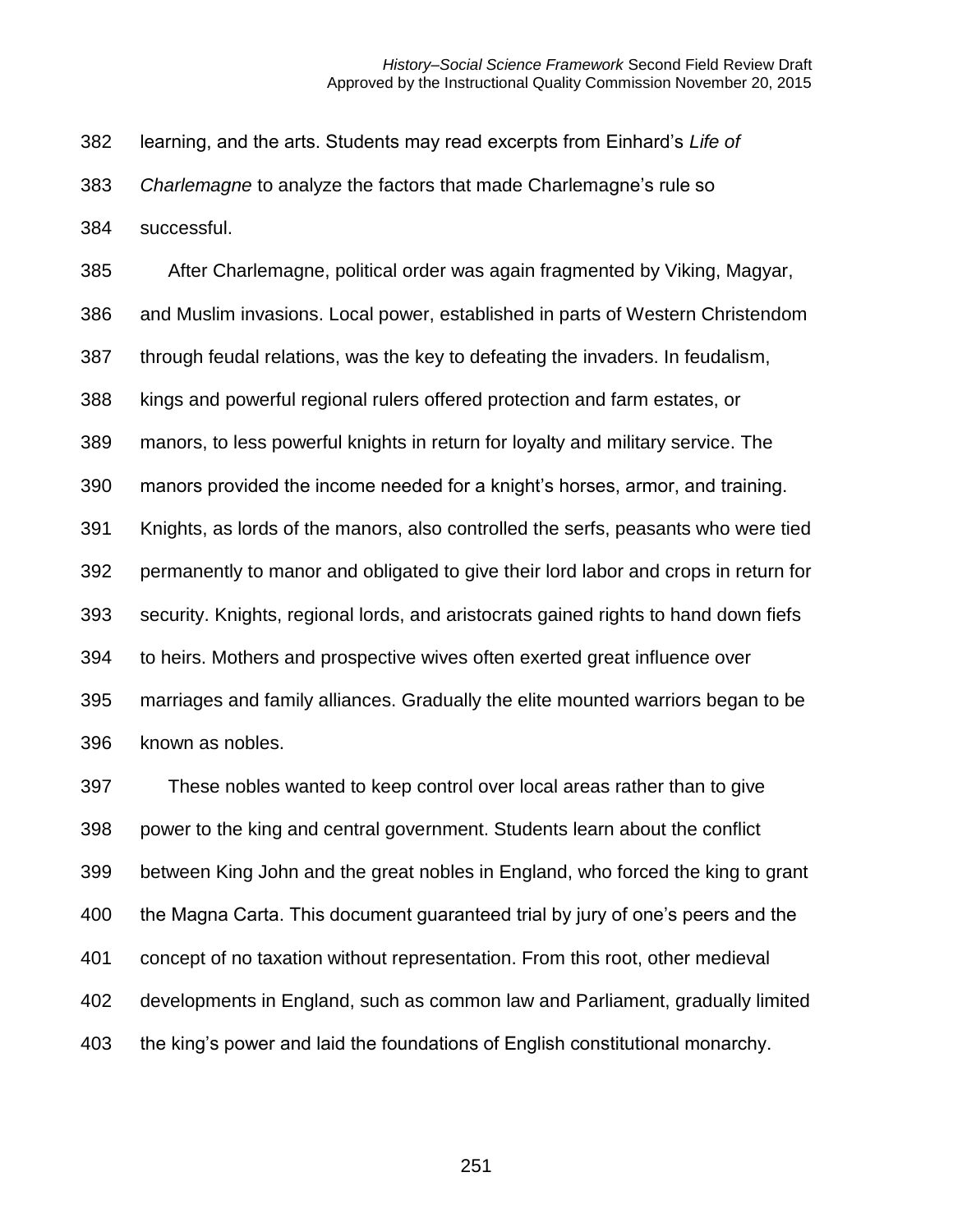learning, and the arts. Students may read excerpts from Einhard's *Life of Charlemagne* to analyze the factors that made Charlemagne's rule so successful.

After Charlemagne, political order was again fragmented by Viking, Magyar, and Muslim invasions. Local power, established in parts of Western Christendom through feudal relations, was the key to defeating the invaders. In feudalism, kings and powerful regional rulers offered protection and farm estates, or manors, to less powerful knights in return for loyalty and military service. The manors provided the income needed for a knight's horses, armor, and training. Knights, as lords of the manors, also controlled the serfs, peasants who were tied permanently to manor and obligated to give their lord labor and crops in return for security. Knights, regional lords, and aristocrats gained rights to hand down fiefs to heirs. Mothers and prospective wives often exerted great influence over marriages and family alliances. Gradually the elite mounted warriors began to be known as nobles.

These nobles wanted to keep control over local areas rather than to give power to the king and central government. Students learn about the conflict between King John and the great nobles in England, who forced the king to grant the Magna Carta. This document guaranteed trial by jury of one's peers and the concept of no taxation without representation. From this root, other medieval developments in England, such as common law and Parliament, gradually limited the king's power and laid the foundations of English constitutional monarchy.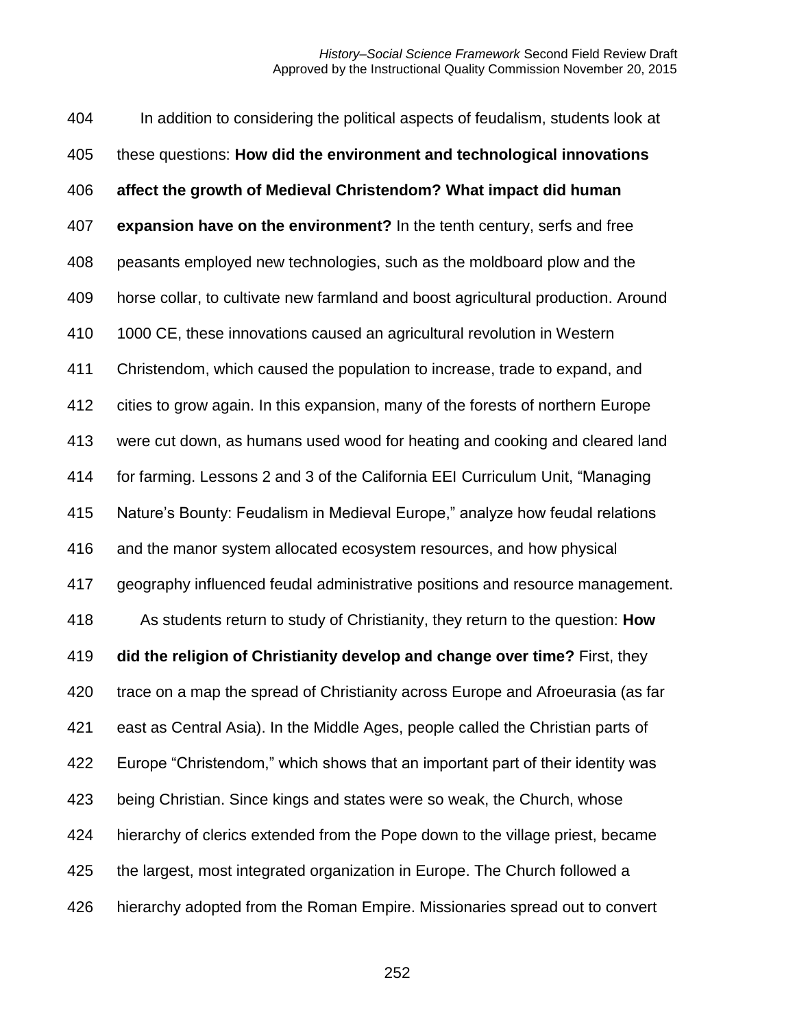In addition to considering the political aspects of feudalism, students look at these questions: **How did the environment and technological innovations affect the growth of Medieval Christendom? What impact did human expansion have on the environment?** In the tenth century, serfs and free peasants employed new technologies, such as the moldboard plow and the horse collar, to cultivate new farmland and boost agricultural production. Around 1000 CE, these innovations caused an agricultural revolution in Western Christendom, which caused the population to increase, trade to expand, and cities to grow again. In this expansion, many of the forests of northern Europe were cut down, as humans used wood for heating and cooking and cleared land for farming. Lessons 2 and 3 of the California EEI Curriculum Unit, "Managing Nature's Bounty: Feudalism in Medieval Europe," analyze how feudal relations and the manor system allocated ecosystem resources, and how physical geography influenced feudal administrative positions and resource management.

As students return to study of Christianity, they return to the question: **How did the religion of Christianity develop and change over time?** First, they trace on a map the spread of Christianity across Europe and Afroeurasia (as far east as Central Asia). In the Middle Ages, people called the Christian parts of Europe "Christendom," which shows that an important part of their identity was being Christian. Since kings and states were so weak, the Church, whose hierarchy of clerics extended from the Pope down to the village priest, became the largest, most integrated organization in Europe. The Church followed a hierarchy adopted from the Roman Empire. Missionaries spread out to convert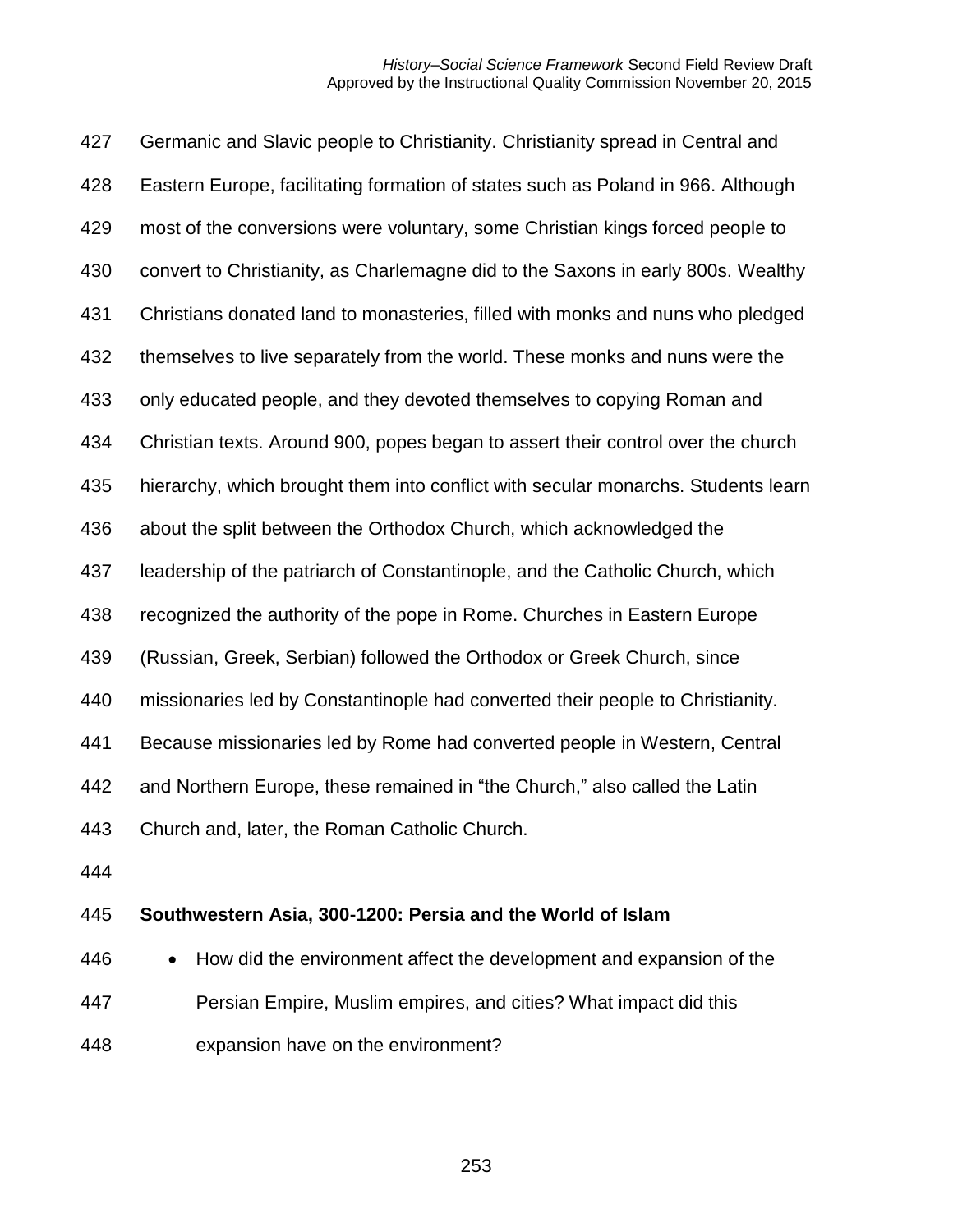Germanic and Slavic people to Christianity. Christianity spread in Central and Eastern Europe, facilitating formation of states such as Poland in 966. Although most of the conversions were voluntary, some Christian kings forced people to convert to Christianity, as Charlemagne did to the Saxons in early 800s. Wealthy Christians donated land to monasteries, filled with monks and nuns who pledged themselves to live separately from the world. These monks and nuns were the only educated people, and they devoted themselves to copying Roman and Christian texts. Around 900, popes began to assert their control over the church hierarchy, which brought them into conflict with secular monarchs. Students learn about the split between the Orthodox Church, which acknowledged the leadership of the patriarch of Constantinople, and the Catholic Church, which recognized the authority of the pope in Rome. Churches in Eastern Europe (Russian, Greek, Serbian) followed the Orthodox or Greek Church, since missionaries led by Constantinople had converted their people to Christianity. Because missionaries led by Rome had converted people in Western, Central and Northern Europe, these remained in "the Church," also called the Latin Church and, later, the Roman Catholic Church.

**Southwestern Asia, 300-1200: Persia and the World of Islam**

- How did the environment affect the development and expansion of the Persian Empire, Muslim empires, and cities? What impact did this expansion have on the environment?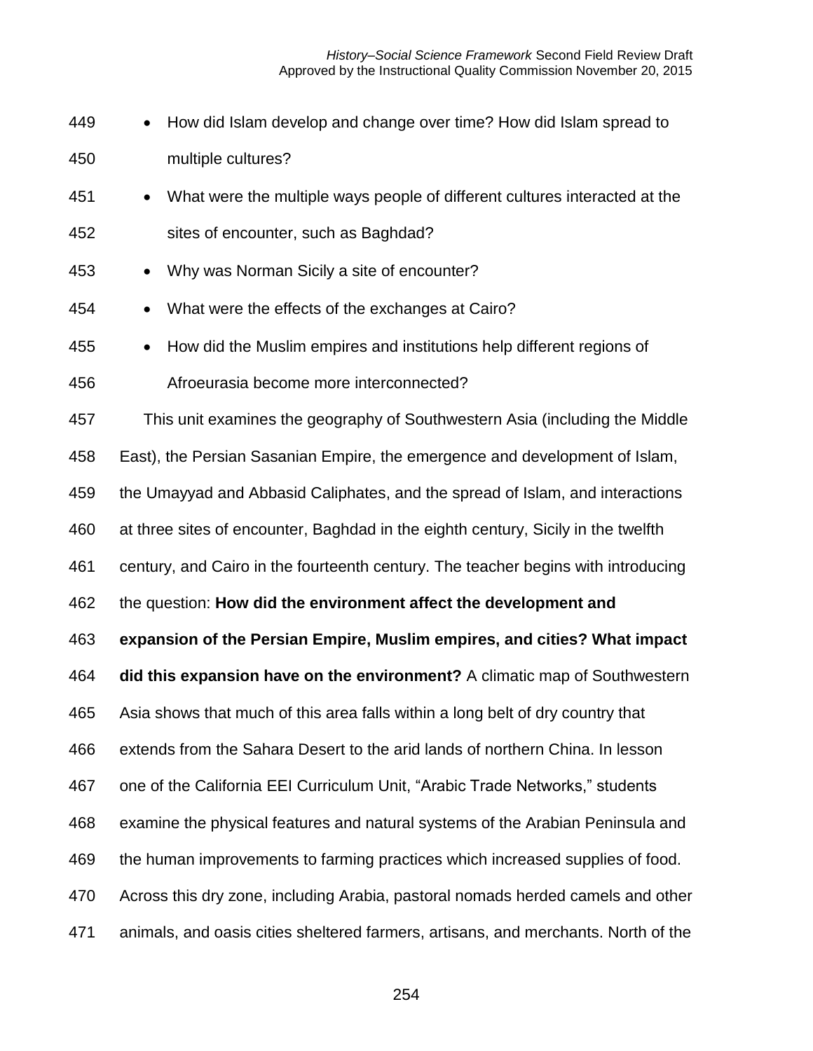- How did Islam develop and change over time? How did Islam spread to multiple cultures?
- What were the multiple ways people of different cultures interacted at the sites of encounter, such as Baghdad?
- Why was Norman Sicily a site of encounter?
- What were the effects of the exchanges at Cairo?
- How did the Muslim empires and institutions help different regions of Afroeurasia become more interconnected?

This unit examines the geography of Southwestern Asia (including the Middle East), the Persian Sasanian Empire, the emergence and development of Islam, the Umayyad and Abbasid Caliphates, and the spread of Islam, and interactions at three sites of encounter, Baghdad in the eighth century, Sicily in the twelfth century, and Cairo in the fourteenth century. The teacher begins with introducing the question: **How did the environment affect the development and expansion of the Persian Empire, Muslim empires, and cities? What impact did this expansion have on the environment?** A climatic map of Southwestern Asia shows that much of this area falls within a long belt of dry country that extends from the Sahara Desert to the arid lands of northern China. In lesson one of the California EEI Curriculum Unit, "Arabic Trade Networks," students examine the physical features and natural systems of the Arabian Peninsula and the human improvements to farming practices which increased supplies of food. Across this dry zone, including Arabia, pastoral nomads herded camels and other animals, and oasis cities sheltered farmers, artisans, and merchants. North of the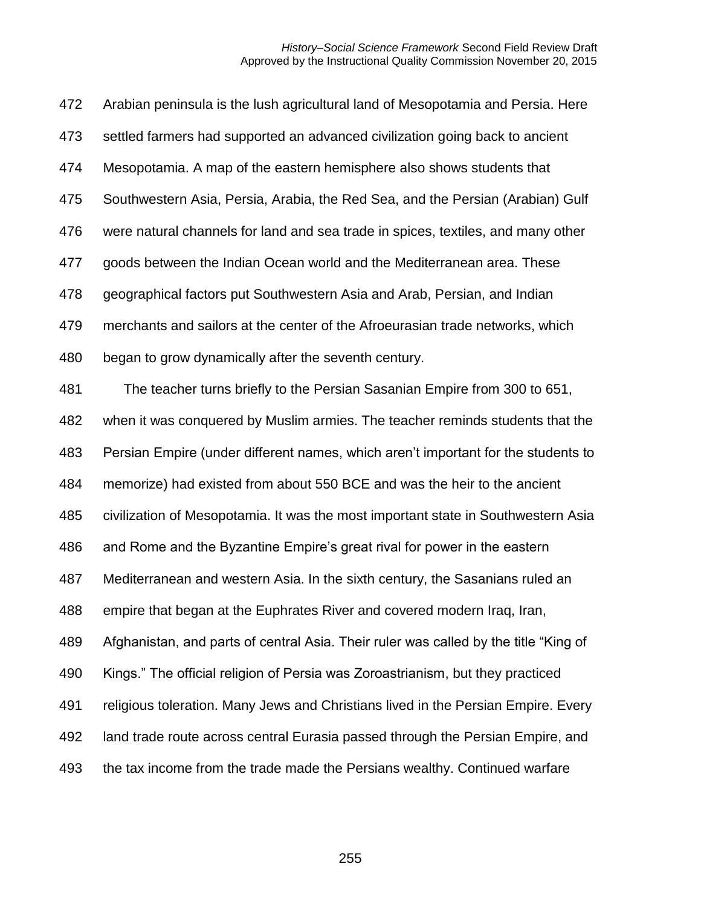Arabian peninsula is the lush agricultural land of Mesopotamia and Persia. Here settled farmers had supported an advanced civilization going back to ancient Mesopotamia. A map of the eastern hemisphere also shows students that Southwestern Asia, Persia, Arabia, the Red Sea, and the Persian (Arabian) Gulf were natural channels for land and sea trade in spices, textiles, and many other goods between the Indian Ocean world and the Mediterranean area. These geographical factors put Southwestern Asia and Arab, Persian, and Indian merchants and sailors at the center of the Afroeurasian trade networks, which began to grow dynamically after the seventh century.

The teacher turns briefly to the Persian Sasanian Empire from 300 to 651, when it was conquered by Muslim armies. The teacher reminds students that the Persian Empire (under different names, which aren't important for the students to memorize) had existed from about 550 BCE and was the heir to the ancient civilization of Mesopotamia. It was the most important state in Southwestern Asia and Rome and the Byzantine Empire's great rival for power in the eastern Mediterranean and western Asia. In the sixth century, the Sasanians ruled an empire that began at the Euphrates River and covered modern Iraq, Iran, Afghanistan, and parts of central Asia. Their ruler was called by the title "King of Kings." The official religion of Persia was Zoroastrianism, but they practiced religious toleration. Many Jews and Christians lived in the Persian Empire. Every land trade route across central Eurasia passed through the Persian Empire, and the tax income from the trade made the Persians wealthy. Continued warfare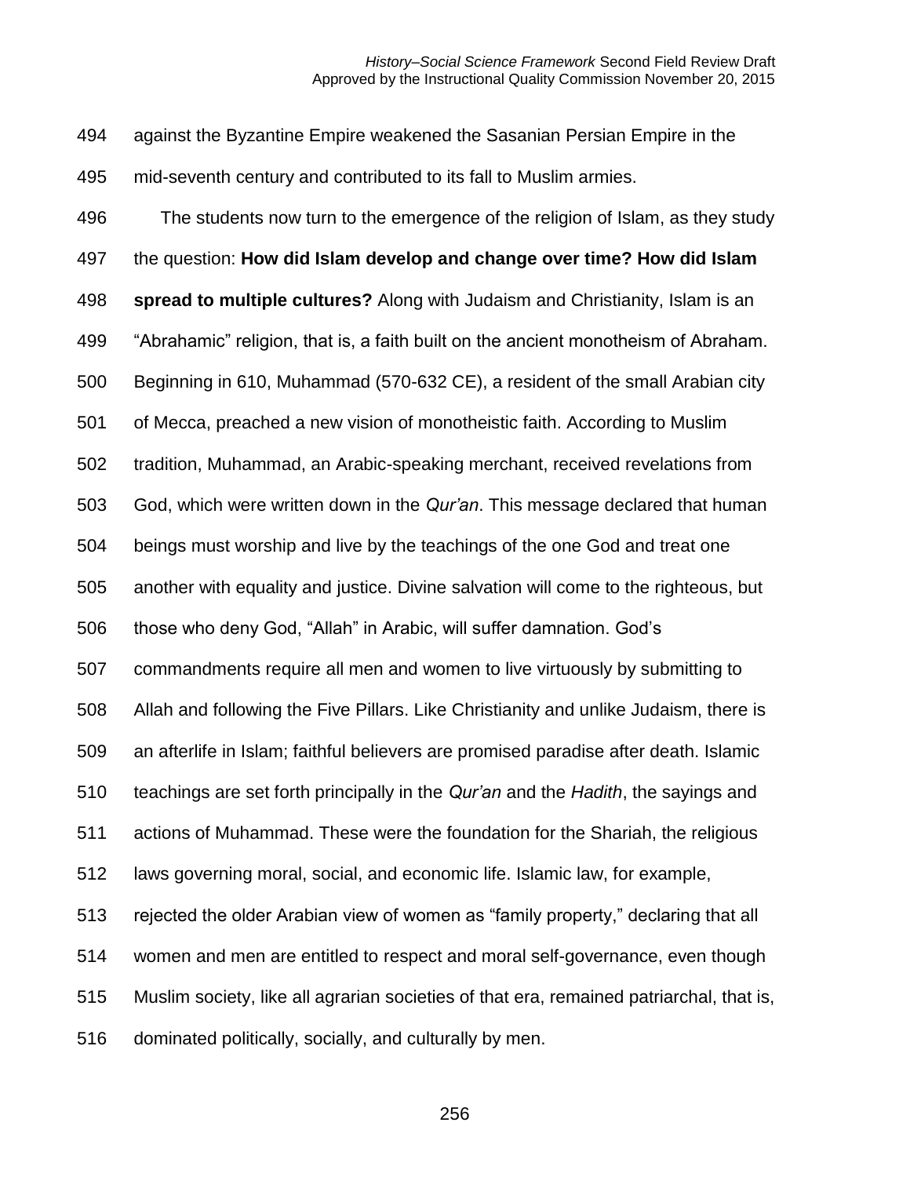against the Byzantine Empire weakened the Sasanian Persian Empire in the mid-seventh century and contributed to its fall to Muslim armies.

The students now turn to the emergence of the religion of Islam, as they study the question: **How did Islam develop and change over time? How did Islam spread to multiple cultures?** Along with Judaism and Christianity, Islam is an "Abrahamic" religion, that is, a faith built on the ancient monotheism of Abraham. Beginning in 610, Muhammad (570-632 CE), a resident of the small Arabian city of Mecca, preached a new vision of monotheistic faith. According to Muslim tradition, Muhammad, an Arabic-speaking merchant, received revelations from God, which were written down in the *Qur'an*. This message declared that human beings must worship and live by the teachings of the one God and treat one another with equality and justice. Divine salvation will come to the righteous, but those who deny God, "Allah" in Arabic, will suffer damnation. God's commandments require all men and women to live virtuously by submitting to Allah and following the Five Pillars. Like Christianity and unlike Judaism, there is an afterlife in Islam; faithful believers are promised paradise after death. Islamic teachings are set forth principally in the *Qur'an* and the *Hadith*, the sayings and actions of Muhammad. These were the foundation for the Shariah, the religious laws governing moral, social, and economic life. Islamic law, for example, rejected the older Arabian view of women as "family property," declaring that all women and men are entitled to respect and moral self-governance, even though Muslim society, like all agrarian societies of that era, remained patriarchal, that is, dominated politically, socially, and culturally by men.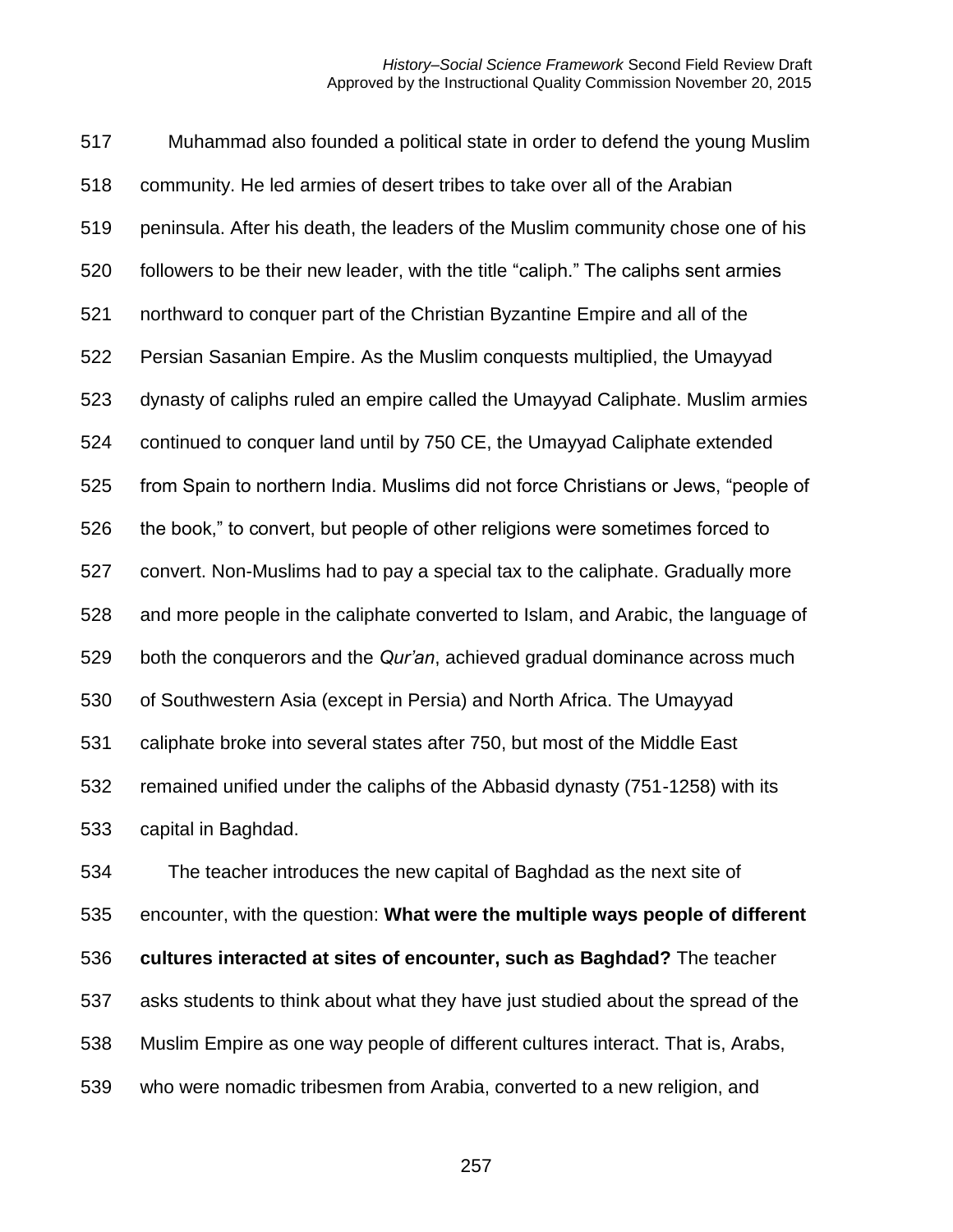Muhammad also founded a political state in order to defend the young Muslim community. He led armies of desert tribes to take over all of the Arabian peninsula. After his death, the leaders of the Muslim community chose one of his followers to be their new leader, with the title "caliph." The caliphs sent armies northward to conquer part of the Christian Byzantine Empire and all of the Persian Sasanian Empire. As the Muslim conquests multiplied, the Umayyad dynasty of caliphs ruled an empire called the Umayyad Caliphate. Muslim armies continued to conquer land until by 750 CE, the Umayyad Caliphate extended from Spain to northern India. Muslims did not force Christians or Jews, "people of the book," to convert, but people of other religions were sometimes forced to convert. Non-Muslims had to pay a special tax to the caliphate. Gradually more and more people in the caliphate converted to Islam, and Arabic, the language of both the conquerors and the *Qur'an*, achieved gradual dominance across much of Southwestern Asia (except in Persia) and North Africa. The Umayyad caliphate broke into several states after 750, but most of the Middle East remained unified under the caliphs of the Abbasid dynasty (751-1258) with its capital in Baghdad.

The teacher introduces the new capital of Baghdad as the next site of encounter, with the question: **What were the multiple ways people of different cultures interacted at sites of encounter, such as Baghdad?** The teacher asks students to think about what they have just studied about the spread of the Muslim Empire as one way people of different cultures interact. That is, Arabs, who were nomadic tribesmen from Arabia, converted to a new religion, and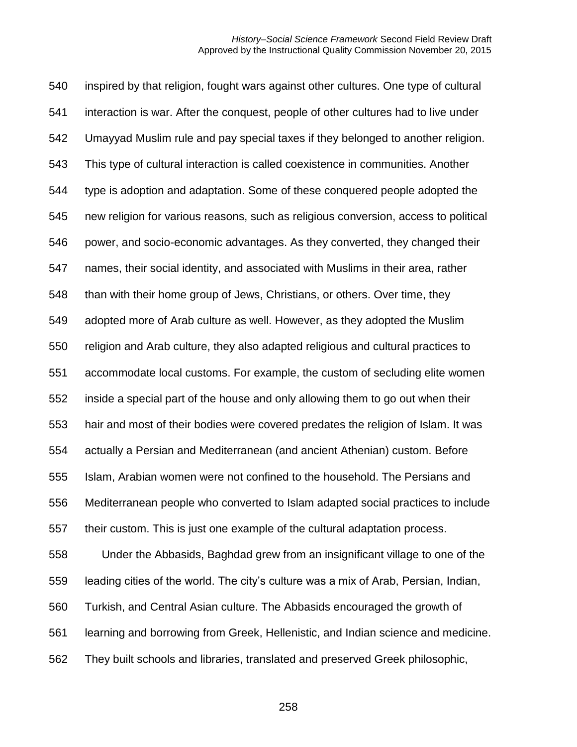inspired by that religion, fought wars against other cultures. One type of cultural interaction is war. After the conquest, people of other cultures had to live under Umayyad Muslim rule and pay special taxes if they belonged to another religion. This type of cultural interaction is called coexistence in communities. Another type is adoption and adaptation. Some of these conquered people adopted the new religion for various reasons, such as religious conversion, access to political power, and socio-economic advantages. As they converted, they changed their names, their social identity, and associated with Muslims in their area, rather than with their home group of Jews, Christians, or others. Over time, they adopted more of Arab culture as well. However, as they adopted the Muslim religion and Arab culture, they also adapted religious and cultural practices to accommodate local customs. For example, the custom of secluding elite women inside a special part of the house and only allowing them to go out when their hair and most of their bodies were covered predates the religion of Islam. It was actually a Persian and Mediterranean (and ancient Athenian) custom. Before Islam, Arabian women were not confined to the household. The Persians and Mediterranean people who converted to Islam adapted social practices to include their custom. This is just one example of the cultural adaptation process.

Under the Abbasids, Baghdad grew from an insignificant village to one of the leading cities of the world. The city's culture was a mix of Arab, Persian, Indian, Turkish, and Central Asian culture. The Abbasids encouraged the growth of learning and borrowing from Greek, Hellenistic, and Indian science and medicine. They built schools and libraries, translated and preserved Greek philosophic,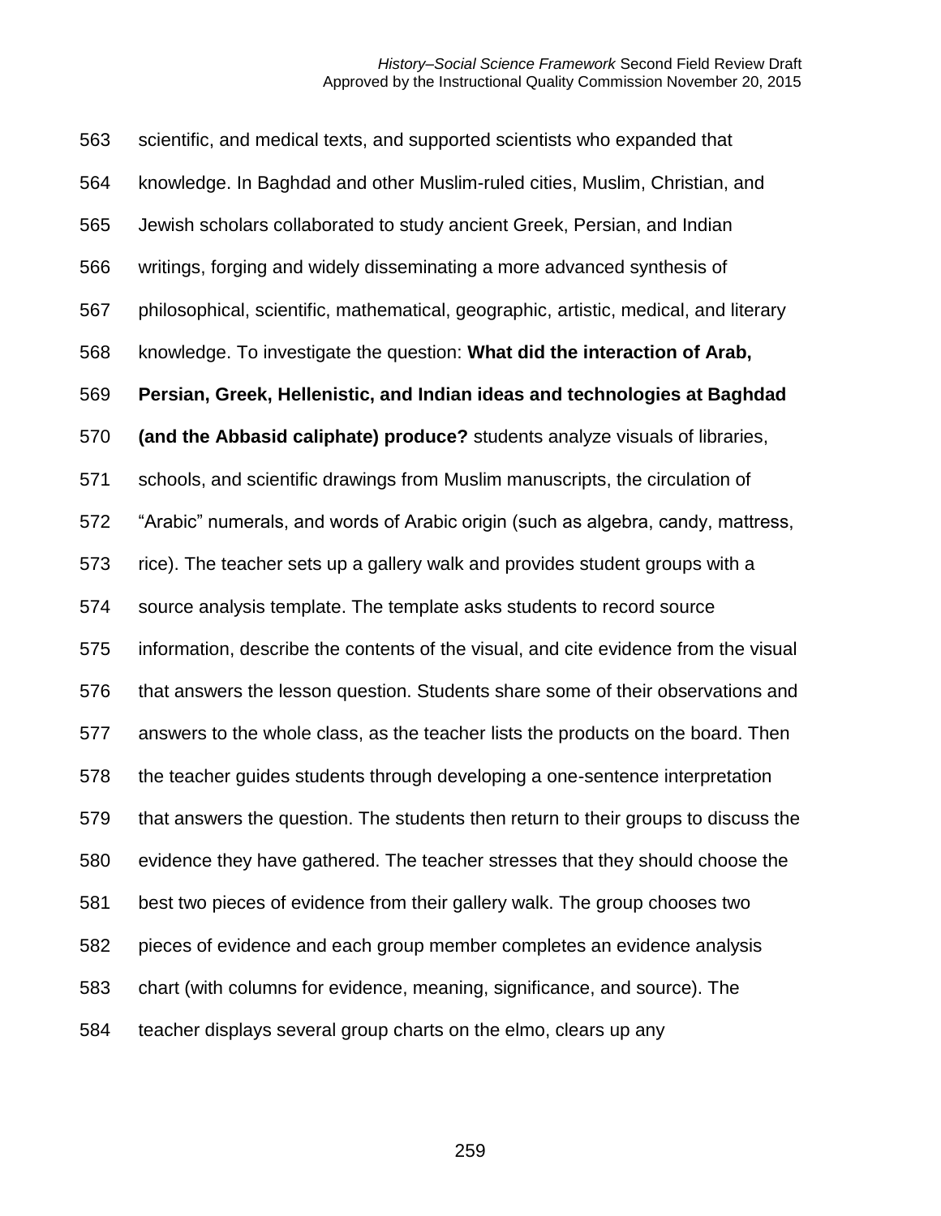scientific, and medical texts, and supported scientists who expanded that knowledge. In Baghdad and other Muslim-ruled cities, Muslim, Christian, and Jewish scholars collaborated to study ancient Greek, Persian, and Indian writings, forging and widely disseminating a more advanced synthesis of philosophical, scientific, mathematical, geographic, artistic, medical, and literary knowledge. To investigate the question: **What did the interaction of Arab, Persian, Greek, Hellenistic, and Indian ideas and technologies at Baghdad (and the Abbasid caliphate) produce?** students analyze visuals of libraries, schools, and scientific drawings from Muslim manuscripts, the circulation of "Arabic" numerals, and words of Arabic origin (such as algebra, candy, mattress, rice). The teacher sets up a gallery walk and provides student groups with a source analysis template. The template asks students to record source information, describe the contents of the visual, and cite evidence from the visual that answers the lesson question. Students share some of their observations and answers to the whole class, as the teacher lists the products on the board. Then the teacher guides students through developing a one-sentence interpretation that answers the question. The students then return to their groups to discuss the evidence they have gathered. The teacher stresses that they should choose the best two pieces of evidence from their gallery walk. The group chooses two pieces of evidence and each group member completes an evidence analysis chart (with columns for evidence, meaning, significance, and source). The teacher displays several group charts on the elmo, clears up any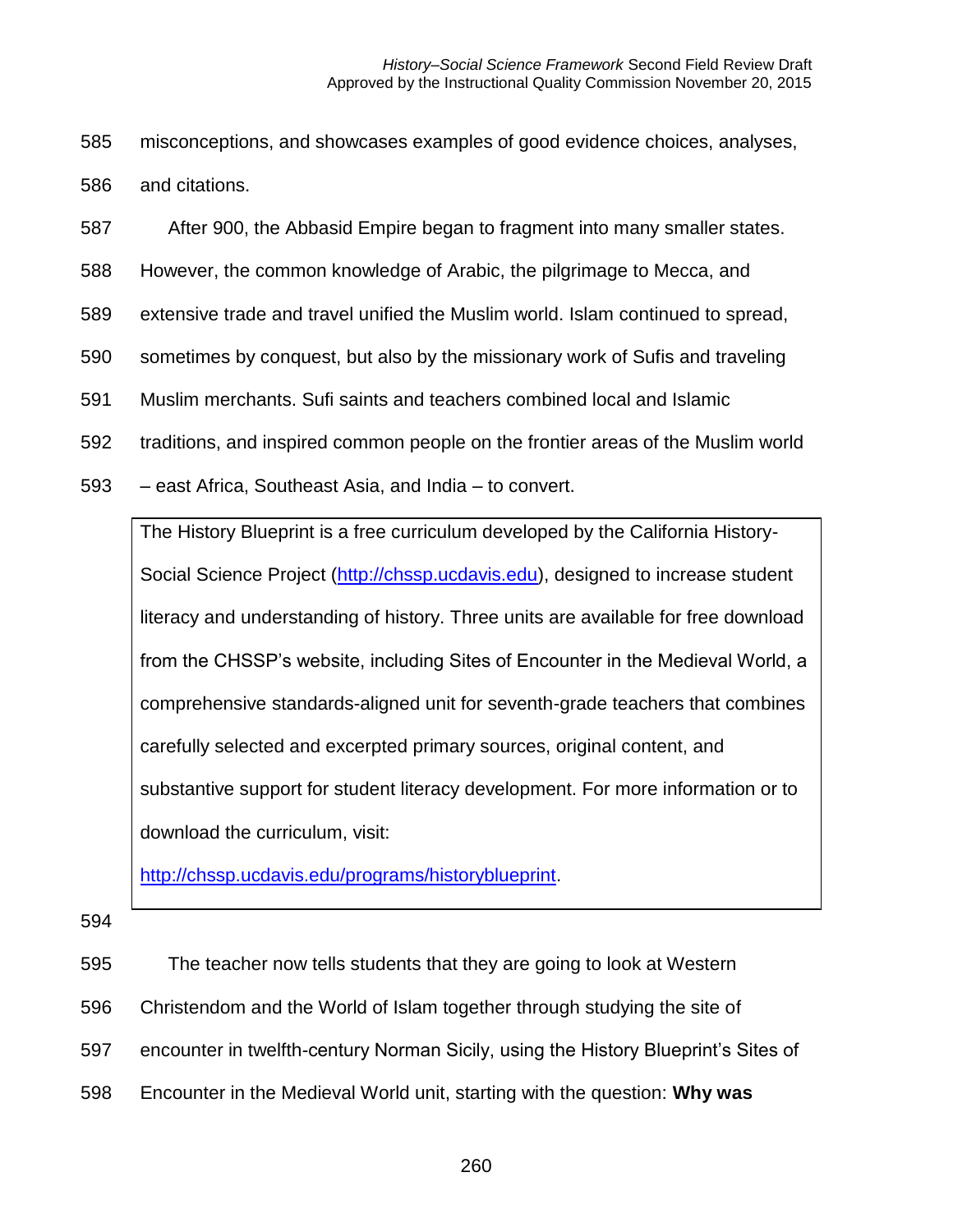misconceptions, and showcases examples of good evidence choices, analyses, and citations.

After 900, the Abbasid Empire began to fragment into many smaller states. However, the common knowledge of Arabic, the pilgrimage to Mecca, and extensive trade and travel unified the Muslim world. Islam continued to spread, sometimes by conquest, but also by the missionary work of Sufis and traveling Muslim merchants. Sufi saints and teachers combined local and Islamic traditions, and inspired common people on the frontier areas of the Muslim world – east Africa, Southeast Asia, and India – to convert.

> The History Blueprint is a free curriculum developed by the California History-Social Science Project (http://chssp.ucdavis.edu), designed to increase student literacy and understanding of history. Three units are available for free download from the CHSSP's website, including Sites of Encounter in the Medieval World, a comprehensive standards-aligned unit for seventh-grade teachers that combines carefully selected and excerpted primary sources, original content, and substantive support for student literacy development. For more information or to download the curriculum, visit: http://chssp.ucdavis.edu/programs/historyblueprint.

The teacher now tells students that they are going to look at Western Christendom and the World of Islam together through studying the site of encounter in twelfth-century Norman Sicily, using the History Blueprint's Sites of Encounter in the Medieval World unit, starting with the question: **Why was**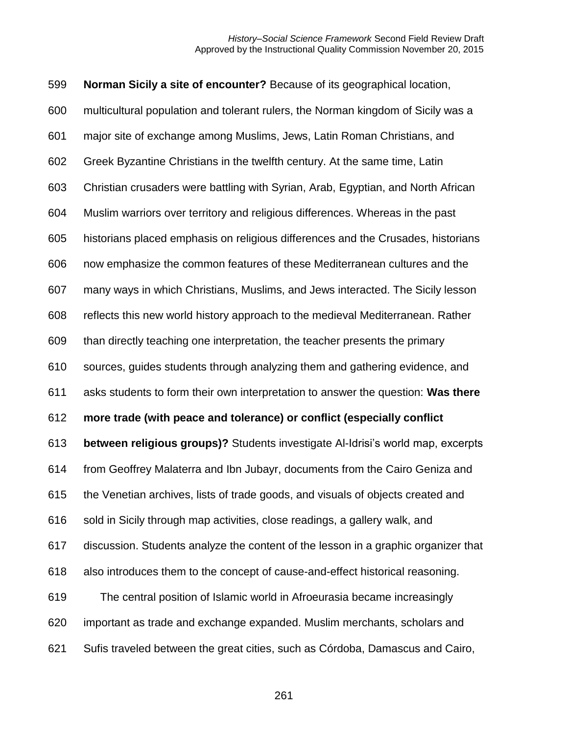**Norman Sicily a site of encounter?** Because of its geographical location, multicultural population and tolerant rulers, the Norman kingdom of Sicily was a major site of exchange among Muslims, Jews, Latin Roman Christians, and Greek Byzantine Christians in the twelfth century. At the same time, Latin Christian crusaders were battling with Syrian, Arab, Egyptian, and North African Muslim warriors over territory and religious differences. Whereas in the past historians placed emphasis on religious differences and the Crusades, historians now emphasize the common features of these Mediterranean cultures and the many ways in which Christians, Muslims, and Jews interacted. The Sicily lesson reflects this new world history approach to the medieval Mediterranean. Rather than directly teaching one interpretation, the teacher presents the primary sources, guides students through analyzing them and gathering evidence, and asks students to form their own interpretation to answer the question: **Was there more trade (with peace and tolerance) or conflict (especially conflict between religious groups)?** Students investigate Al-Idrisi's world map, excerpts from Geoffrey Malaterra and Ibn Jubayr, documents from the Cairo Geniza and the Venetian archives, lists of trade goods, and visuals of objects created and sold in Sicily through map activities, close readings, a gallery walk, and discussion. Students analyze the content of the lesson in a graphic organizer that also introduces them to the concept of cause-and-effect historical reasoning.

The central position of Islamic world in Afroeurasia became increasingly important as trade and exchange expanded. Muslim merchants, scholars and Sufis traveled between the great cities, such as Córdoba, Damascus and Cairo,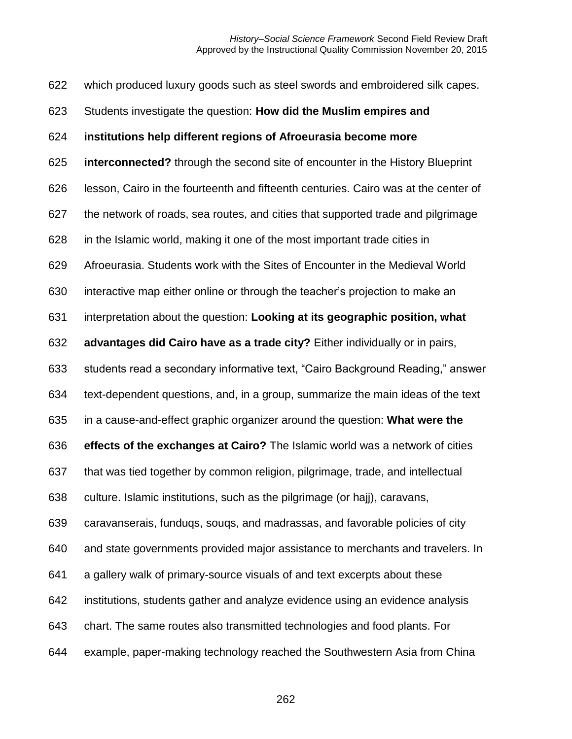which produced luxury goods such as steel swords and embroidered silk capes. Students investigate the question: **How did the Muslim empires and institutions help different regions of Afroeurasia become more interconnected?** through the second site of encounter in the History Blueprint lesson, Cairo in the fourteenth and fifteenth centuries. Cairo was at the center of the network of roads, sea routes, and cities that supported trade and pilgrimage in the Islamic world, making it one of the most important trade cities in Afroeurasia. Students work with the Sites of Encounter in the Medieval World interactive map either online or through the teacher's projection to make an interpretation about the question: **Looking at its geographic position, what advantages did Cairo have as a trade city?** Either individually or in pairs, students read a secondary informative text, "Cairo Background Reading," answer text-dependent questions, and, in a group, summarize the main ideas of the text in a cause-and-effect graphic organizer around the question: **What were the effects of the exchanges at Cairo?** The Islamic world was a network of cities that was tied together by common religion, pilgrimage, trade, and intellectual culture. Islamic institutions, such as the pilgrimage (or hajj), caravans, caravanserais, funduqs, souqs, and madrassas, and favorable policies of city and state governments provided major assistance to merchants and travelers. In a gallery walk of primary-source visuals of and text excerpts about these institutions, students gather and analyze evidence using an evidence analysis chart. The same routes also transmitted technologies and food plants. For example, paper-making technology reached the Southwestern Asia from China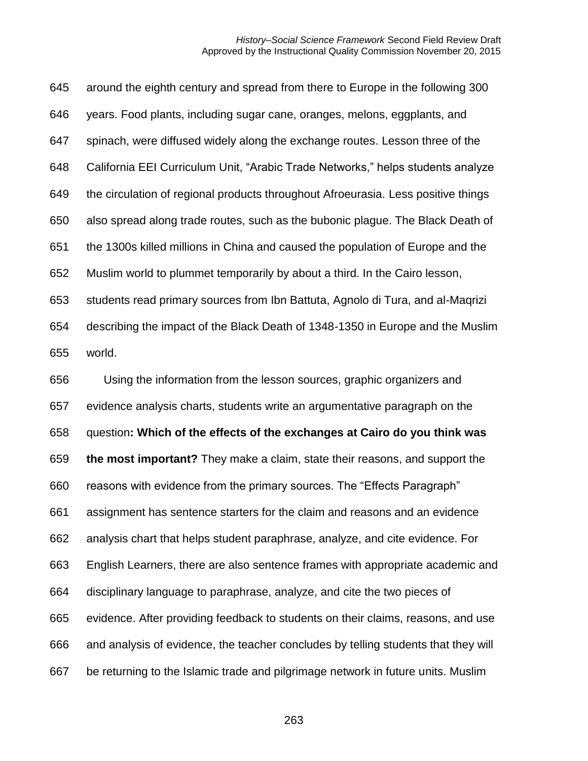around the eighth century and spread from there to Europe in the following 300 years. Food plants, including sugar cane, oranges, melons, eggplants, and spinach, were diffused widely along the exchange routes. Lesson three of the California EEI Curriculum Unit, “Arabic Trade Networks,” helps students analyze the circulation of regional products throughout Afroeurasia. Less positive things also spread along trade routes, such as the bubonic plague. The Black Death of the 1300s killed millions in China and caused the population of Europe and the Muslim world to plummet temporarily by about a third. In the Cairo lesson, students read primary sources from Ibn Battuta, Agnolo di Tura, and al-Maqrizi describing the impact of the Black Death of 1348-1350 in Europe and the Muslim world.

Using the information from the lesson sources, graphic organizers and evidence analysis charts, students write an argumentative paragraph on the question**: Which of the effects of the exchanges at Cairo do you think was the most important?** They make a claim, state their reasons, and support the reasons with evidence from the primary sources. The “Effects Paragraph” assignment has sentence starters for the claim and reasons and an evidence analysis chart that helps student paraphrase, analyze, and cite evidence. For English Learners, there are also sentence frames with appropriate academic and disciplinary language to paraphrase, analyze, and cite the two pieces of evidence. After providing feedback to students on their claims, reasons, and use and analysis of evidence, the teacher concludes by telling students that they will be returning to the Islamic trade and pilgrimage network in future units. Muslim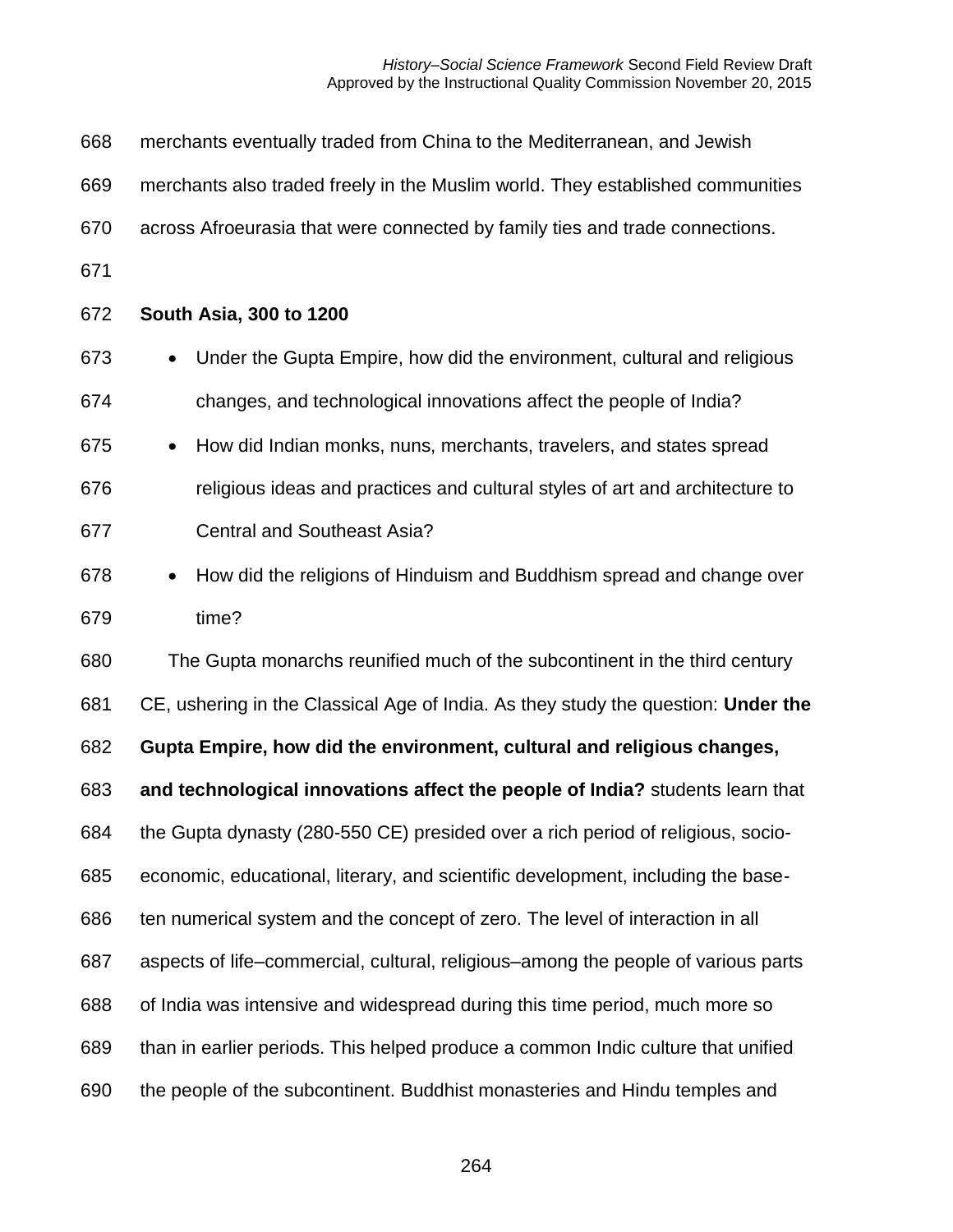merchants eventually traded from China to the Mediterranean, and Jewish merchants also traded freely in the Muslim world. They established communities across Afroeurasia that were connected by family ties and trade connections.

**South Asia, 300 to 1200**

- Under the Gupta Empire, how did the environment, cultural and religious changes, and technological innovations affect the people of India?
- How did Indian monks, nuns, merchants, travelers, and states spread religious ideas and practices and cultural styles of art and architecture to Central and Southeast Asia?
- How did the religions of Hinduism and Buddhism spread and change over time?

The Gupta monarchs reunified much of the subcontinent in the third century CE, ushering in the Classical Age of India. As they study the question: **Under the Gupta Empire, how did the environment, cultural and religious changes, and technological innovations affect the people of India?** students learn that the Gupta dynasty (280-550 CE) presided over a rich period of religious, socio-economic, educational, literary, and scientific development, including the base-ten numerical system and the concept of zero. The level of interaction in all aspects of life–commercial, cultural, religious–among the people of various parts of India was intensive and widespread during this time period, much more so than in earlier periods. This helped produce a common Indic culture that unified the people of the subcontinent. Buddhist monasteries and Hindu temples and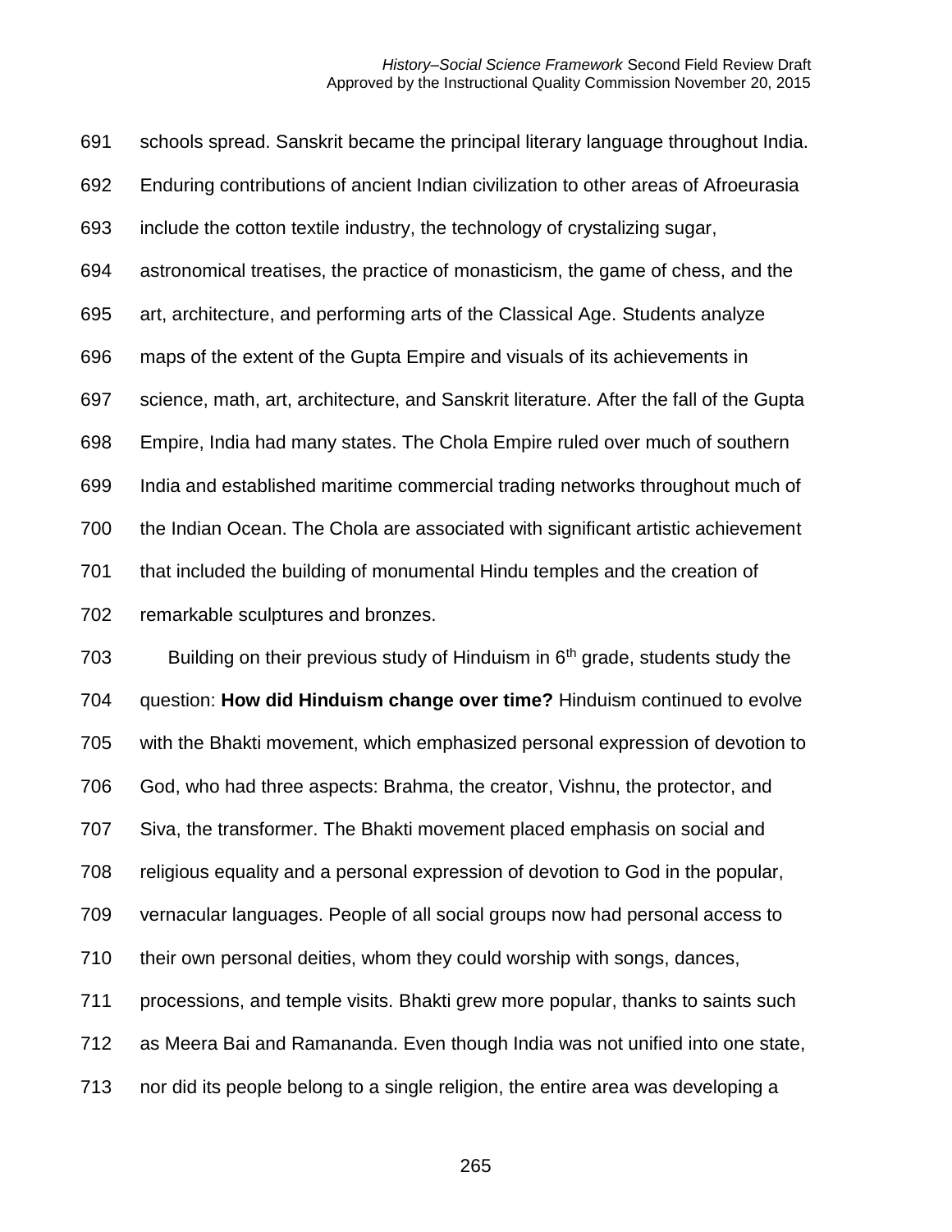schools spread. Sanskrit became the principal literary language throughout India. Enduring contributions of ancient Indian civilization to other areas of Afroeurasia include the cotton textile industry, the technology of crystalizing sugar, astronomical treatises, the practice of monasticism, the game of chess, and the art, architecture, and performing arts of the Classical Age. Students analyze maps of the extent of the Gupta Empire and visuals of its achievements in science, math, art, architecture, and Sanskrit literature. After the fall of the Gupta Empire, India had many states. The Chola Empire ruled over much of southern India and established maritime commercial trading networks throughout much of the Indian Ocean. The Chola are associated with significant artistic achievement that included the building of monumental Hindu temples and the creation of remarkable sculptures and bronzes.

Building on their previous study of Hinduism in 6th grade, students study the question: **How did Hinduism change over time?** Hinduism continued to evolve with the Bhakti movement, which emphasized personal expression of devotion to God, who had three aspects: Brahma, the creator, Vishnu, the protector, and Siva, the transformer. The Bhakti movement placed emphasis on social and religious equality and a personal expression of devotion to God in the popular, vernacular languages. People of all social groups now had personal access to their own personal deities, whom they could worship with songs, dances, processions, and temple visits. Bhakti grew more popular, thanks to saints such as Meera Bai and Ramananda. Even though India was not unified into one state, nor did its people belong to a single religion, the entire area was developing a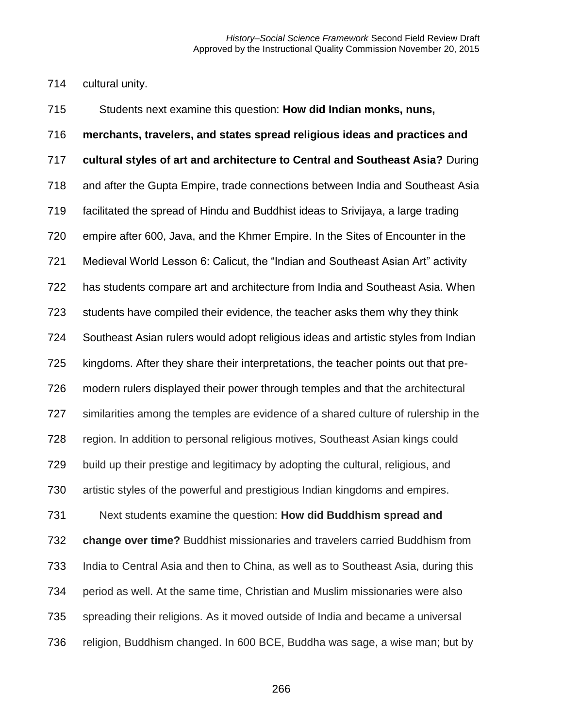cultural unity.

Students next examine this question: **How did Indian monks, nuns, merchants, travelers, and states spread religious ideas and practices and cultural styles of art and architecture to Central and Southeast Asia?** During and after the Gupta Empire, trade connections between India and Southeast Asia facilitated the spread of Hindu and Buddhist ideas to Srivijaya, a large trading empire after 600, Java, and the Khmer Empire. In the Sites of Encounter in the Medieval World Lesson 6: Calicut, the "Indian and Southeast Asian Art" activity has students compare art and architecture from India and Southeast Asia. When students have compiled their evidence, the teacher asks them why they think Southeast Asian rulers would adopt religious ideas and artistic styles from Indian kingdoms. After they share their interpretations, the teacher points out that pre-modern rulers displayed their power through temples and that the architectural similarities among the temples are evidence of a shared culture of rulership in the region. In addition to personal religious motives, Southeast Asian kings could build up their prestige and legitimacy by adopting the cultural, religious, and artistic styles of the powerful and prestigious Indian kingdoms and empires.

Next students examine the question: **How did Buddhism spread and change over time?** Buddhist missionaries and travelers carried Buddhism from India to Central Asia and then to China, as well as to Southeast Asia, during this period as well. At the same time, Christian and Muslim missionaries were also spreading their religions. As it moved outside of India and became a universal religion, Buddhism changed. In 600 BCE, Buddha was sage, a wise man; but by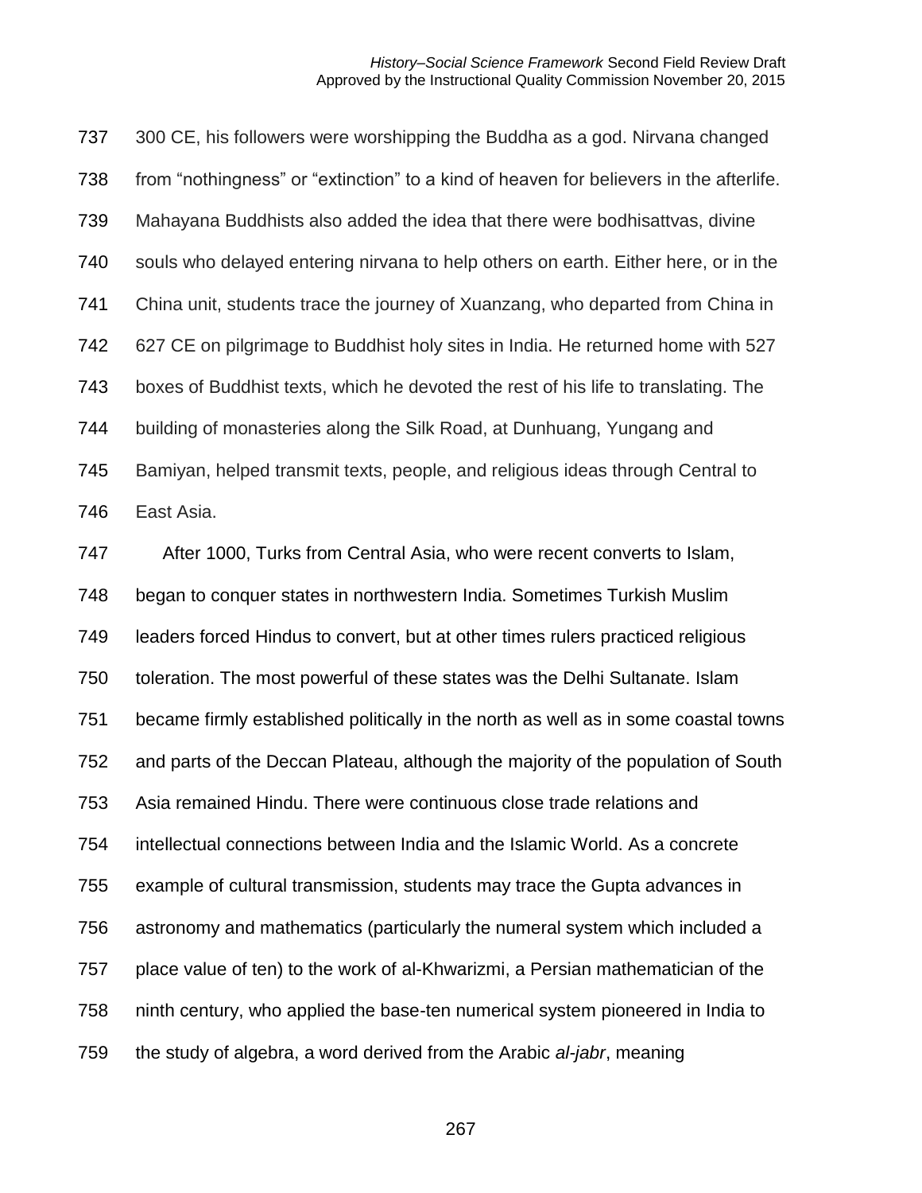300 CE, his followers were worshipping the Buddha as a god. Nirvana changed from "nothingness" or "extinction" to a kind of heaven for believers in the afterlife. Mahayana Buddhists also added the idea that there were bodhisattvas, divine souls who delayed entering nirvana to help others on earth. Either here, or in the China unit, students trace the journey of Xuanzang, who departed from China in 627 CE on pilgrimage to Buddhist holy sites in India. He returned home with 527 boxes of Buddhist texts, which he devoted the rest of his life to translating. The building of monasteries along the Silk Road, at Dunhuang, Yungang and Bamiyan, helped transmit texts, people, and religious ideas through Central to East Asia.

After 1000, Turks from Central Asia, who were recent converts to Islam, began to conquer states in northwestern India. Sometimes Turkish Muslim leaders forced Hindus to convert, but at other times rulers practiced religious toleration. The most powerful of these states was the Delhi Sultanate. Islam became firmly established politically in the north as well as in some coastal towns and parts of the Deccan Plateau, although the majority of the population of South Asia remained Hindu. There were continuous close trade relations and intellectual connections between India and the Islamic World. As a concrete example of cultural transmission, students may trace the Gupta advances in astronomy and mathematics (particularly the numeral system which included a place value of ten) to the work of al-Khwarizmi, a Persian mathematician of the ninth century, who applied the base-ten numerical system pioneered in India to the study of algebra, a word derived from the Arabic *al-jabr*, meaning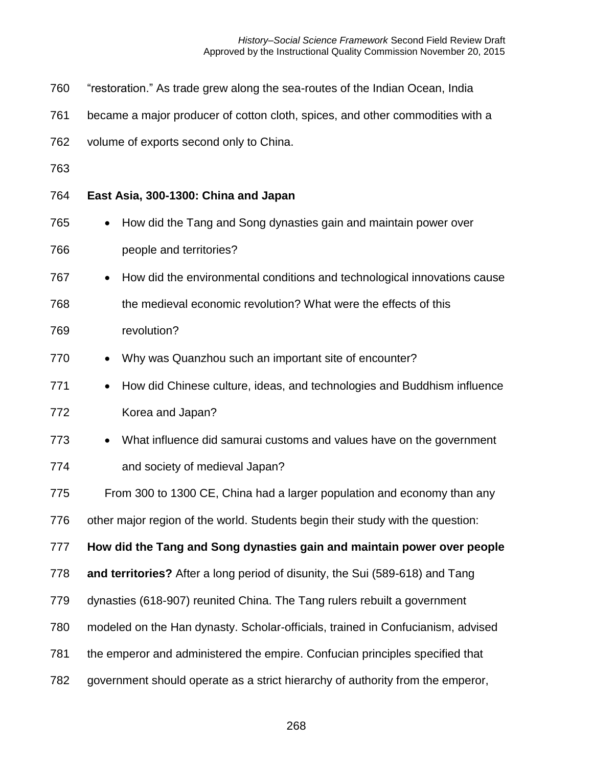"restoration." As trade grew along the sea-routes of the Indian Ocean, India became a major producer of cotton cloth, spices, and other commodities with a volume of exports second only to China.

**East Asia, 300-1300: China and Japan**

- How did the Tang and Song dynasties gain and maintain power over people and territories?
- How did the environmental conditions and technological innovations cause the medieval economic revolution? What were the effects of this revolution?
- Why was Quanzhou such an important site of encounter?
- How did Chinese culture, ideas, and technologies and Buddhism influence Korea and Japan?
- What influence did samurai customs and values have on the government and society of medieval Japan?

From 300 to 1300 CE, China had a larger population and economy than any other major region of the world. Students begin their study with the question: **How did the Tang and Song dynasties gain and maintain power over people and territories?** After a long period of disunity, the Sui (589-618) and Tang dynasties (618-907) reunited China. The Tang rulers rebuilt a government modeled on the Han dynasty. Scholar-officials, trained in Confucianism, advised the emperor and administered the empire. Confucian principles specified that government should operate as a strict hierarchy of authority from the emperor,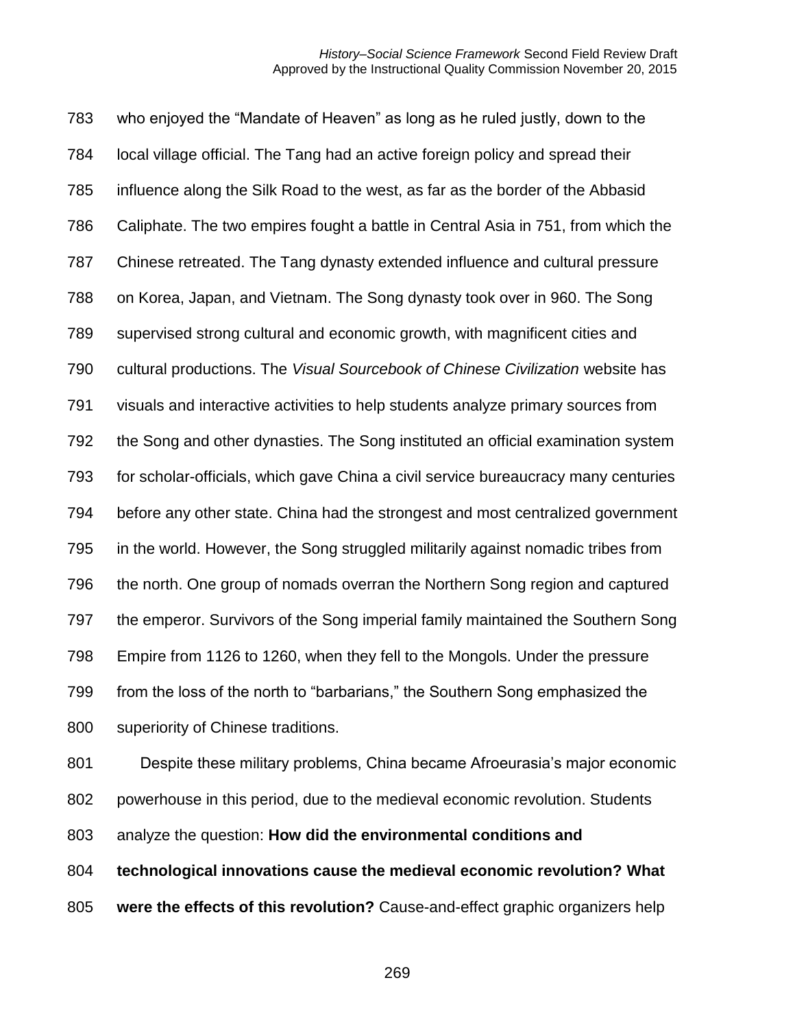who enjoyed the "Mandate of Heaven" as long as he ruled justly, down to the local village official. The Tang had an active foreign policy and spread their influence along the Silk Road to the west, as far as the border of the Abbasid Caliphate. The two empires fought a battle in Central Asia in 751, from which the Chinese retreated. The Tang dynasty extended influence and cultural pressure on Korea, Japan, and Vietnam. The Song dynasty took over in 960. The Song supervised strong cultural and economic growth, with magnificent cities and cultural productions. The *Visual Sourcebook of Chinese Civilization* website has visuals and interactive activities to help students analyze primary sources from the Song and other dynasties. The Song instituted an official examination system for scholar-officials, which gave China a civil service bureaucracy many centuries before any other state. China had the strongest and most centralized government in the world. However, the Song struggled militarily against nomadic tribes from the north. One group of nomads overran the Northern Song region and captured the emperor. Survivors of the Song imperial family maintained the Southern Song Empire from 1126 to 1260, when they fell to the Mongols. Under the pressure from the loss of the north to "barbarians," the Southern Song emphasized the superiority of Chinese traditions.

Despite these military problems, China became Afroeurasia's major economic powerhouse in this period, due to the medieval economic revolution. Students analyze the question: **How did the environmental conditions and technological innovations cause the medieval economic revolution? What were the effects of this revolution?** Cause-and-effect graphic organizers help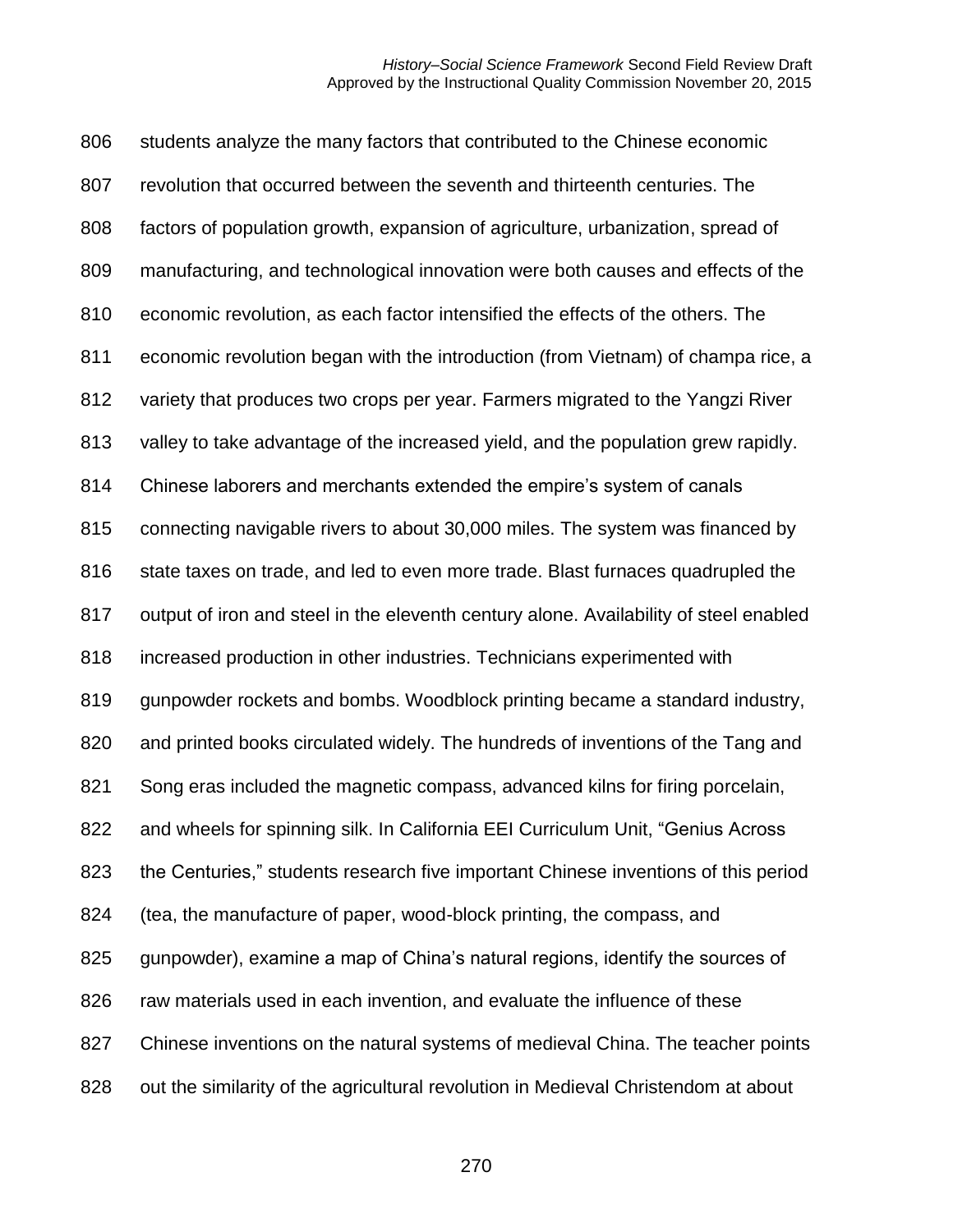students analyze the many factors that contributed to the Chinese economic revolution that occurred between the seventh and thirteenth centuries. The factors of population growth, expansion of agriculture, urbanization, spread of manufacturing, and technological innovation were both causes and effects of the economic revolution, as each factor intensified the effects of the others. The economic revolution began with the introduction (from Vietnam) of champa rice, a variety that produces two crops per year. Farmers migrated to the Yangzi River valley to take advantage of the increased yield, and the population grew rapidly. Chinese laborers and merchants extended the empire's system of canals connecting navigable rivers to about 30,000 miles. The system was financed by state taxes on trade, and led to even more trade. Blast furnaces quadrupled the output of iron and steel in the eleventh century alone. Availability of steel enabled increased production in other industries. Technicians experimented with gunpowder rockets and bombs. Woodblock printing became a standard industry, and printed books circulated widely. The hundreds of inventions of the Tang and Song eras included the magnetic compass, advanced kilns for firing porcelain, and wheels for spinning silk. In California EEI Curriculum Unit, "Genius Across the Centuries," students research five important Chinese inventions of this period (tea, the manufacture of paper, wood-block printing, the compass, and gunpowder), examine a map of China's natural regions, identify the sources of raw materials used in each invention, and evaluate the influence of these Chinese inventions on the natural systems of medieval China. The teacher points out the similarity of the agricultural revolution in Medieval Christendom at about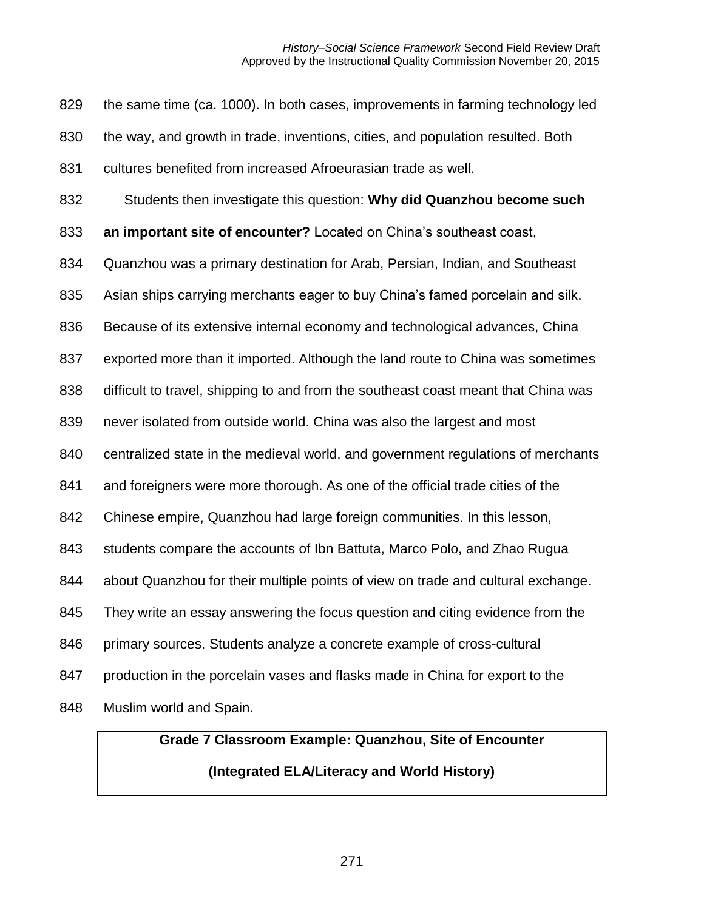the same time (ca. 1000). In both cases, improvements in farming technology led the way, and growth in trade, inventions, cities, and population resulted. Both cultures benefited from increased Afroeurasian trade as well.

Students then investigate this question: **Why did Quanzhou become such an important site of encounter?** Located on China's southeast coast, Quanzhou was a primary destination for Arab, Persian, Indian, and Southeast Asian ships carrying merchants eager to buy China's famed porcelain and silk. Because of its extensive internal economy and technological advances, China exported more than it imported. Although the land route to China was sometimes difficult to travel, shipping to and from the southeast coast meant that China was never isolated from outside world. China was also the largest and most centralized state in the medieval world, and government regulations of merchants and foreigners were more thorough. As one of the official trade cities of the Chinese empire, Quanzhou had large foreign communities. In this lesson, students compare the accounts of Ibn Battuta, Marco Polo, and Zhao Rugua about Quanzhou for their multiple points of view on trade and cultural exchange. They write an essay answering the focus question and citing evidence from the primary sources. Students analyze a concrete example of cross-cultural production in the porcelain vases and flasks made in China for export to the Muslim world and Spain.

**Grade 7 Classroom Example: Quanzhou, Site of Encounter**

**(Integrated ELA/Literacy and World History)**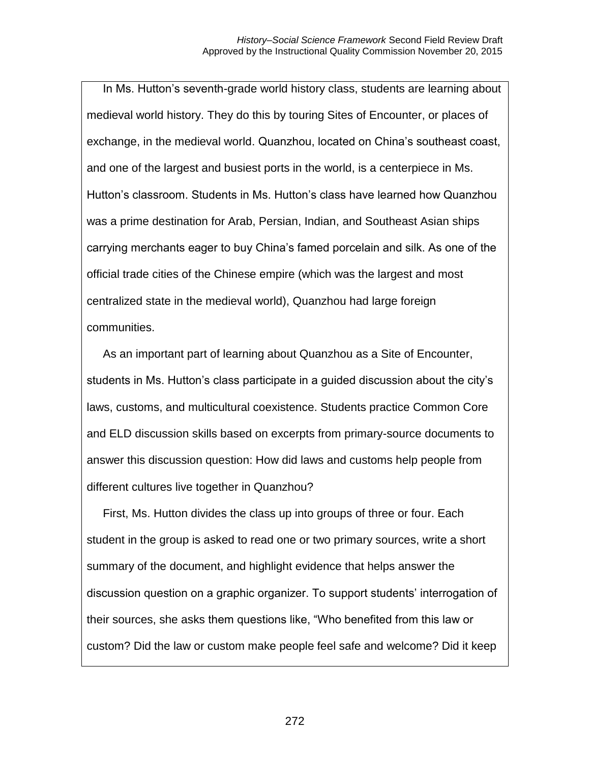In Ms. Hutton's seventh-grade world history class, students are learning about medieval world history. They do this by touring Sites of Encounter, or places of exchange, in the medieval world. Quanzhou, located on China's southeast coast, and one of the largest and busiest ports in the world, is a centerpiece in Ms. Hutton's classroom. Students in Ms. Hutton's class have learned how Quanzhou was a prime destination for Arab, Persian, Indian, and Southeast Asian ships carrying merchants eager to buy China's famed porcelain and silk. As one of the official trade cities of the Chinese empire (which was the largest and most centralized state in the medieval world), Quanzhou had large foreign communities.

As an important part of learning about Quanzhou as a Site of Encounter, students in Ms. Hutton's class participate in a guided discussion about the city's laws, customs, and multicultural coexistence. Students practice Common Core and ELD discussion skills based on excerpts from primary-source documents to answer this discussion question: How did laws and customs help people from different cultures live together in Quanzhou?

First, Ms. Hutton divides the class up into groups of three or four. Each student in the group is asked to read one or two primary sources, write a short summary of the document, and highlight evidence that helps answer the discussion question on a graphic organizer. To support students' interrogation of their sources, she asks them questions like, "Who benefited from this law or custom? Did the law or custom make people feel safe and welcome? Did it keep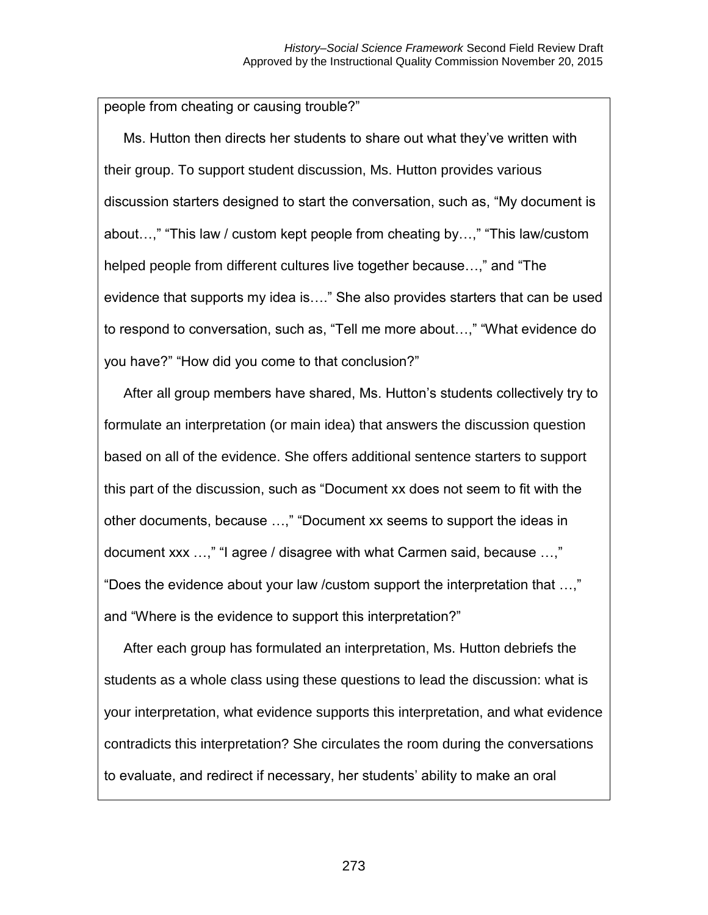people from cheating or causing trouble?"

Ms. Hutton then directs her students to share out what they've written with their group. To support student discussion, Ms. Hutton provides various discussion starters designed to start the conversation, such as, "My document is about…," "This law / custom kept people from cheating by…," "This law/custom helped people from different cultures live together because…," and "The evidence that supports my idea is…." She also provides starters that can be used to respond to conversation, such as, "Tell me more about…," "What evidence do you have?" "How did you come to that conclusion?"

After all group members have shared, Ms. Hutton's students collectively try to formulate an interpretation (or main idea) that answers the discussion question based on all of the evidence. She offers additional sentence starters to support this part of the discussion, such as "Document xx does not seem to fit with the other documents, because …," "Document xx seems to support the ideas in document xxx …," "I agree / disagree with what Carmen said, because …," "Does the evidence about your law /custom support the interpretation that …," and "Where is the evidence to support this interpretation?"

After each group has formulated an interpretation, Ms. Hutton debriefs the students as a whole class using these questions to lead the discussion: what is your interpretation, what evidence supports this interpretation, and what evidence contradicts this interpretation? She circulates the room during the conversations to evaluate, and redirect if necessary, her students' ability to make an oral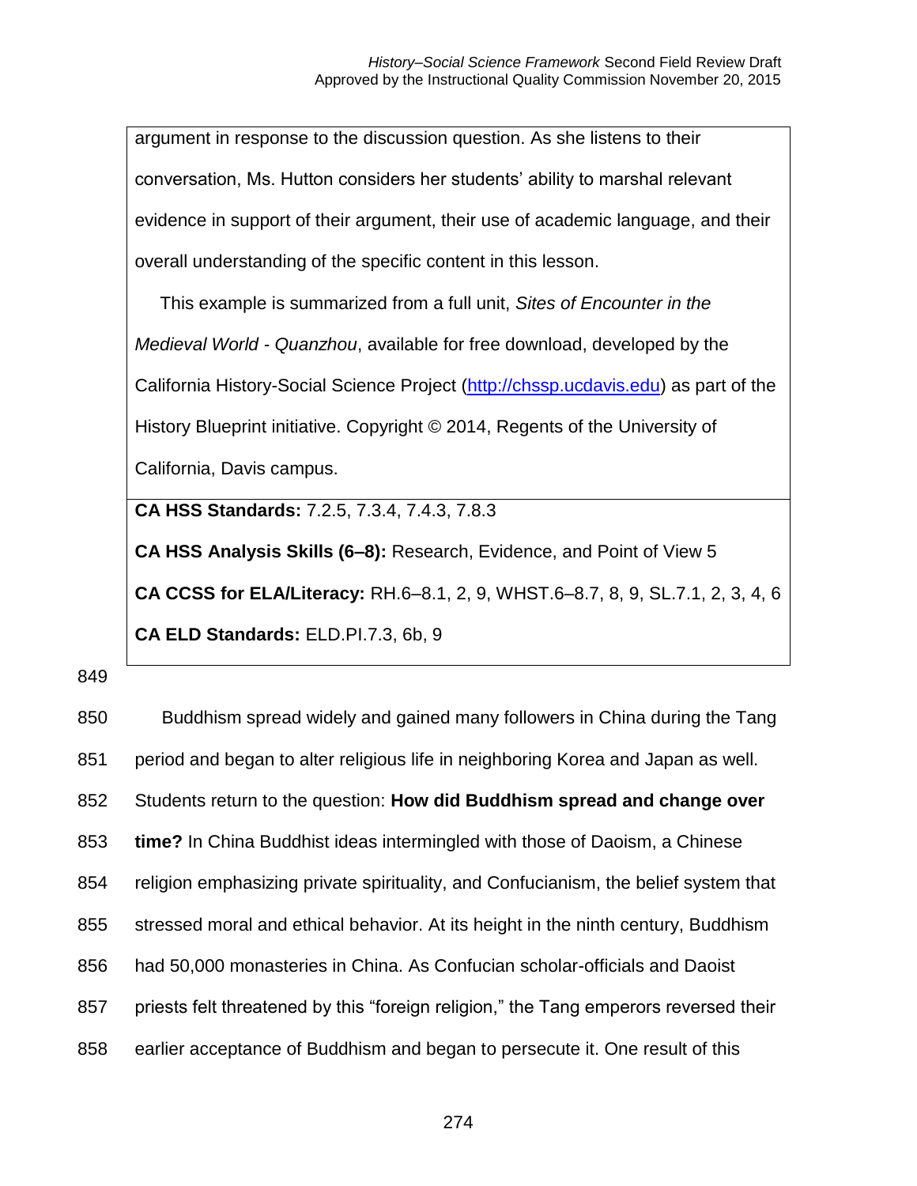argument in response to the discussion question. As she listens to their conversation, Ms. Hutton considers her students' ability to marshal relevant evidence in support of their argument, their use of academic language, and their overall understanding of the specific content in this lesson.

This example is summarized from a full unit, *Sites of Encounter in the Medieval World - Quanzhou*, available for free download, developed by the California History-Social Science Project (http://chssp.ucdavis.edu) as part of the History Blueprint initiative. Copyright © 2014, Regents of the University of California, Davis campus.

**CA HSS Standards:** 7.2.5, 7.3.4, 7.4.3, 7.8.3

**CA HSS Analysis Skills (6–8):** Research, Evidence, and Point of View 5

**CA CCSS for ELA/Literacy:** RH.6–8.1, 2, 9, WHST.6–8.7, 8, 9, SL.7.1, 2, 3, 4, 6

**CA ELD Standards:** ELD.PI.7.3, 6b, 9

Buddhism spread widely and gained many followers in China during the Tang period and began to alter religious life in neighboring Korea and Japan as well. Students return to the question: **How did Buddhism spread and change over time?** In China Buddhist ideas intermingled with those of Daoism, a Chinese religion emphasizing private spirituality, and Confucianism, the belief system that stressed moral and ethical behavior. At its height in the ninth century, Buddhism had 50,000 monasteries in China. As Confucian scholar-officials and Daoist priests felt threatened by this "foreign religion," the Tang emperors reversed their earlier acceptance of Buddhism and began to persecute it. One result of this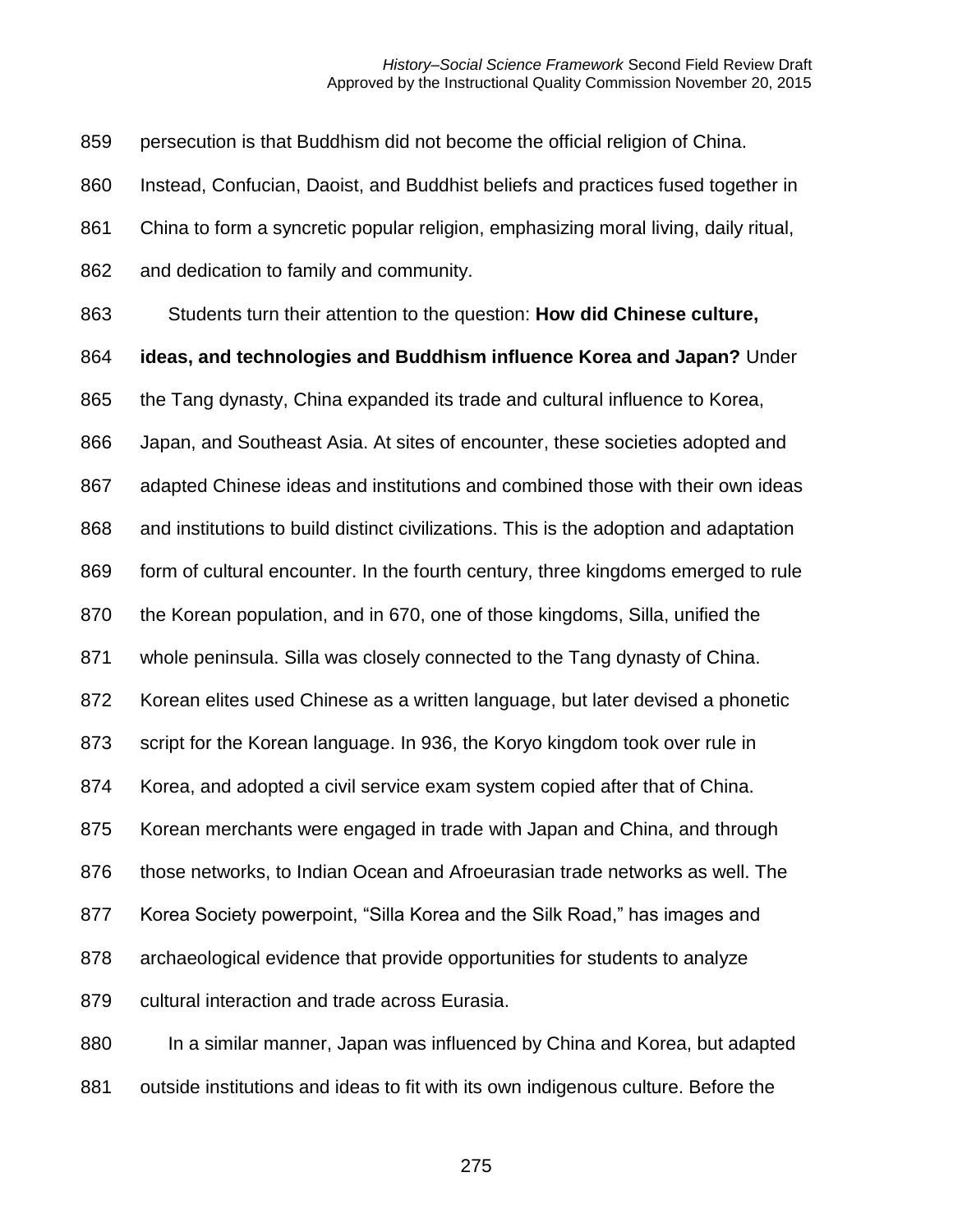persecution is that Buddhism did not become the official religion of China. Instead, Confucian, Daoist, and Buddhist beliefs and practices fused together in China to form a syncretic popular religion, emphasizing moral living, daily ritual, and dedication to family and community.

Students turn their attention to the question: **How did Chinese culture, ideas, and technologies and Buddhism influence Korea and Japan?** Under the Tang dynasty, China expanded its trade and cultural influence to Korea, Japan, and Southeast Asia. At sites of encounter, these societies adopted and adapted Chinese ideas and institutions and combined those with their own ideas and institutions to build distinct civilizations. This is the adoption and adaptation form of cultural encounter. In the fourth century, three kingdoms emerged to rule the Korean population, and in 670, one of those kingdoms, Silla, unified the whole peninsula. Silla was closely connected to the Tang dynasty of China. Korean elites used Chinese as a written language, but later devised a phonetic script for the Korean language. In 936, the Koryo kingdom took over rule in Korea, and adopted a civil service exam system copied after that of China. Korean merchants were engaged in trade with Japan and China, and through those networks, to Indian Ocean and Afroeurasian trade networks as well. The Korea Society powerpoint, "Silla Korea and the Silk Road," has images and archaeological evidence that provide opportunities for students to analyze cultural interaction and trade across Eurasia.

In a similar manner, Japan was influenced by China and Korea, but adapted outside institutions and ideas to fit with its own indigenous culture. Before the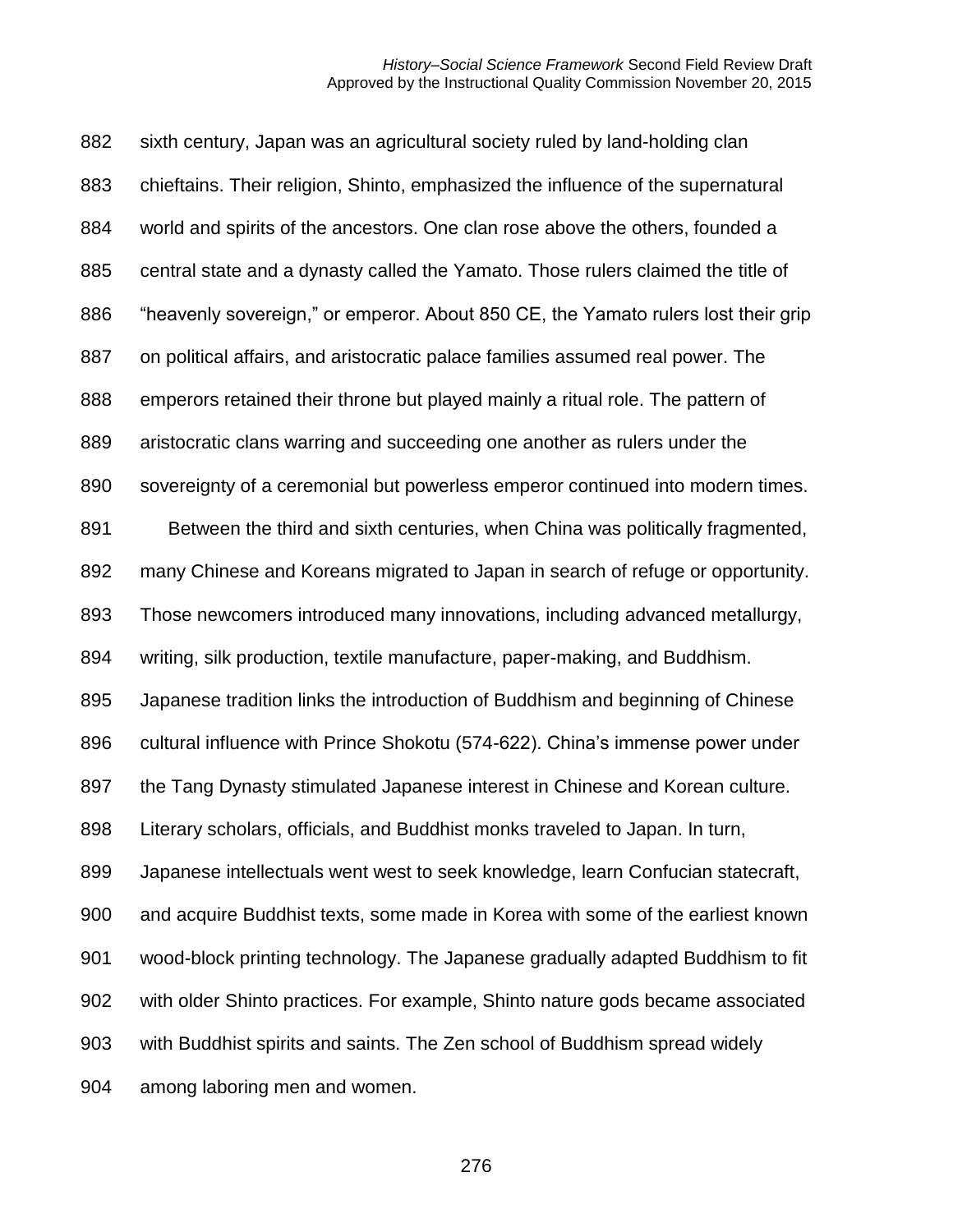sixth century, Japan was an agricultural society ruled by land-holding clan chieftains. Their religion, Shinto, emphasized the influence of the supernatural world and spirits of the ancestors. One clan rose above the others, founded a central state and a dynasty called the Yamato. Those rulers claimed the title of "heavenly sovereign," or emperor. About 850 CE, the Yamato rulers lost their grip on political affairs, and aristocratic palace families assumed real power. The emperors retained their throne but played mainly a ritual role. The pattern of aristocratic clans warring and succeeding one another as rulers under the sovereignty of a ceremonial but powerless emperor continued into modern times.

Between the third and sixth centuries, when China was politically fragmented, many Chinese and Koreans migrated to Japan in search of refuge or opportunity. Those newcomers introduced many innovations, including advanced metallurgy, writing, silk production, textile manufacture, paper-making, and Buddhism. Japanese tradition links the introduction of Buddhism and beginning of Chinese cultural influence with Prince Shokotu (574-622). China's immense power under the Tang Dynasty stimulated Japanese interest in Chinese and Korean culture. Literary scholars, officials, and Buddhist monks traveled to Japan. In turn, Japanese intellectuals went west to seek knowledge, learn Confucian statecraft, and acquire Buddhist texts, some made in Korea with some of the earliest known wood-block printing technology. The Japanese gradually adapted Buddhism to fit with older Shinto practices. For example, Shinto nature gods became associated with Buddhist spirits and saints. The Zen school of Buddhism spread widely among laboring men and women.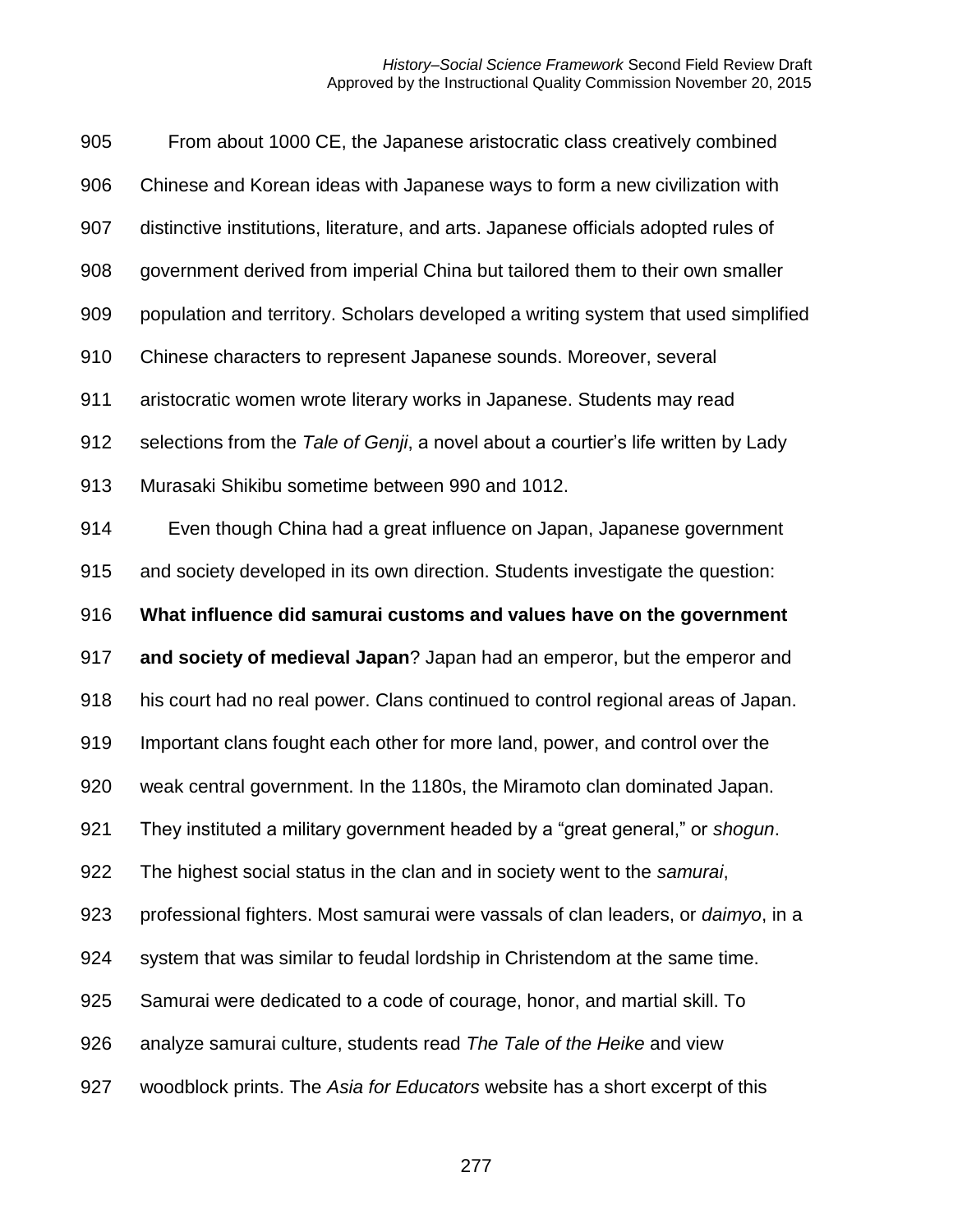From about 1000 CE, the Japanese aristocratic class creatively combined Chinese and Korean ideas with Japanese ways to form a new civilization with distinctive institutions, literature, and arts. Japanese officials adopted rules of government derived from imperial China but tailored them to their own smaller population and territory. Scholars developed a writing system that used simplified Chinese characters to represent Japanese sounds. Moreover, several aristocratic women wrote literary works in Japanese. Students may read selections from the *Tale of Genji*, a novel about a courtier's life written by Lady Murasaki Shikibu sometime between 990 and 1012.

Even though China had a great influence on Japan, Japanese government and society developed in its own direction. Students investigate the question: **What influence did samurai customs and values have on the government and society of medieval Japan**? Japan had an emperor, but the emperor and his court had no real power. Clans continued to control regional areas of Japan. Important clans fought each other for more land, power, and control over the weak central government. In the 1180s, the Miramoto clan dominated Japan. They instituted a military government headed by a "great general," or *shogun*. The highest social status in the clan and in society went to the *samurai*, professional fighters. Most samurai were vassals of clan leaders, or *daimyo*, in a system that was similar to feudal lordship in Christendom at the same time. Samurai were dedicated to a code of courage, honor, and martial skill. To analyze samurai culture, students read *The Tale of the Heike* and view woodblock prints. The *Asia for Educators* website has a short excerpt of this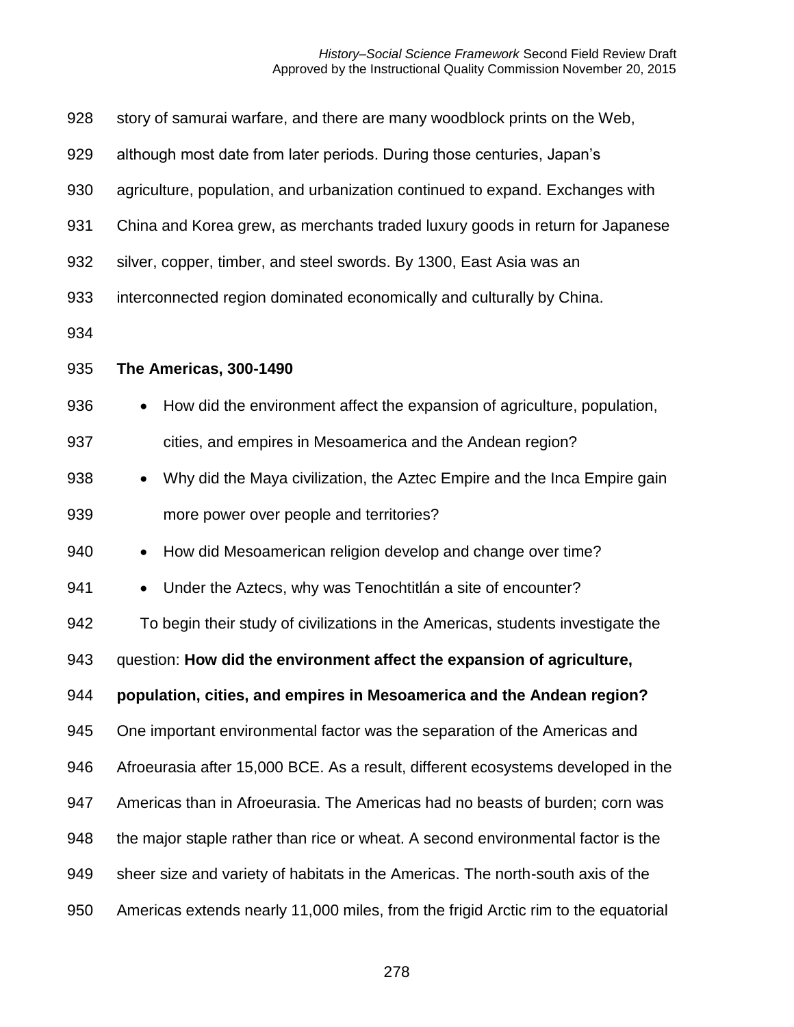story of samurai warfare, and there are many woodblock prints on the Web, although most date from later periods. During those centuries, Japan's agriculture, population, and urbanization continued to expand. Exchanges with China and Korea grew, as merchants traded luxury goods in return for Japanese silver, copper, timber, and steel swords. By 1300, East Asia was an interconnected region dominated economically and culturally by China.

**The Americas, 300-1490**

- How did the environment affect the expansion of agriculture, population, cities, and empires in Mesoamerica and the Andean region?
- Why did the Maya civilization, the Aztec Empire and the Inca Empire gain more power over people and territories?
- How did Mesoamerican religion develop and change over time?
- Under the Aztecs, why was Tenochtitlán a site of encounter?

To begin their study of civilizations in the Americas, students investigate the question: **How did the environment affect the expansion of agriculture, population, cities, and empires in Mesoamerica and the Andean region?** One important environmental factor was the separation of the Americas and Afroeurasia after 15,000 BCE. As a result, different ecosystems developed in the Americas than in Afroeurasia. The Americas had no beasts of burden; corn was the major staple rather than rice or wheat. A second environmental factor is the sheer size and variety of habitats in the Americas. The north-south axis of the Americas extends nearly 11,000 miles, from the frigid Arctic rim to the equatorial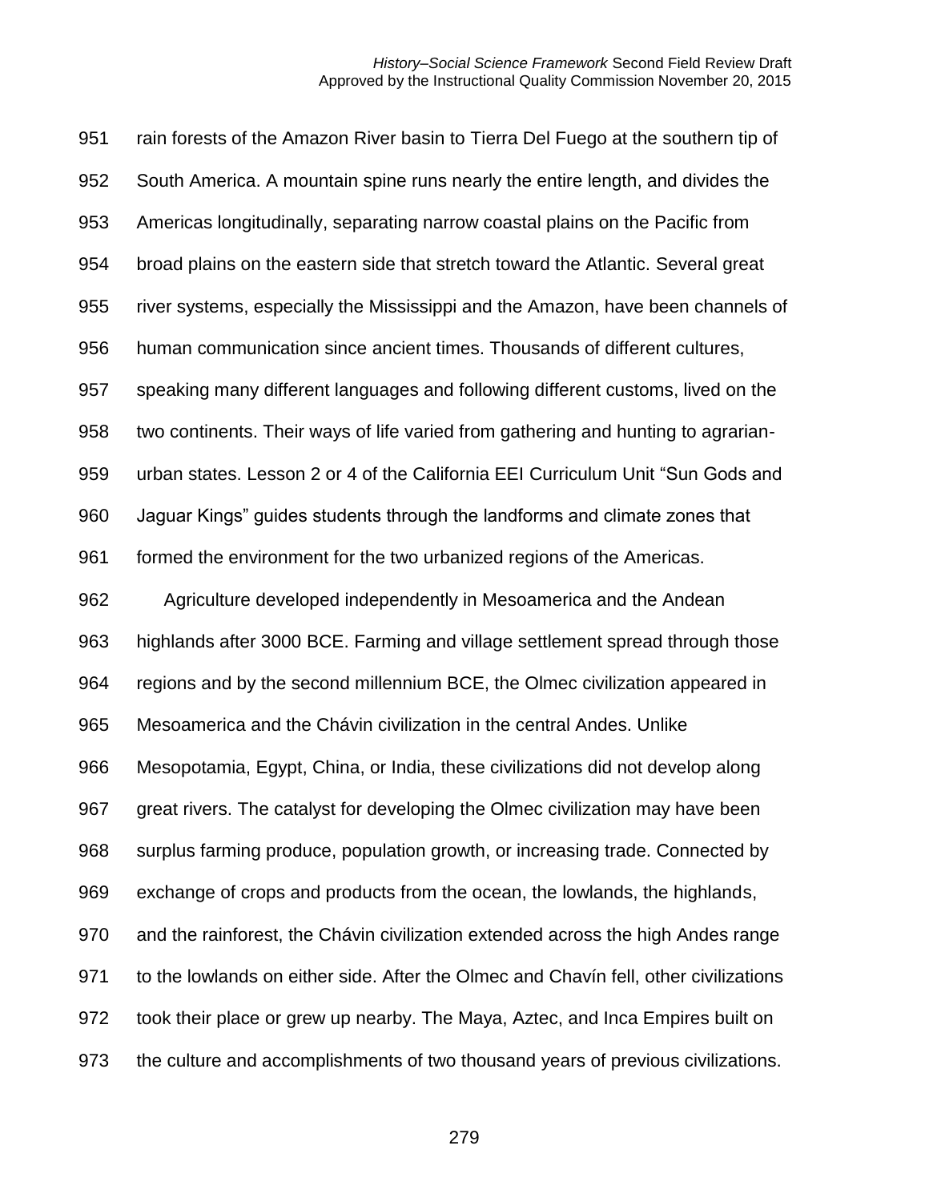rain forests of the Amazon River basin to Tierra Del Fuego at the southern tip of South America. A mountain spine runs nearly the entire length, and divides the Americas longitudinally, separating narrow coastal plains on the Pacific from broad plains on the eastern side that stretch toward the Atlantic. Several great river systems, especially the Mississippi and the Amazon, have been channels of human communication since ancient times. Thousands of different cultures, speaking many different languages and following different customs, lived on the two continents. Their ways of life varied from gathering and hunting to agrarian-urban states. Lesson 2 or 4 of the California EEI Curriculum Unit "Sun Gods and Jaguar Kings" guides students through the landforms and climate zones that formed the environment for the two urbanized regions of the Americas.

Agriculture developed independently in Mesoamerica and the Andean highlands after 3000 BCE. Farming and village settlement spread through those regions and by the second millennium BCE, the Olmec civilization appeared in Mesoamerica and the Chávin civilization in the central Andes. Unlike Mesopotamia, Egypt, China, or India, these civilizations did not develop along great rivers. The catalyst for developing the Olmec civilization may have been surplus farming produce, population growth, or increasing trade. Connected by exchange of crops and products from the ocean, the lowlands, the highlands, and the rainforest, the Chávin civilization extended across the high Andes range to the lowlands on either side. After the Olmec and Chavín fell, other civilizations took their place or grew up nearby. The Maya, Aztec, and Inca Empires built on the culture and accomplishments of two thousand years of previous civilizations.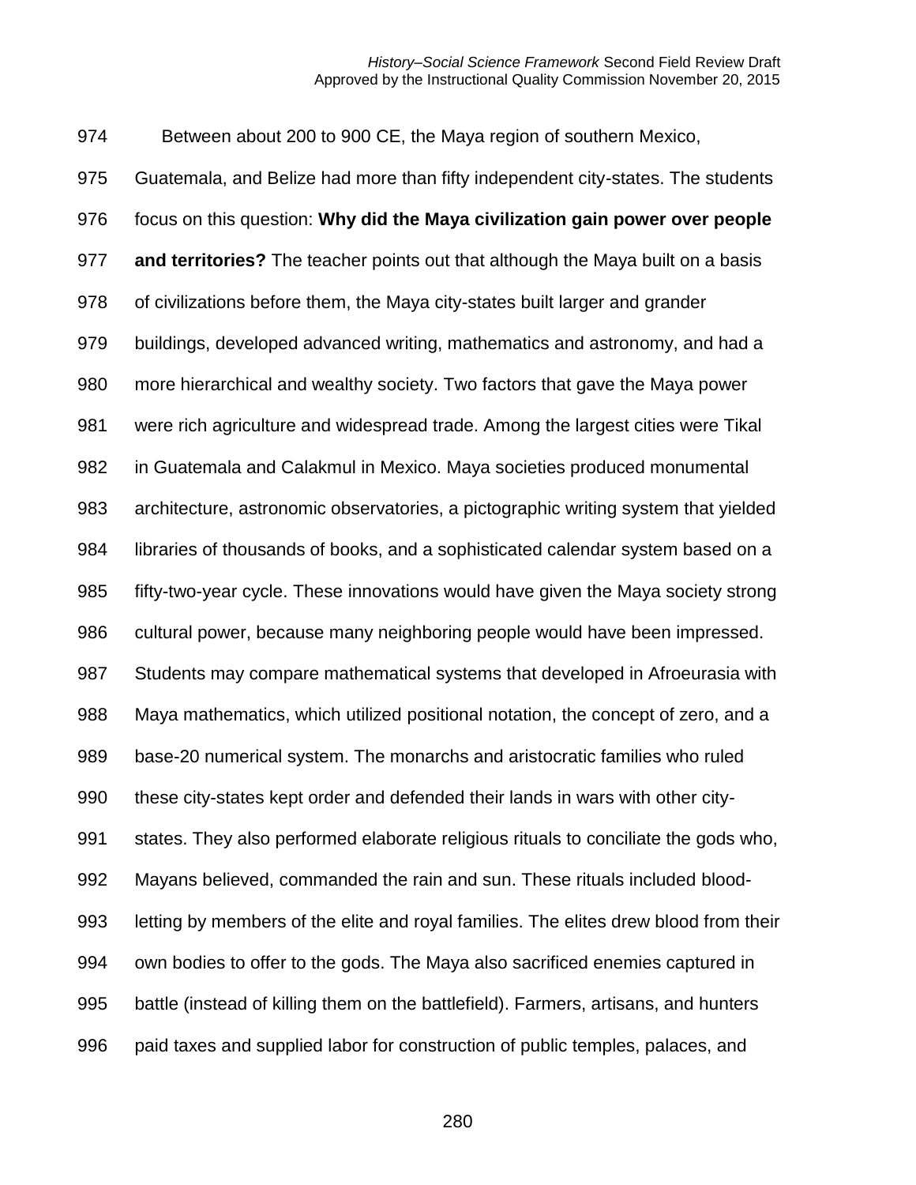Between about 200 to 900 CE, the Maya region of southern Mexico, Guatemala, and Belize had more than fifty independent city-states. The students focus on this question: **Why did the Maya civilization gain power over people and territories?** The teacher points out that although the Maya built on a basis of civilizations before them, the Maya city-states built larger and grander buildings, developed advanced writing, mathematics and astronomy, and had a more hierarchical and wealthy society. Two factors that gave the Maya power were rich agriculture and widespread trade. Among the largest cities were Tikal in Guatemala and Calakmul in Mexico. Maya societies produced monumental architecture, astronomic observatories, a pictographic writing system that yielded libraries of thousands of books, and a sophisticated calendar system based on a fifty-two-year cycle. These innovations would have given the Maya society strong cultural power, because many neighboring people would have been impressed. Students may compare mathematical systems that developed in Afroeurasia with Maya mathematics, which utilized positional notation, the concept of zero, and a base-20 numerical system. The monarchs and aristocratic families who ruled these city-states kept order and defended their lands in wars with other city-states. They also performed elaborate religious rituals to conciliate the gods who, Mayans believed, commanded the rain and sun. These rituals included blood-letting by members of the elite and royal families. The elites drew blood from their own bodies to offer to the gods. The Maya also sacrificed enemies captured in battle (instead of killing them on the battlefield). Farmers, artisans, and hunters paid taxes and supplied labor for construction of public temples, palaces, and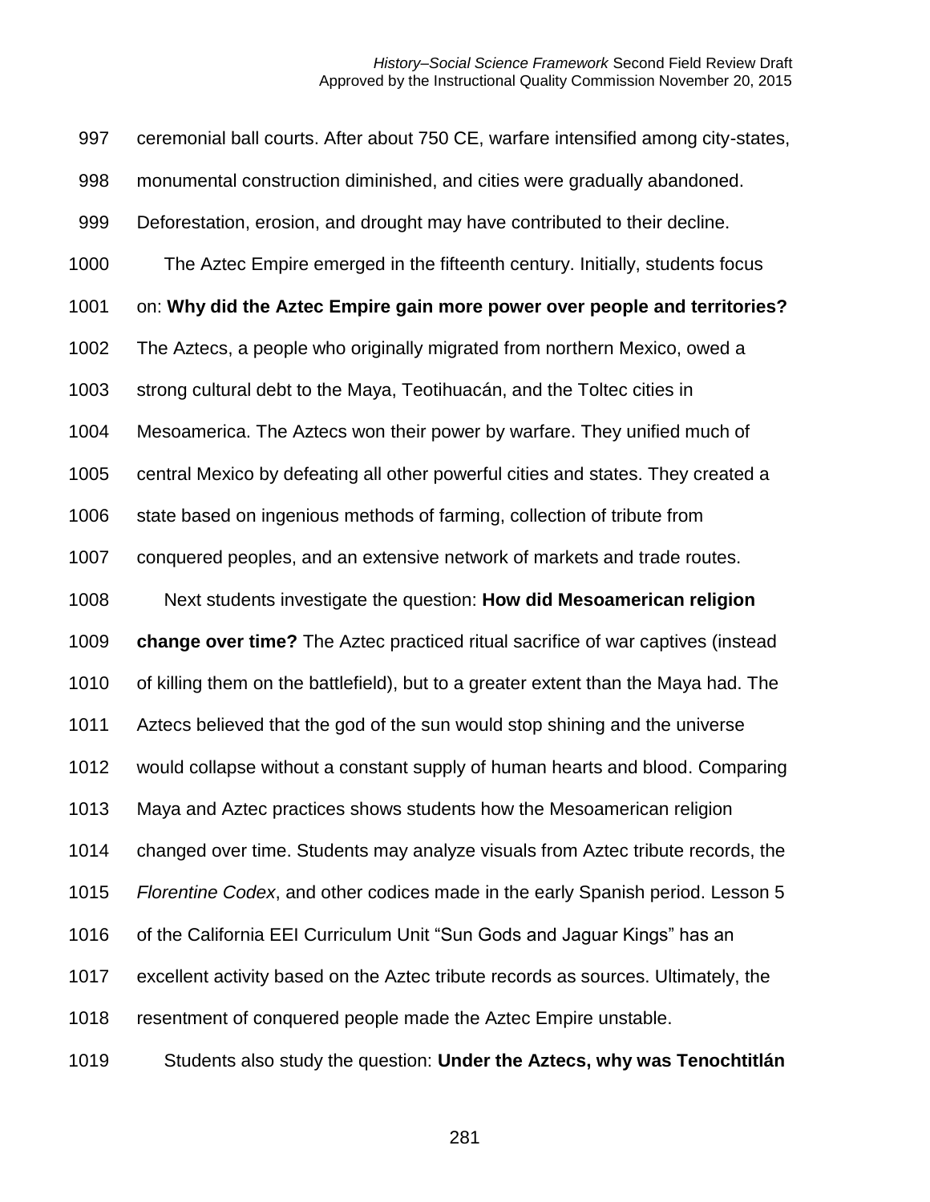ceremonial ball courts. After about 750 CE, warfare intensified among city-states, monumental construction diminished, and cities were gradually abandoned. Deforestation, erosion, and drought may have contributed to their decline.

The Aztec Empire emerged in the fifteenth century. Initially, students focus on: **Why did the Aztec Empire gain more power over people and territories?** The Aztecs, a people who originally migrated from northern Mexico, owed a strong cultural debt to the Maya, Teotihuacán, and the Toltec cities in Mesoamerica. The Aztecs won their power by warfare. They unified much of central Mexico by defeating all other powerful cities and states. They created a state based on ingenious methods of farming, collection of tribute from conquered peoples, and an extensive network of markets and trade routes.

Next students investigate the question: **How did Mesoamerican religion change over time?** The Aztec practiced ritual sacrifice of war captives (instead of killing them on the battlefield), but to a greater extent than the Maya had. The Aztecs believed that the god of the sun would stop shining and the universe would collapse without a constant supply of human hearts and blood. Comparing Maya and Aztec practices shows students how the Mesoamerican religion changed over time. Students may analyze visuals from Aztec tribute records, the *Florentine Codex*, and other codices made in the early Spanish period. Lesson 5 of the California EEI Curriculum Unit "Sun Gods and Jaguar Kings" has an excellent activity based on the Aztec tribute records as sources. Ultimately, the resentment of conquered people made the Aztec Empire unstable.

Students also study the question: **Under the Aztecs, why was Tenochtitlán**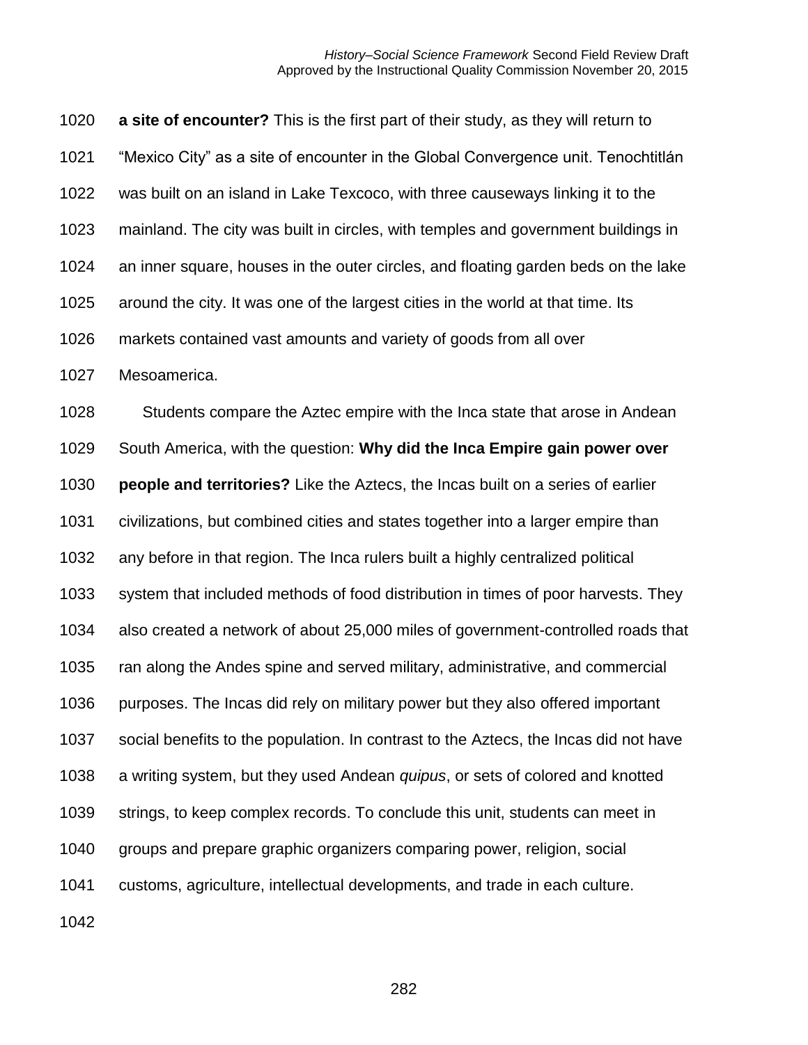**a site of encounter?** This is the first part of their study, as they will return to "Mexico City" as a site of encounter in the Global Convergence unit. Tenochtitlán was built on an island in Lake Texcoco, with three causeways linking it to the mainland. The city was built in circles, with temples and government buildings in an inner square, houses in the outer circles, and floating garden beds on the lake around the city. It was one of the largest cities in the world at that time. Its markets contained vast amounts and variety of goods from all over Mesoamerica.

Students compare the Aztec empire with the Inca state that arose in Andean South America, with the question: **Why did the Inca Empire gain power over people and territories?** Like the Aztecs, the Incas built on a series of earlier civilizations, but combined cities and states together into a larger empire than any before in that region. The Inca rulers built a highly centralized political system that included methods of food distribution in times of poor harvests. They also created a network of about 25,000 miles of government-controlled roads that ran along the Andes spine and served military, administrative, and commercial purposes. The Incas did rely on military power but they also offered important social benefits to the population. In contrast to the Aztecs, the Incas did not have a writing system, but they used Andean *quipus*, or sets of colored and knotted strings, to keep complex records. To conclude this unit, students can meet in groups and prepare graphic organizers comparing power, religion, social customs, agriculture, intellectual developments, and trade in each culture.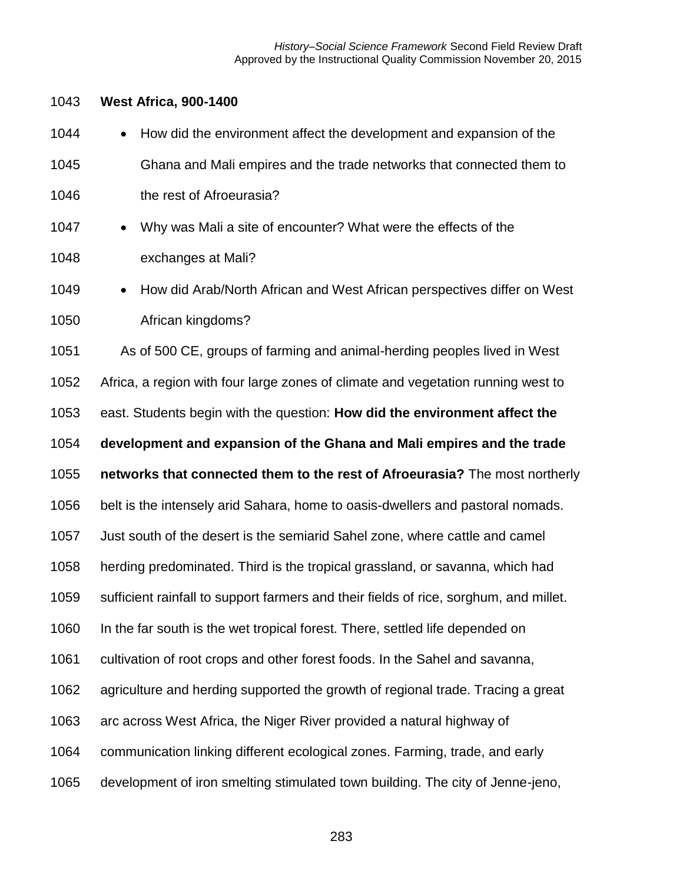**West Africa, 900-1400**

- How did the environment affect the development and expansion of the Ghana and Mali empires and the trade networks that connected them to the rest of Afroeurasia?
- Why was Mali a site of encounter? What were the effects of the exchanges at Mali?
- How did Arab/North African and West African perspectives differ on West African kingdoms?

As of 500 CE, groups of farming and animal-herding peoples lived in West Africa, a region with four large zones of climate and vegetation running west to east. Students begin with the question: **How did the environment affect the development and expansion of the Ghana and Mali empires and the trade networks that connected them to the rest of Afroeurasia?** The most northerly belt is the intensely arid Sahara, home to oasis-dwellers and pastoral nomads. Just south of the desert is the semiarid Sahel zone, where cattle and camel herding predominated. Third is the tropical grassland, or savanna, which had sufficient rainfall to support farmers and their fields of rice, sorghum, and millet. In the far south is the wet tropical forest. There, settled life depended on cultivation of root crops and other forest foods. In the Sahel and savanna, agriculture and herding supported the growth of regional trade. Tracing a great arc across West Africa, the Niger River provided a natural highway of communication linking different ecological zones. Farming, trade, and early development of iron smelting stimulated town building. The city of Jenne-jeno,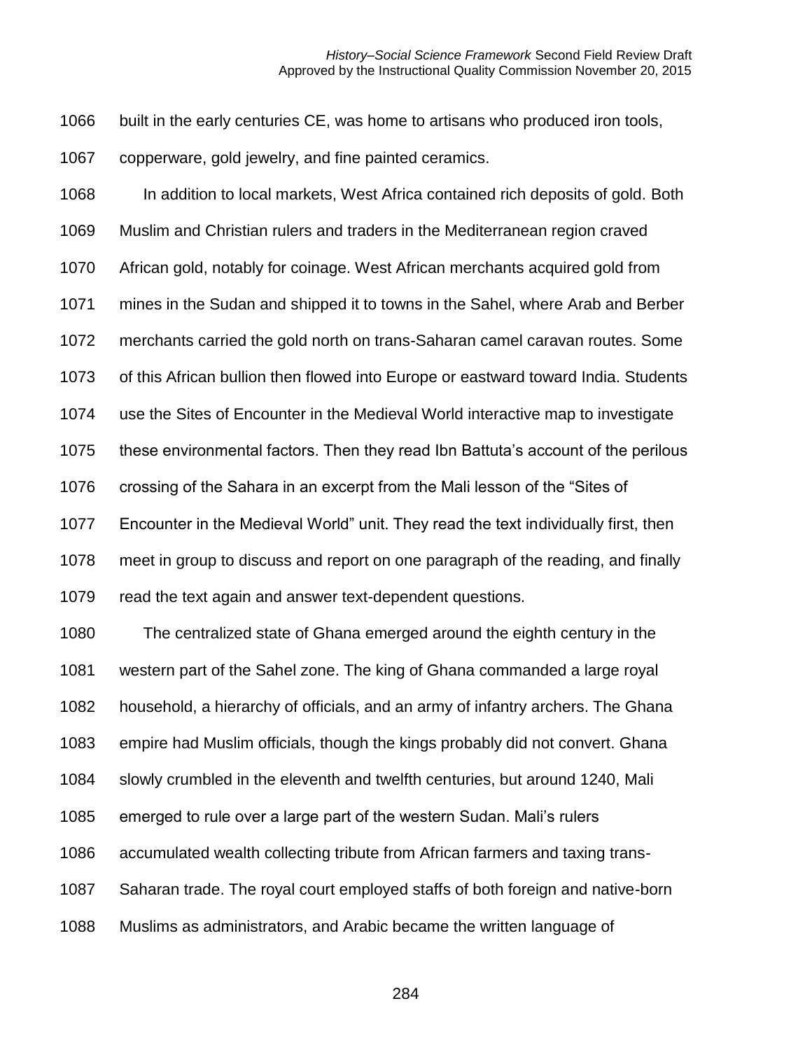built in the early centuries CE, was home to artisans who produced iron tools, copperware, gold jewelry, and fine painted ceramics.

In addition to local markets, West Africa contained rich deposits of gold. Both Muslim and Christian rulers and traders in the Mediterranean region craved African gold, notably for coinage. West African merchants acquired gold from mines in the Sudan and shipped it to towns in the Sahel, where Arab and Berber merchants carried the gold north on trans-Saharan camel caravan routes. Some of this African bullion then flowed into Europe or eastward toward India. Students use the Sites of Encounter in the Medieval World interactive map to investigate these environmental factors. Then they read Ibn Battuta's account of the perilous crossing of the Sahara in an excerpt from the Mali lesson of the "Sites of Encounter in the Medieval World" unit. They read the text individually first, then meet in group to discuss and report on one paragraph of the reading, and finally read the text again and answer text-dependent questions.

The centralized state of Ghana emerged around the eighth century in the western part of the Sahel zone. The king of Ghana commanded a large royal household, a hierarchy of officials, and an army of infantry archers. The Ghana empire had Muslim officials, though the kings probably did not convert. Ghana slowly crumbled in the eleventh and twelfth centuries, but around 1240, Mali emerged to rule over a large part of the western Sudan. Mali's rulers accumulated wealth collecting tribute from African farmers and taxing trans-Saharan trade. The royal court employed staffs of both foreign and native-born Muslims as administrators, and Arabic became the written language of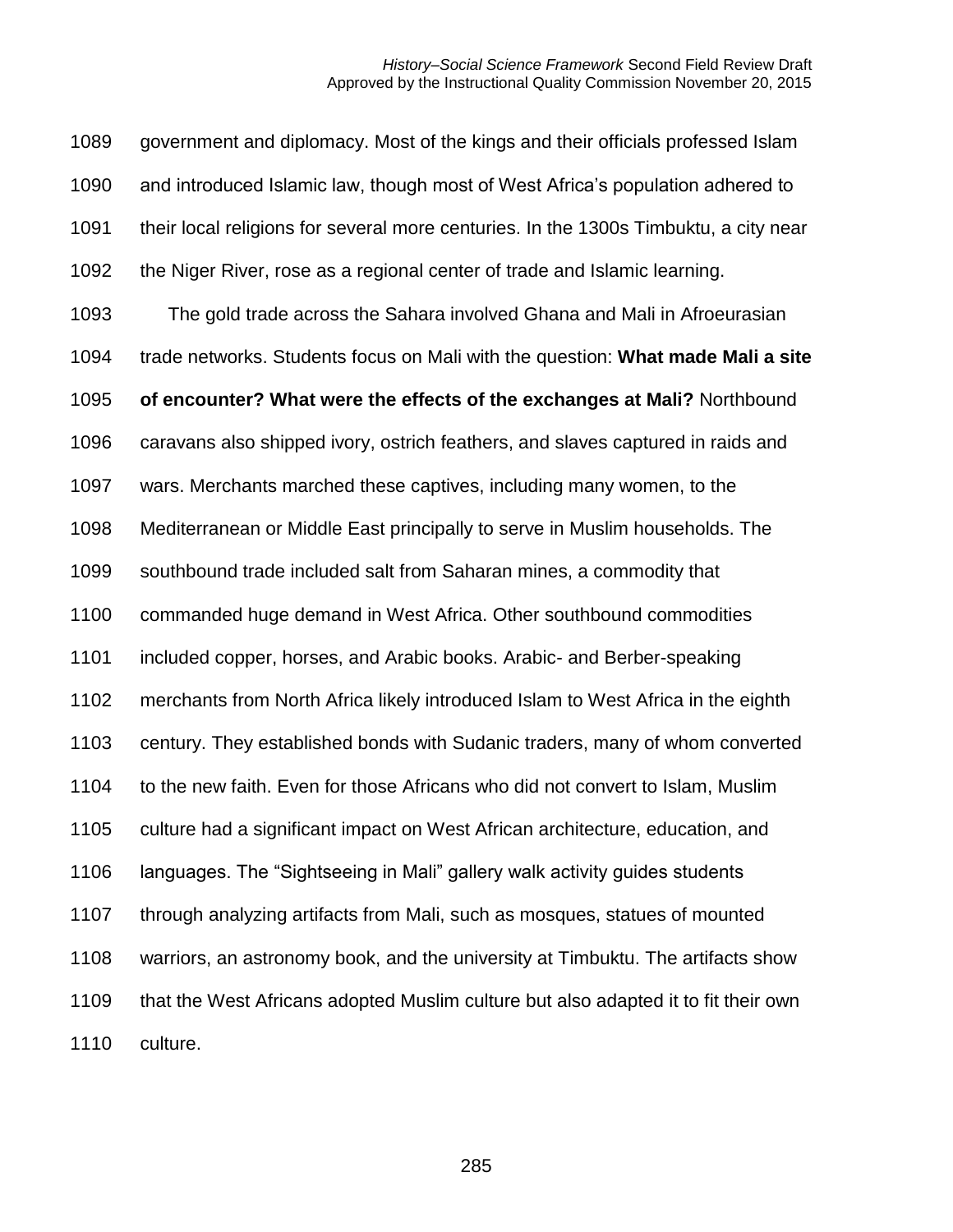government and diplomacy. Most of the kings and their officials professed Islam and introduced Islamic law, though most of West Africa's population adhered to their local religions for several more centuries. In the 1300s Timbuktu, a city near the Niger River, rose as a regional center of trade and Islamic learning.

The gold trade across the Sahara involved Ghana and Mali in Afroeurasian trade networks. Students focus on Mali with the question: **What made Mali a site of encounter? What were the effects of the exchanges at Mali?** Northbound caravans also shipped ivory, ostrich feathers, and slaves captured in raids and wars. Merchants marched these captives, including many women, to the Mediterranean or Middle East principally to serve in Muslim households. The southbound trade included salt from Saharan mines, a commodity that commanded huge demand in West Africa. Other southbound commodities included copper, horses, and Arabic books. Arabic- and Berber-speaking merchants from North Africa likely introduced Islam to West Africa in the eighth century. They established bonds with Sudanic traders, many of whom converted to the new faith. Even for those Africans who did not convert to Islam, Muslim culture had a significant impact on West African architecture, education, and languages. The "Sightseeing in Mali" gallery walk activity guides students through analyzing artifacts from Mali, such as mosques, statues of mounted warriors, an astronomy book, and the university at Timbuktu. The artifacts show that the West Africans adopted Muslim culture but also adapted it to fit their own culture.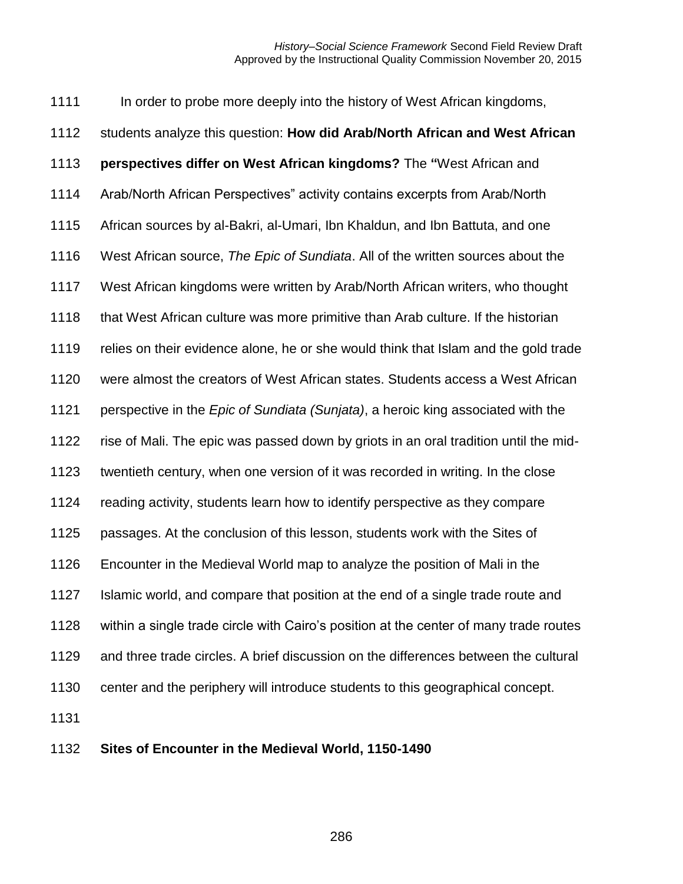In order to probe more deeply into the history of West African kingdoms, students analyze this question: **How did Arab/North African and West African perspectives differ on West African kingdoms?** The "West African and Arab/North African Perspectives" activity contains excerpts from Arab/North African sources by al-Bakri, al-Umari, Ibn Khaldun, and Ibn Battuta, and one West African source, *The Epic of Sundiata*. All of the written sources about the West African kingdoms were written by Arab/North African writers, who thought that West African culture was more primitive than Arab culture. If the historian relies on their evidence alone, he or she would think that Islam and the gold trade were almost the creators of West African states. Students access a West African perspective in the *Epic of Sundiata (Sunjata)*, a heroic king associated with the rise of Mali. The epic was passed down by griots in an oral tradition until the mid-twentieth century, when one version of it was recorded in writing. In the close reading activity, students learn how to identify perspective as they compare passages. At the conclusion of this lesson, students work with the Sites of Encounter in the Medieval World map to analyze the position of Mali in the Islamic world, and compare that position at the end of a single trade route and within a single trade circle with Cairo's position at the center of many trade routes and three trade circles. A brief discussion on the differences between the cultural center and the periphery will introduce students to this geographical concept.

**Sites of Encounter in the Medieval World, 1150-1490**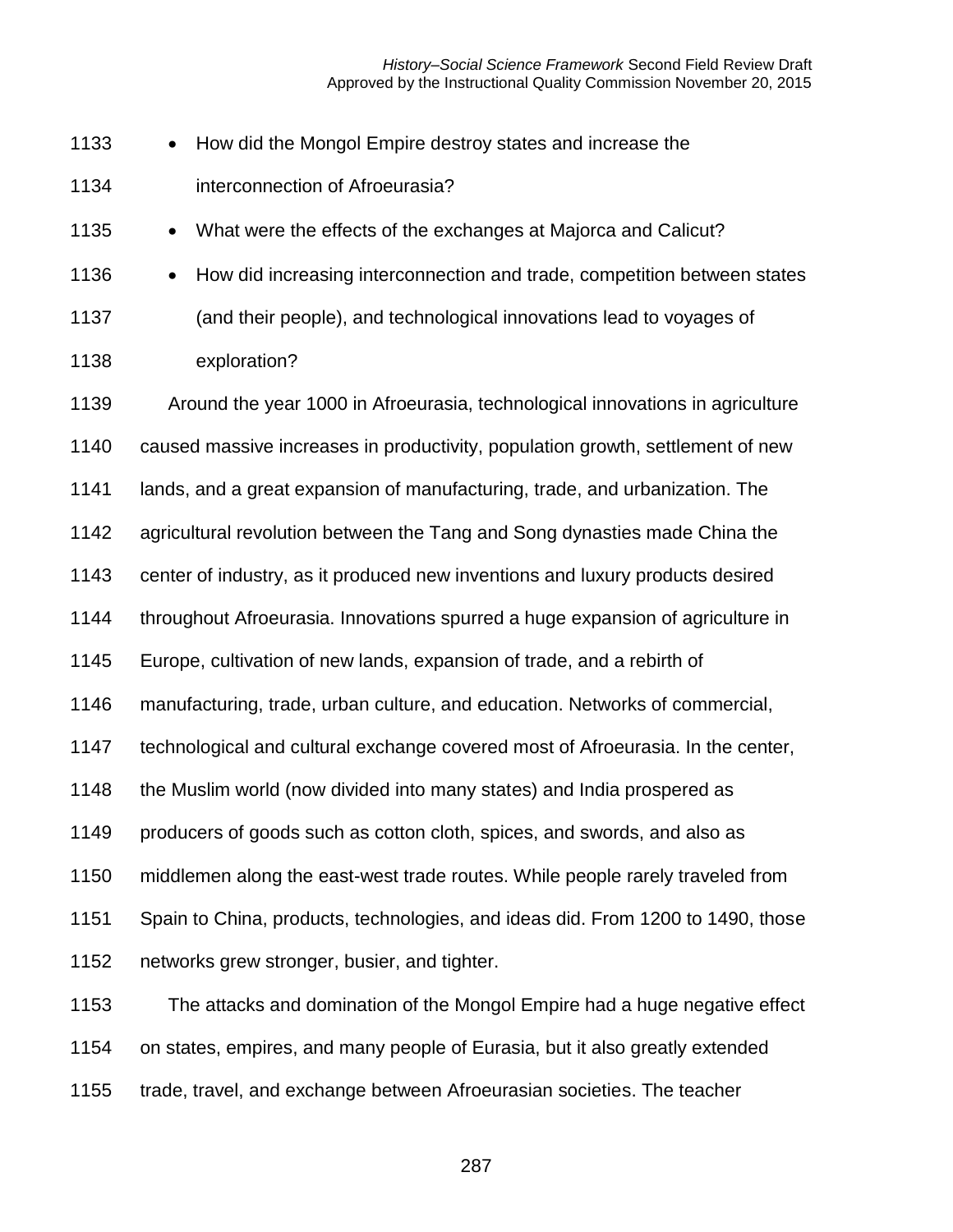- How did the Mongol Empire destroy states and increase the interconnection of Afroeurasia?
- What were the effects of the exchanges at Majorca and Calicut?
- How did increasing interconnection and trade, competition between states (and their people), and technological innovations lead to voyages of exploration?

Around the year 1000 in Afroeurasia, technological innovations in agriculture caused massive increases in productivity, population growth, settlement of new lands, and a great expansion of manufacturing, trade, and urbanization. The agricultural revolution between the Tang and Song dynasties made China the center of industry, as it produced new inventions and luxury products desired throughout Afroeurasia. Innovations spurred a huge expansion of agriculture in Europe, cultivation of new lands, expansion of trade, and a rebirth of manufacturing, trade, urban culture, and education. Networks of commercial, technological and cultural exchange covered most of Afroeurasia. In the center, the Muslim world (now divided into many states) and India prospered as producers of goods such as cotton cloth, spices, and swords, and also as middlemen along the east-west trade routes. While people rarely traveled from Spain to China, products, technologies, and ideas did. From 1200 to 1490, those networks grew stronger, busier, and tighter.

The attacks and domination of the Mongol Empire had a huge negative effect on states, empires, and many people of Eurasia, but it also greatly extended trade, travel, and exchange between Afroeurasian societies. The teacher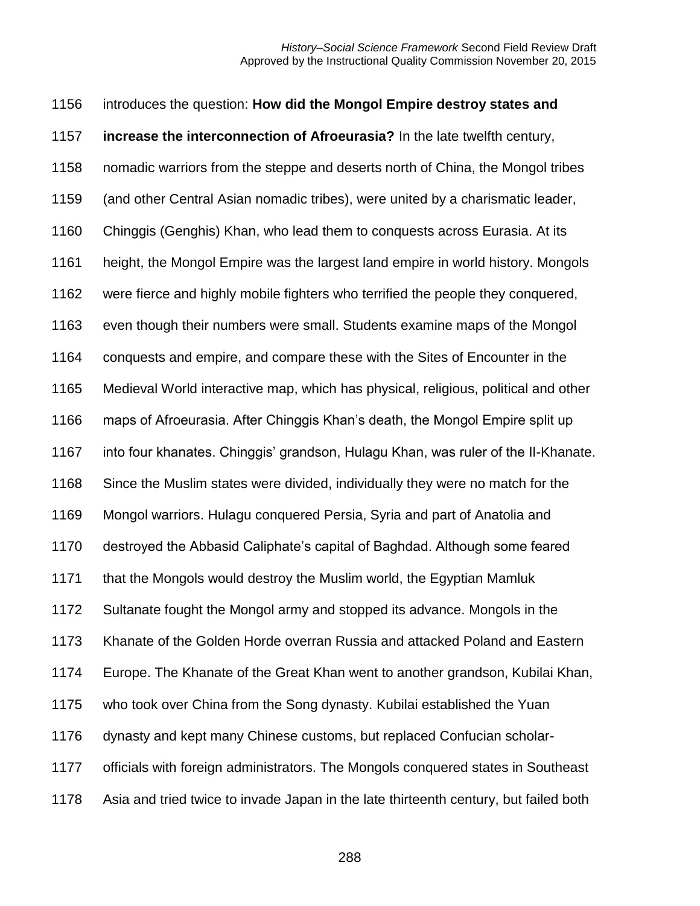introduces the question: **How did the Mongol Empire destroy states and increase the interconnection of Afroeurasia?** In the late twelfth century, nomadic warriors from the steppe and deserts north of China, the Mongol tribes (and other Central Asian nomadic tribes), were united by a charismatic leader, Chinggis (Genghis) Khan, who lead them to conquests across Eurasia. At its height, the Mongol Empire was the largest land empire in world history. Mongols were fierce and highly mobile fighters who terrified the people they conquered, even though their numbers were small. Students examine maps of the Mongol conquests and empire, and compare these with the Sites of Encounter in the Medieval World interactive map, which has physical, religious, political and other maps of Afroeurasia. After Chinggis Khan's death, the Mongol Empire split up into four khanates. Chinggis' grandson, Hulagu Khan, was ruler of the Il-Khanate. Since the Muslim states were divided, individually they were no match for the Mongol warriors. Hulagu conquered Persia, Syria and part of Anatolia and destroyed the Abbasid Caliphate's capital of Baghdad. Although some feared that the Mongols would destroy the Muslim world, the Egyptian Mamluk Sultanate fought the Mongol army and stopped its advance. Mongols in the Khanate of the Golden Horde overran Russia and attacked Poland and Eastern Europe. The Khanate of the Great Khan went to another grandson, Kubilai Khan, who took over China from the Song dynasty. Kubilai established the Yuan dynasty and kept many Chinese customs, but replaced Confucian scholar-officials with foreign administrators. The Mongols conquered states in Southeast Asia and tried twice to invade Japan in the late thirteenth century, but failed both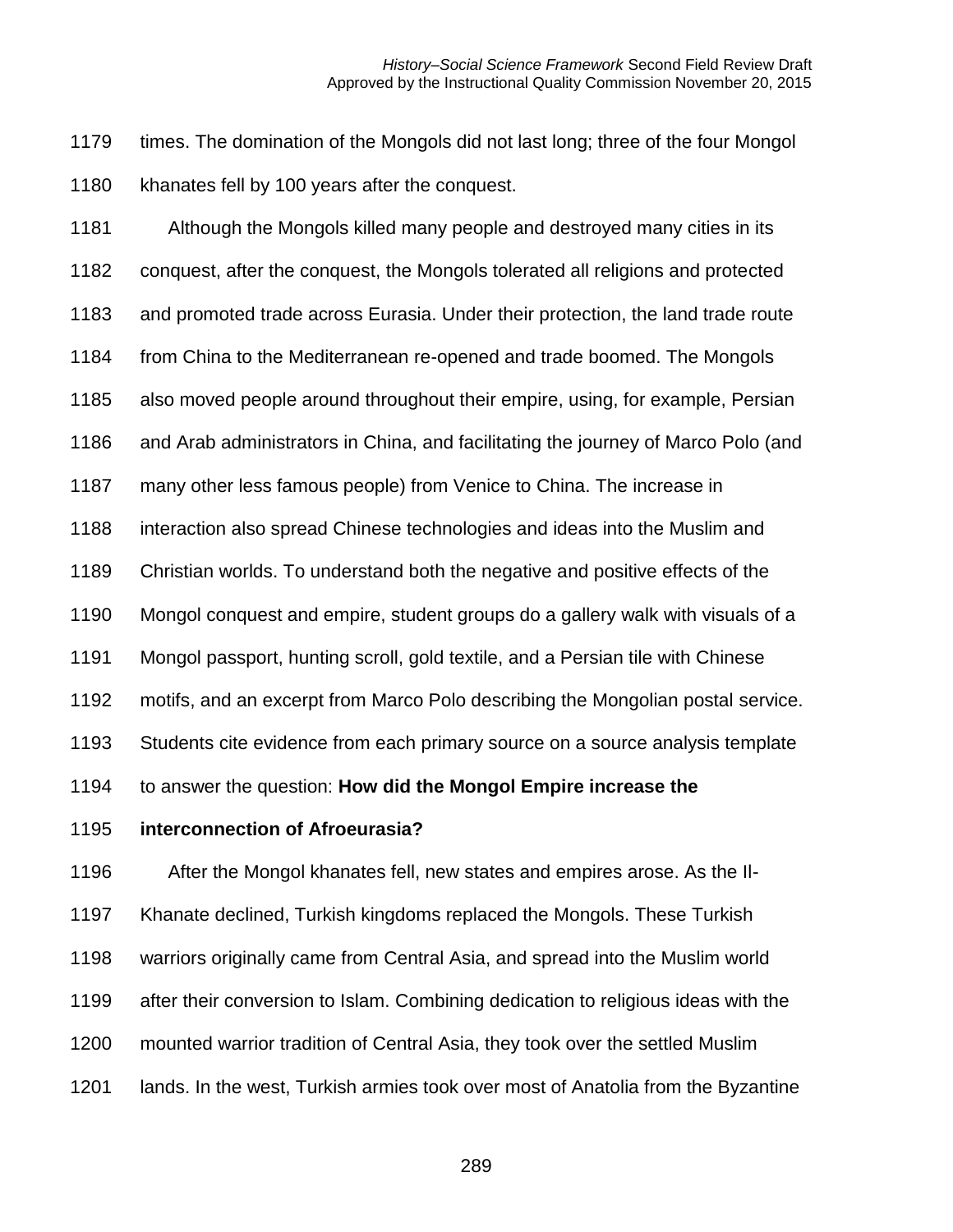times. The domination of the Mongols did not last long; three of the four Mongol khanates fell by 100 years after the conquest.

Although the Mongols killed many people and destroyed many cities in its conquest, after the conquest, the Mongols tolerated all religions and protected and promoted trade across Eurasia. Under their protection, the land trade route from China to the Mediterranean re-opened and trade boomed. The Mongols also moved people around throughout their empire, using, for example, Persian and Arab administrators in China, and facilitating the journey of Marco Polo (and many other less famous people) from Venice to China. The increase in interaction also spread Chinese technologies and ideas into the Muslim and Christian worlds. To understand both the negative and positive effects of the Mongol conquest and empire, student groups do a gallery walk with visuals of a Mongol passport, hunting scroll, gold textile, and a Persian tile with Chinese motifs, and an excerpt from Marco Polo describing the Mongolian postal service. Students cite evidence from each primary source on a source analysis template to answer the question: **How did the Mongol Empire increase the interconnection of Afroeurasia?**

After the Mongol khanates fell, new states and empires arose. As the Il-Khanate declined, Turkish kingdoms replaced the Mongols. These Turkish warriors originally came from Central Asia, and spread into the Muslim world after their conversion to Islam. Combining dedication to religious ideas with the mounted warrior tradition of Central Asia, they took over the settled Muslim lands. In the west, Turkish armies took over most of Anatolia from the Byzantine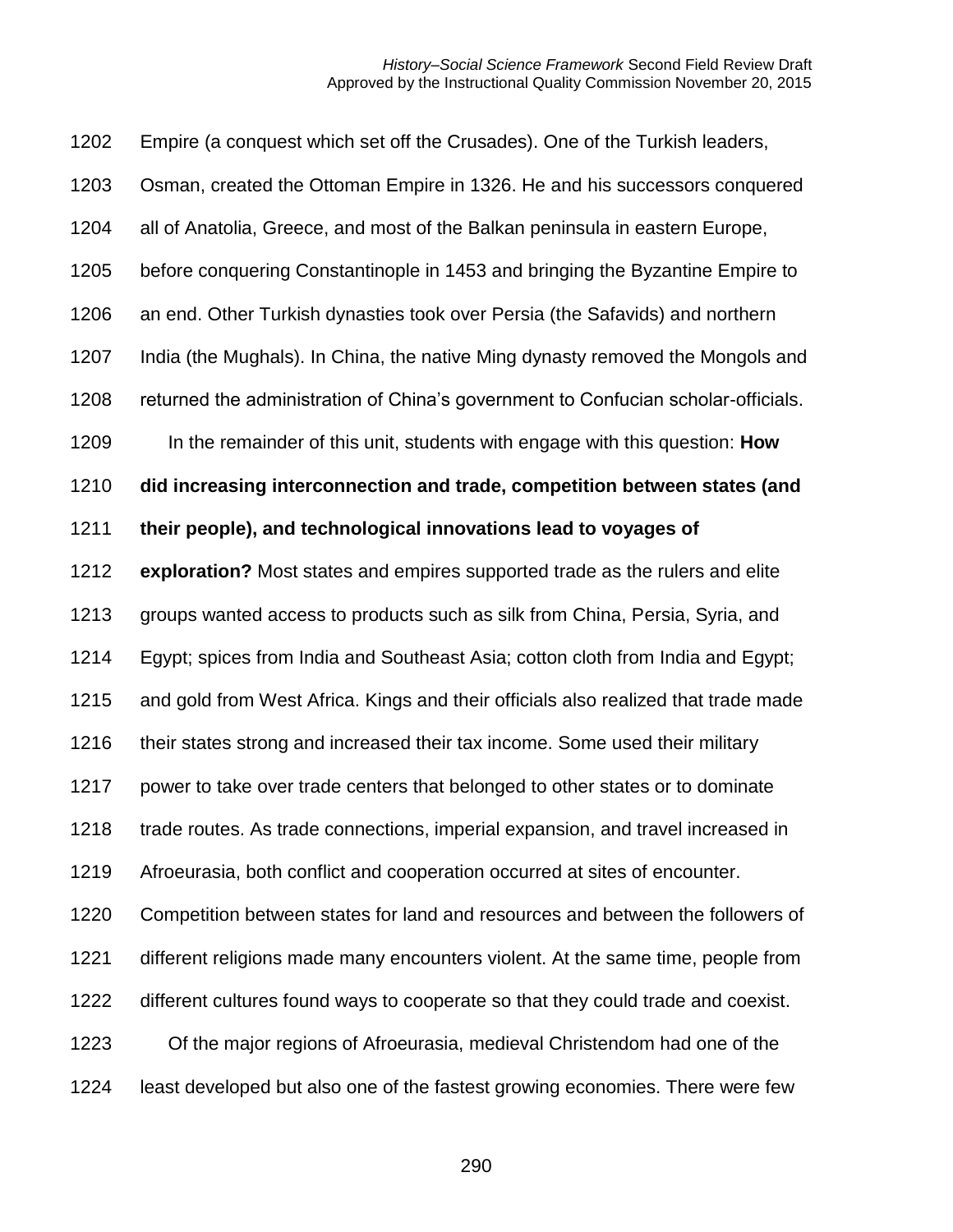Empire (a conquest which set off the Crusades). One of the Turkish leaders, Osman, created the Ottoman Empire in 1326. He and his successors conquered all of Anatolia, Greece, and most of the Balkan peninsula in eastern Europe, before conquering Constantinople in 1453 and bringing the Byzantine Empire to an end. Other Turkish dynasties took over Persia (the Safavids) and northern India (the Mughals). In China, the native Ming dynasty removed the Mongols and returned the administration of China's government to Confucian scholar-officials.

In the remainder of this unit, students with engage with this question: **How did increasing interconnection and trade, competition between states (and their people), and technological innovations lead to voyages of exploration?** Most states and empires supported trade as the rulers and elite groups wanted access to products such as silk from China, Persia, Syria, and Egypt; spices from India and Southeast Asia; cotton cloth from India and Egypt; and gold from West Africa. Kings and their officials also realized that trade made their states strong and increased their tax income. Some used their military power to take over trade centers that belonged to other states or to dominate trade routes. As trade connections, imperial expansion, and travel increased in Afroeurasia, both conflict and cooperation occurred at sites of encounter. Competition between states for land and resources and between the followers of different religions made many encounters violent. At the same time, people from different cultures found ways to cooperate so that they could trade and coexist.

Of the major regions of Afroeurasia, medieval Christendom had one of the least developed but also one of the fastest growing economies. There were few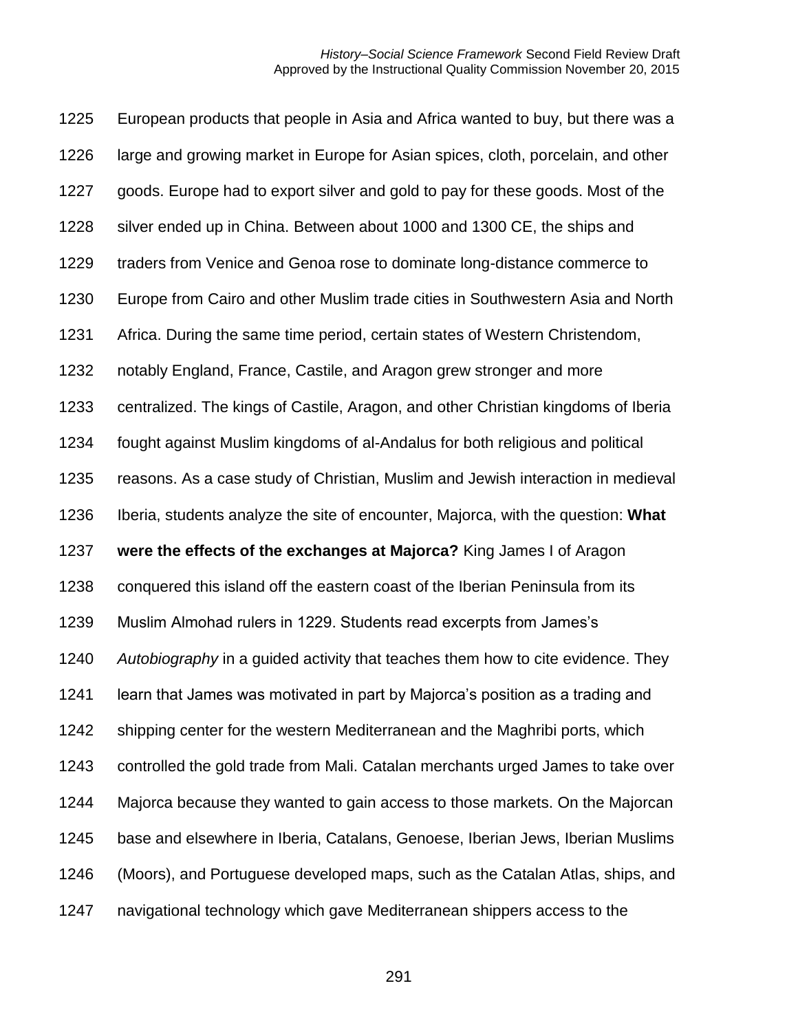European products that people in Asia and Africa wanted to buy, but there was a large and growing market in Europe for Asian spices, cloth, porcelain, and other goods. Europe had to export silver and gold to pay for these goods. Most of the silver ended up in China. Between about 1000 and 1300 CE, the ships and traders from Venice and Genoa rose to dominate long-distance commerce to Europe from Cairo and other Muslim trade cities in Southwestern Asia and North Africa. During the same time period, certain states of Western Christendom, notably England, France, Castile, and Aragon grew stronger and more centralized. The kings of Castile, Aragon, and other Christian kingdoms of Iberia fought against Muslim kingdoms of al-Andalus for both religious and political reasons. As a case study of Christian, Muslim and Jewish interaction in medieval Iberia, students analyze the site of encounter, Majorca, with the question: **What were the effects of the exchanges at Majorca?** King James I of Aragon conquered this island off the eastern coast of the Iberian Peninsula from its Muslim Almohad rulers in 1229. Students read excerpts from James's *Autobiography* in a guided activity that teaches them how to cite evidence. They learn that James was motivated in part by Majorca's position as a trading and shipping center for the western Mediterranean and the Maghribi ports, which controlled the gold trade from Mali. Catalan merchants urged James to take over Majorca because they wanted to gain access to those markets. On the Majorcan base and elsewhere in Iberia, Catalans, Genoese, Iberian Jews, Iberian Muslims (Moors), and Portuguese developed maps, such as the Catalan Atlas, ships, and navigational technology which gave Mediterranean shippers access to the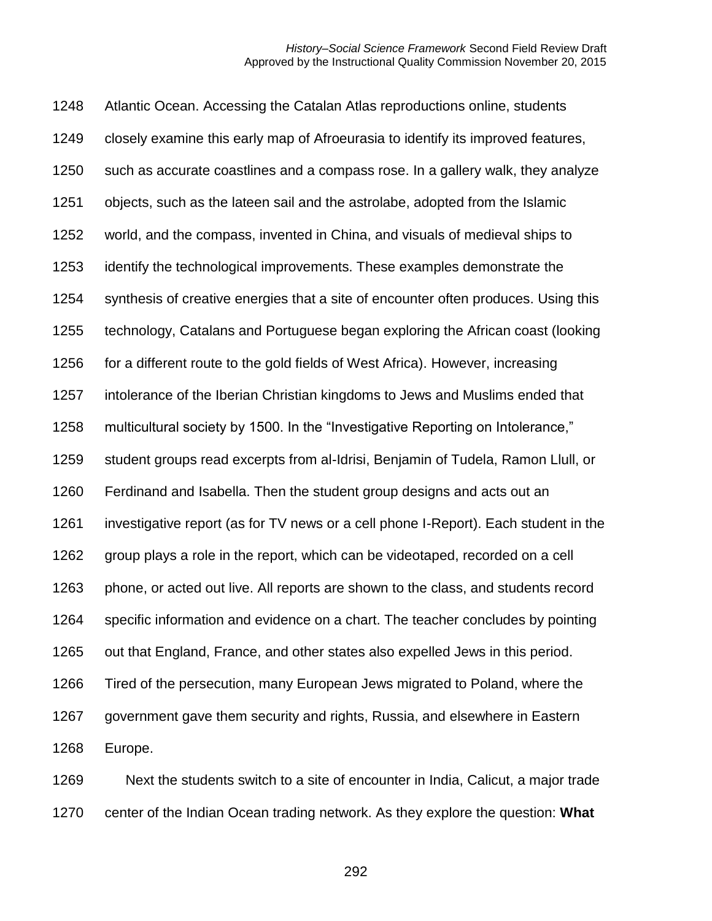Atlantic Ocean. Accessing the Catalan Atlas reproductions online, students closely examine this early map of Afroeurasia to identify its improved features, such as accurate coastlines and a compass rose. In a gallery walk, they analyze objects, such as the lateen sail and the astrolabe, adopted from the Islamic world, and the compass, invented in China, and visuals of medieval ships to identify the technological improvements. These examples demonstrate the synthesis of creative energies that a site of encounter often produces. Using this technology, Catalans and Portuguese began exploring the African coast (looking for a different route to the gold fields of West Africa). However, increasing intolerance of the Iberian Christian kingdoms to Jews and Muslims ended that multicultural society by 1500. In the "Investigative Reporting on Intolerance," student groups read excerpts from al-Idrisi, Benjamin of Tudela, Ramon Llull, or Ferdinand and Isabella. Then the student group designs and acts out an investigative report (as for TV news or a cell phone I-Report). Each student in the group plays a role in the report, which can be videotaped, recorded on a cell phone, or acted out live. All reports are shown to the class, and students record specific information and evidence on a chart. The teacher concludes by pointing out that England, France, and other states also expelled Jews in this period. Tired of the persecution, many European Jews migrated to Poland, where the government gave them security and rights, Russia, and elsewhere in Eastern Europe.

Next the students switch to a site of encounter in India, Calicut, a major trade center of the Indian Ocean trading network. As they explore the question: **What**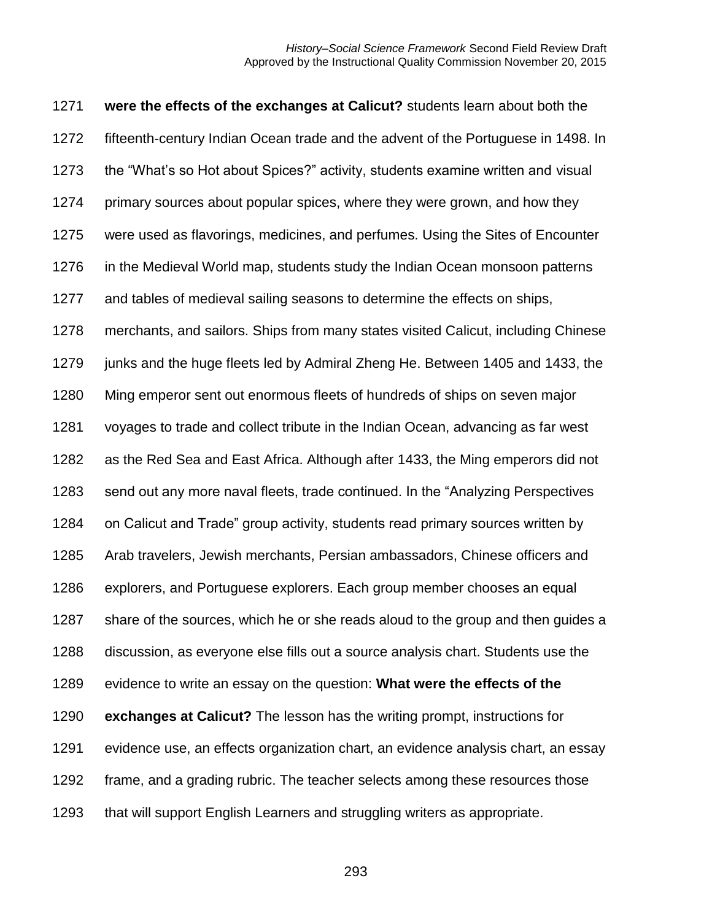**were the effects of the exchanges at Calicut?** students learn about both the fifteenth-century Indian Ocean trade and the advent of the Portuguese in 1498. In the “What’s so Hot about Spices?” activity, students examine written and visual primary sources about popular spices, where they were grown, and how they were used as flavorings, medicines, and perfumes. Using the Sites of Encounter in the Medieval World map, students study the Indian Ocean monsoon patterns and tables of medieval sailing seasons to determine the effects on ships, merchants, and sailors. Ships from many states visited Calicut, including Chinese junks and the huge fleets led by Admiral Zheng He. Between 1405 and 1433, the Ming emperor sent out enormous fleets of hundreds of ships on seven major voyages to trade and collect tribute in the Indian Ocean, advancing as far west as the Red Sea and East Africa. Although after 1433, the Ming emperors did not send out any more naval fleets, trade continued. In the “Analyzing Perspectives on Calicut and Trade” group activity, students read primary sources written by Arab travelers, Jewish merchants, Persian ambassadors, Chinese officers and explorers, and Portuguese explorers. Each group member chooses an equal share of the sources, which he or she reads aloud to the group and then guides a discussion, as everyone else fills out a source analysis chart. Students use the evidence to write an essay on the question: **What were the effects of the exchanges at Calicut?** The lesson has the writing prompt, instructions for evidence use, an effects organization chart, an evidence analysis chart, an essay frame, and a grading rubric. The teacher selects among these resources those that will support English Learners and struggling writers as appropriate.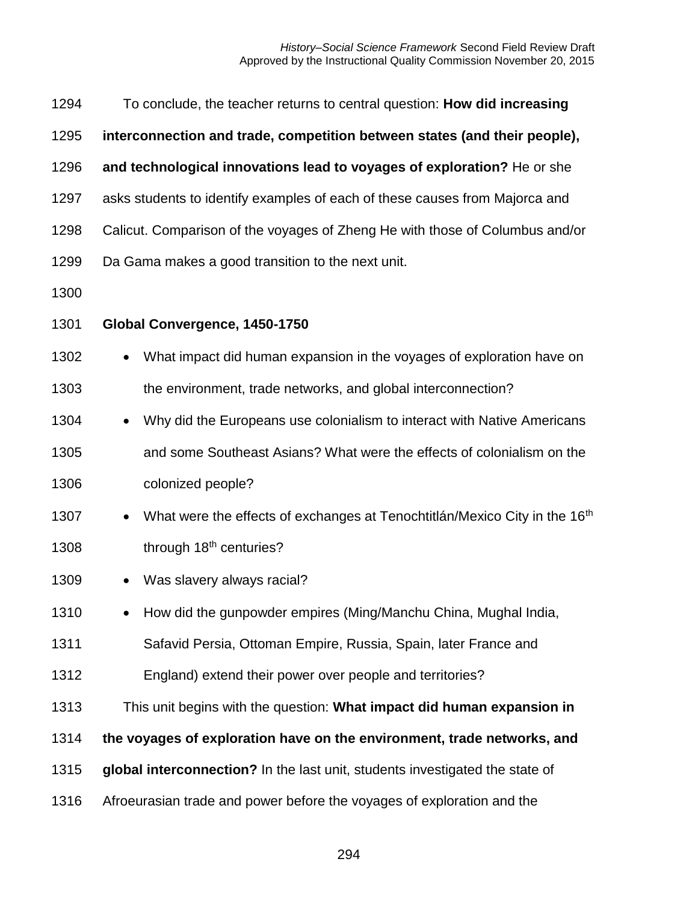To conclude, the teacher returns to central question: **How did increasing interconnection and trade, competition between states (and their people), and technological innovations lead to voyages of exploration?** He or she asks students to identify examples of each of these causes from Majorca and Calicut. Comparison of the voyages of Zheng He with those of Columbus and/or Da Gama makes a good transition to the next unit.

### Global Convergence, 1450-1750

- What impact did human expansion in the voyages of exploration have on the environment, trade networks, and global interconnection?
- Why did the Europeans use colonialism to interact with Native Americans and some Southeast Asians? What were the effects of colonialism on the colonized people?
- What were the effects of exchanges at Tenochtitlán/Mexico City in the 16th through 18th centuries?
- Was slavery always racial?
- How did the gunpowder empires (Ming/Manchu China, Mughal India, Safavid Persia, Ottoman Empire, Russia, Spain, later France and England) extend their power over people and territories?

This unit begins with the question: **What impact did human expansion in the voyages of exploration have on the environment, trade networks, and global interconnection?** In the last unit, students investigated the state of Afroeurasian trade and power before the voyages of exploration and the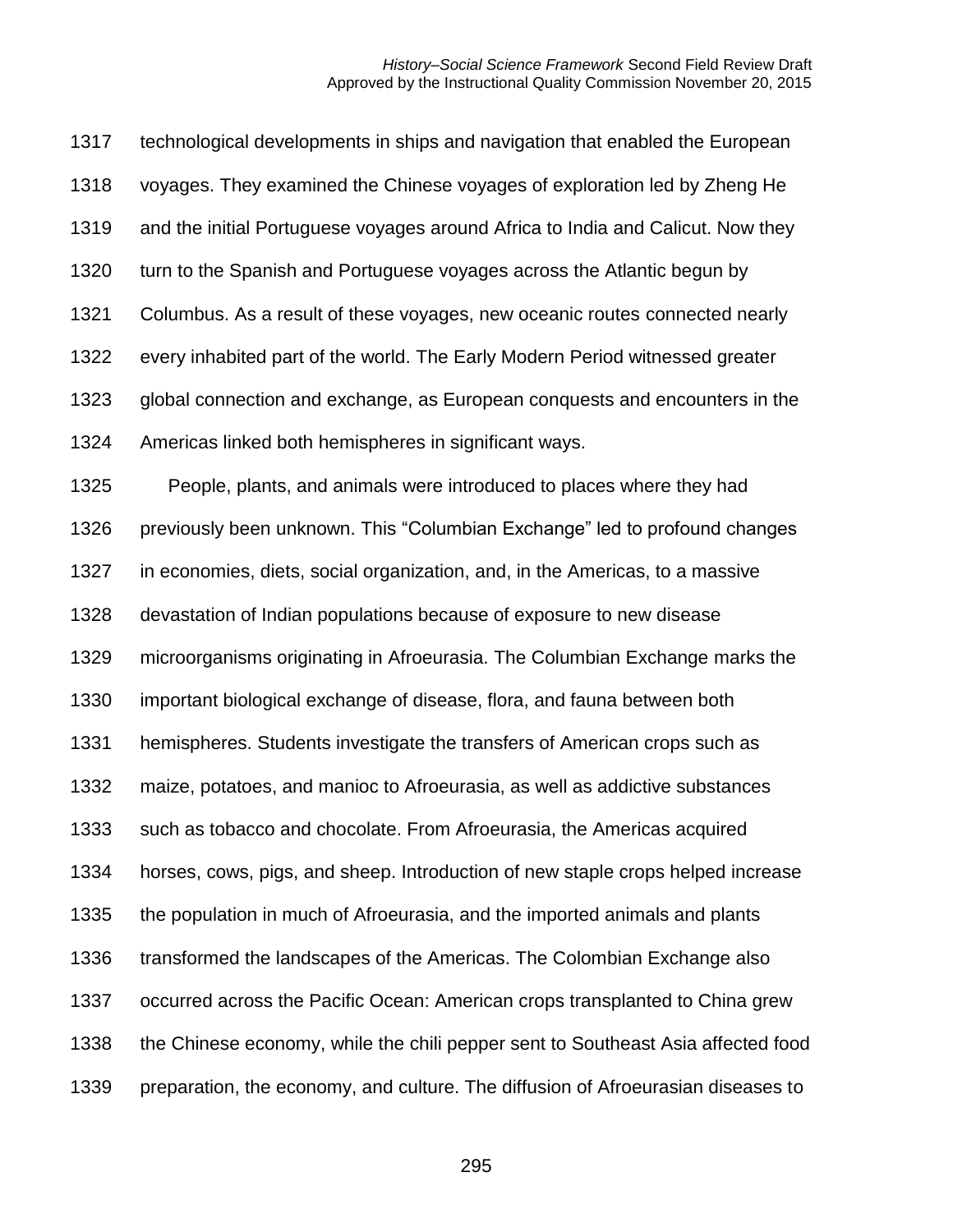technological developments in ships and navigation that enabled the European voyages. They examined the Chinese voyages of exploration led by Zheng He and the initial Portuguese voyages around Africa to India and Calicut. Now they turn to the Spanish and Portuguese voyages across the Atlantic begun by Columbus. As a result of these voyages, new oceanic routes connected nearly every inhabited part of the world. The Early Modern Period witnessed greater global connection and exchange, as European conquests and encounters in the Americas linked both hemispheres in significant ways.

People, plants, and animals were introduced to places where they had previously been unknown. This "Columbian Exchange" led to profound changes in economies, diets, social organization, and, in the Americas, to a massive devastation of Indian populations because of exposure to new disease microorganisms originating in Afroeurasia. The Columbian Exchange marks the important biological exchange of disease, flora, and fauna between both hemispheres. Students investigate the transfers of American crops such as maize, potatoes, and manioc to Afroeurasia, as well as addictive substances such as tobacco and chocolate. From Afroeurasia, the Americas acquired horses, cows, pigs, and sheep. Introduction of new staple crops helped increase the population in much of Afroeurasia, and the imported animals and plants transformed the landscapes of the Americas. The Colombian Exchange also occurred across the Pacific Ocean: American crops transplanted to China grew the Chinese economy, while the chili pepper sent to Southeast Asia affected food preparation, the economy, and culture. The diffusion of Afroeurasian diseases to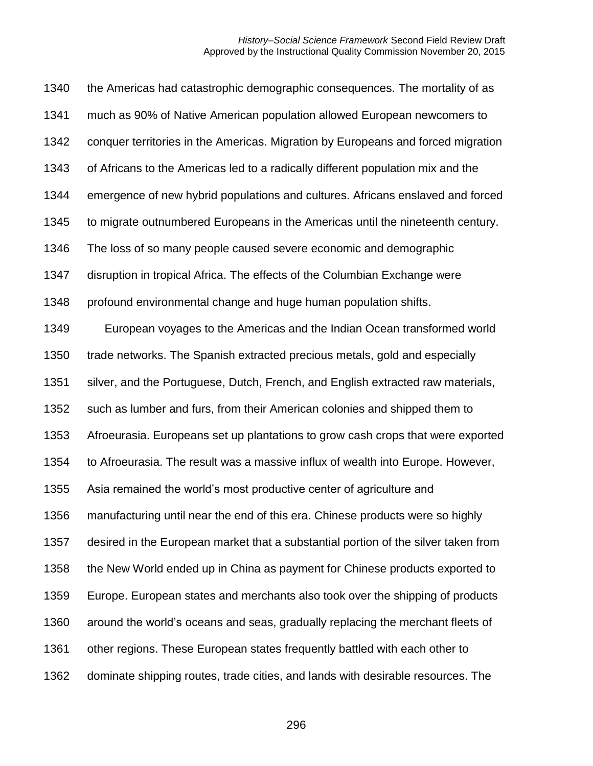the Americas had catastrophic demographic consequences. The mortality of as much as 90% of Native American population allowed European newcomers to conquer territories in the Americas. Migration by Europeans and forced migration of Africans to the Americas led to a radically different population mix and the emergence of new hybrid populations and cultures. Africans enslaved and forced to migrate outnumbered Europeans in the Americas until the nineteenth century. The loss of so many people caused severe economic and demographic disruption in tropical Africa. The effects of the Columbian Exchange were profound environmental change and huge human population shifts.

European voyages to the Americas and the Indian Ocean transformed world trade networks. The Spanish extracted precious metals, gold and especially silver, and the Portuguese, Dutch, French, and English extracted raw materials, such as lumber and furs, from their American colonies and shipped them to Afroeurasia. Europeans set up plantations to grow cash crops that were exported to Afroeurasia. The result was a massive influx of wealth into Europe. However, Asia remained the world's most productive center of agriculture and manufacturing until near the end of this era. Chinese products were so highly desired in the European market that a substantial portion of the silver taken from the New World ended up in China as payment for Chinese products exported to Europe. European states and merchants also took over the shipping of products around the world's oceans and seas, gradually replacing the merchant fleets of other regions. These European states frequently battled with each other to dominate shipping routes, trade cities, and lands with desirable resources. The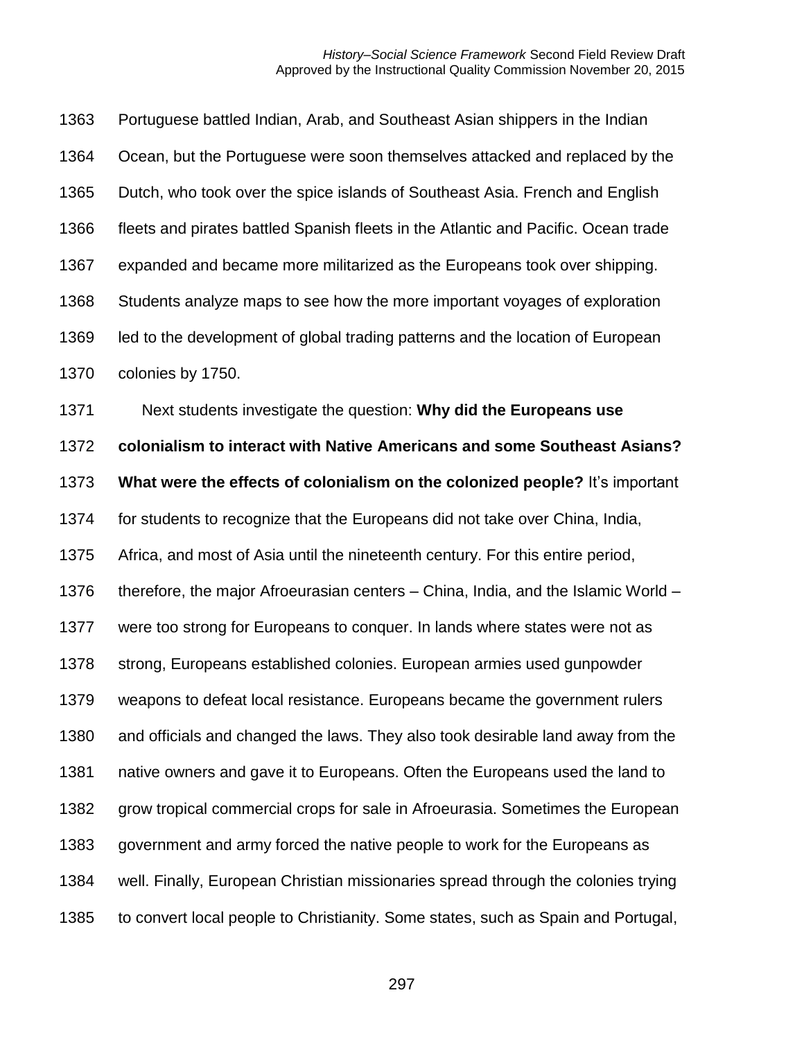Portuguese battled Indian, Arab, and Southeast Asian shippers in the Indian Ocean, but the Portuguese were soon themselves attacked and replaced by the Dutch, who took over the spice islands of Southeast Asia. French and English fleets and pirates battled Spanish fleets in the Atlantic and Pacific. Ocean trade expanded and became more militarized as the Europeans took over shipping. Students analyze maps to see how the more important voyages of exploration led to the development of global trading patterns and the location of European colonies by 1750.

Next students investigate the question: **Why did the Europeans use colonialism to interact with Native Americans and some Southeast Asians? What were the effects of colonialism on the colonized people?** It's important for students to recognize that the Europeans did not take over China, India, Africa, and most of Asia until the nineteenth century. For this entire period, therefore, the major Afroeurasian centers – China, India, and the Islamic World – were too strong for Europeans to conquer. In lands where states were not as strong, Europeans established colonies. European armies used gunpowder weapons to defeat local resistance. Europeans became the government rulers and officials and changed the laws. They also took desirable land away from the native owners and gave it to Europeans. Often the Europeans used the land to grow tropical commercial crops for sale in Afroeurasia. Sometimes the European government and army forced the native people to work for the Europeans as well. Finally, European Christian missionaries spread through the colonies trying to convert local people to Christianity. Some states, such as Spain and Portugal,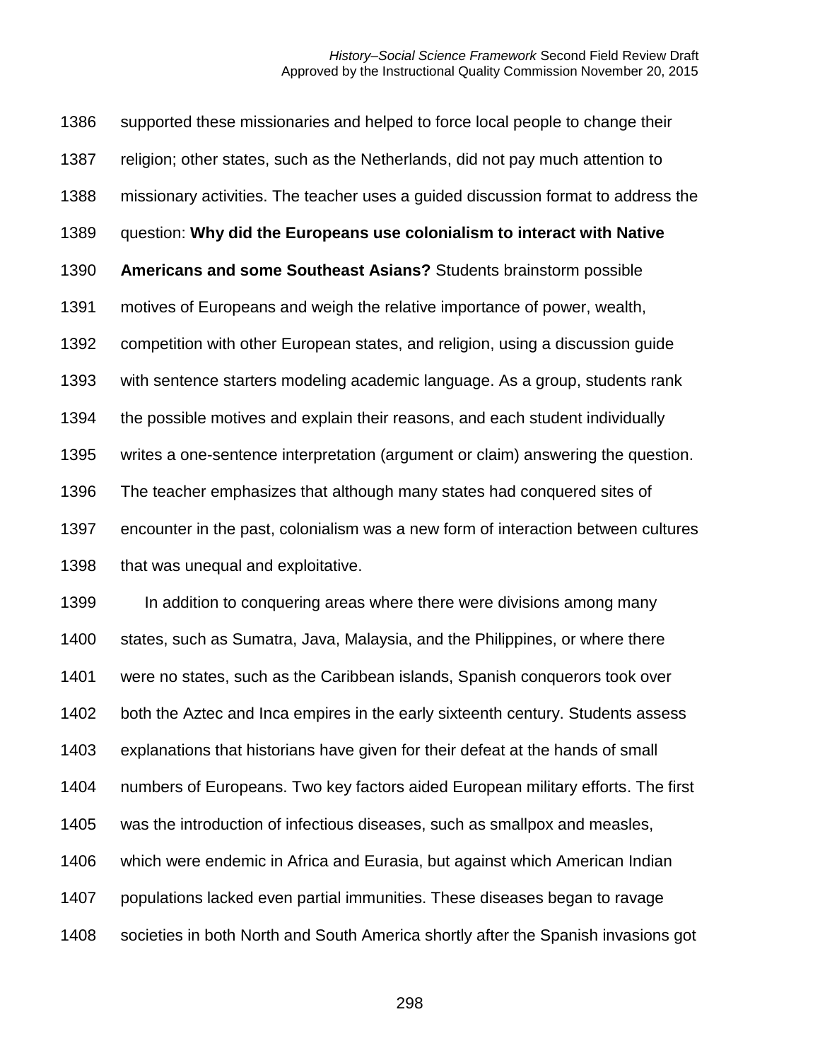supported these missionaries and helped to force local people to change their religion; other states, such as the Netherlands, did not pay much attention to missionary activities. The teacher uses a guided discussion format to address the question: **Why did the Europeans use colonialism to interact with Native Americans and some Southeast Asians?** Students brainstorm possible motives of Europeans and weigh the relative importance of power, wealth, competition with other European states, and religion, using a discussion guide with sentence starters modeling academic language. As a group, students rank the possible motives and explain their reasons, and each student individually writes a one-sentence interpretation (argument or claim) answering the question. The teacher emphasizes that although many states had conquered sites of encounter in the past, colonialism was a new form of interaction between cultures that was unequal and exploitative.

In addition to conquering areas where there were divisions among many states, such as Sumatra, Java, Malaysia, and the Philippines, or where there were no states, such as the Caribbean islands, Spanish conquerors took over both the Aztec and Inca empires in the early sixteenth century. Students assess explanations that historians have given for their defeat at the hands of small numbers of Europeans. Two key factors aided European military efforts. The first was the introduction of infectious diseases, such as smallpox and measles, which were endemic in Africa and Eurasia, but against which American Indian populations lacked even partial immunities. These diseases began to ravage societies in both North and South America shortly after the Spanish invasions got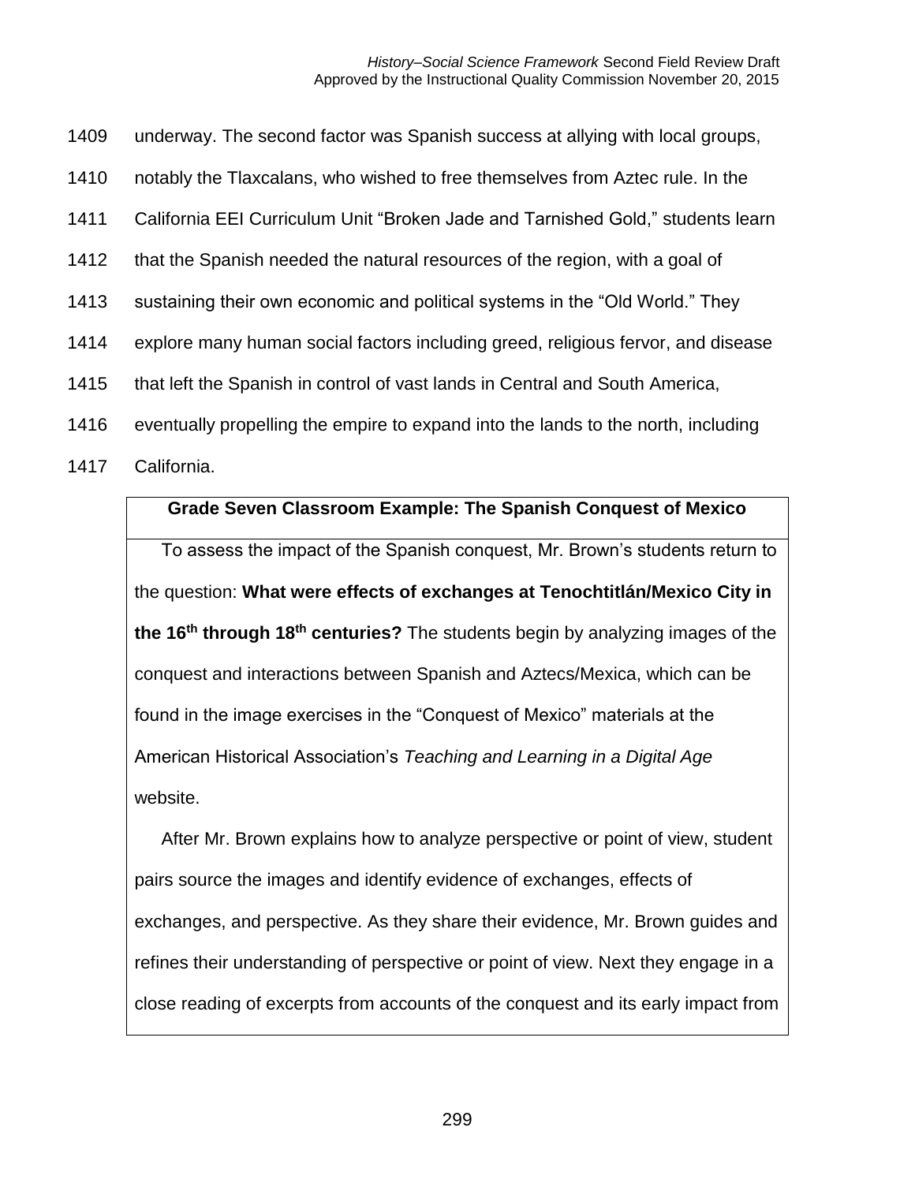underway. The second factor was Spanish success at allying with local groups, notably the Tlaxcalans, who wished to free themselves from Aztec rule. In the California EEI Curriculum Unit "Broken Jade and Tarnished Gold," students learn that the Spanish needed the natural resources of the region, with a goal of sustaining their own economic and political systems in the "Old World." They explore many human social factors including greed, religious fervor, and disease that left the Spanish in control of vast lands in Central and South America, eventually propelling the empire to expand into the lands to the north, including California.

**Grade Seven Classroom Example: The Spanish Conquest of Mexico**

To assess the impact of the Spanish conquest, Mr. Brown's students return to the question: **What were effects of exchanges at Tenochtitlán/Mexico City in the 16th through 18th centuries?** The students begin by analyzing images of the conquest and interactions between Spanish and Aztecs/Mexica, which can be found in the image exercises in the "Conquest of Mexico" materials at the American Historical Association's *Teaching and Learning in a Digital Age* website.

After Mr. Brown explains how to analyze perspective or point of view, student pairs source the images and identify evidence of exchanges, effects of exchanges, and perspective. As they share their evidence, Mr. Brown guides and refines their understanding of perspective or point of view. Next they engage in a close reading of excerpts from accounts of the conquest and its early impact from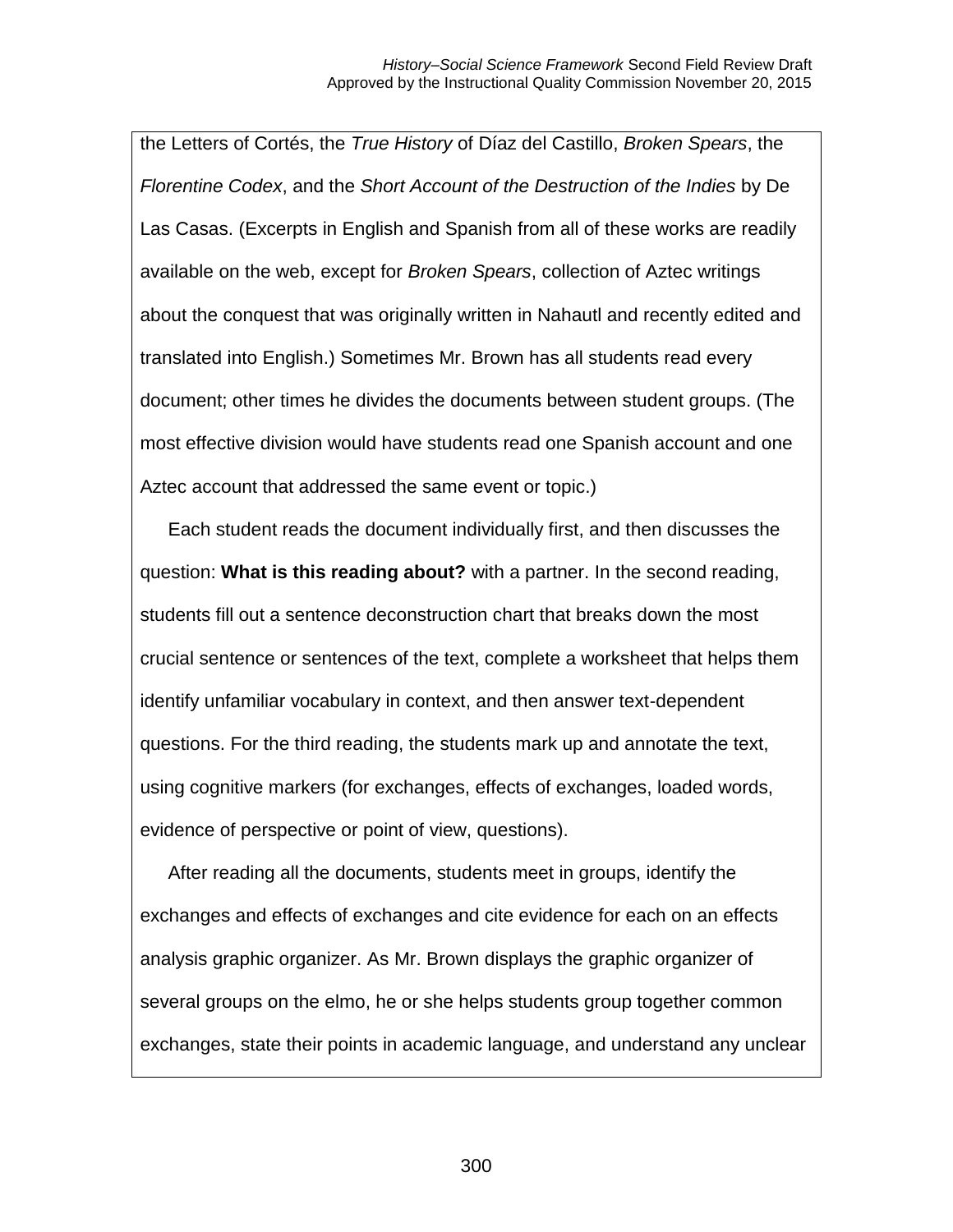the Letters of Cortés, the *True History* of Díaz del Castillo, *Broken Spears*, the *Florentine Codex*, and the *Short Account of the Destruction of the Indies* by De Las Casas. (Excerpts in English and Spanish from all of these works are readily available on the web, except for *Broken Spears*, collection of Aztec writings about the conquest that was originally written in Nahautl and recently edited and translated into English.) Sometimes Mr. Brown has all students read every document; other times he divides the documents between student groups. (The most effective division would have students read one Spanish account and one Aztec account that addressed the same event or topic.)

Each student reads the document individually first, and then discusses the question: **What is this reading about?** with a partner. In the second reading, students fill out a sentence deconstruction chart that breaks down the most crucial sentence or sentences of the text, complete a worksheet that helps them identify unfamiliar vocabulary in context, and then answer text-dependent questions. For the third reading, the students mark up and annotate the text, using cognitive markers (for exchanges, effects of exchanges, loaded words, evidence of perspective or point of view, questions).

After reading all the documents, students meet in groups, identify the exchanges and effects of exchanges and cite evidence for each on an effects analysis graphic organizer. As Mr. Brown displays the graphic organizer of several groups on the elmo, he or she helps students group together common exchanges, state their points in academic language, and understand any unclear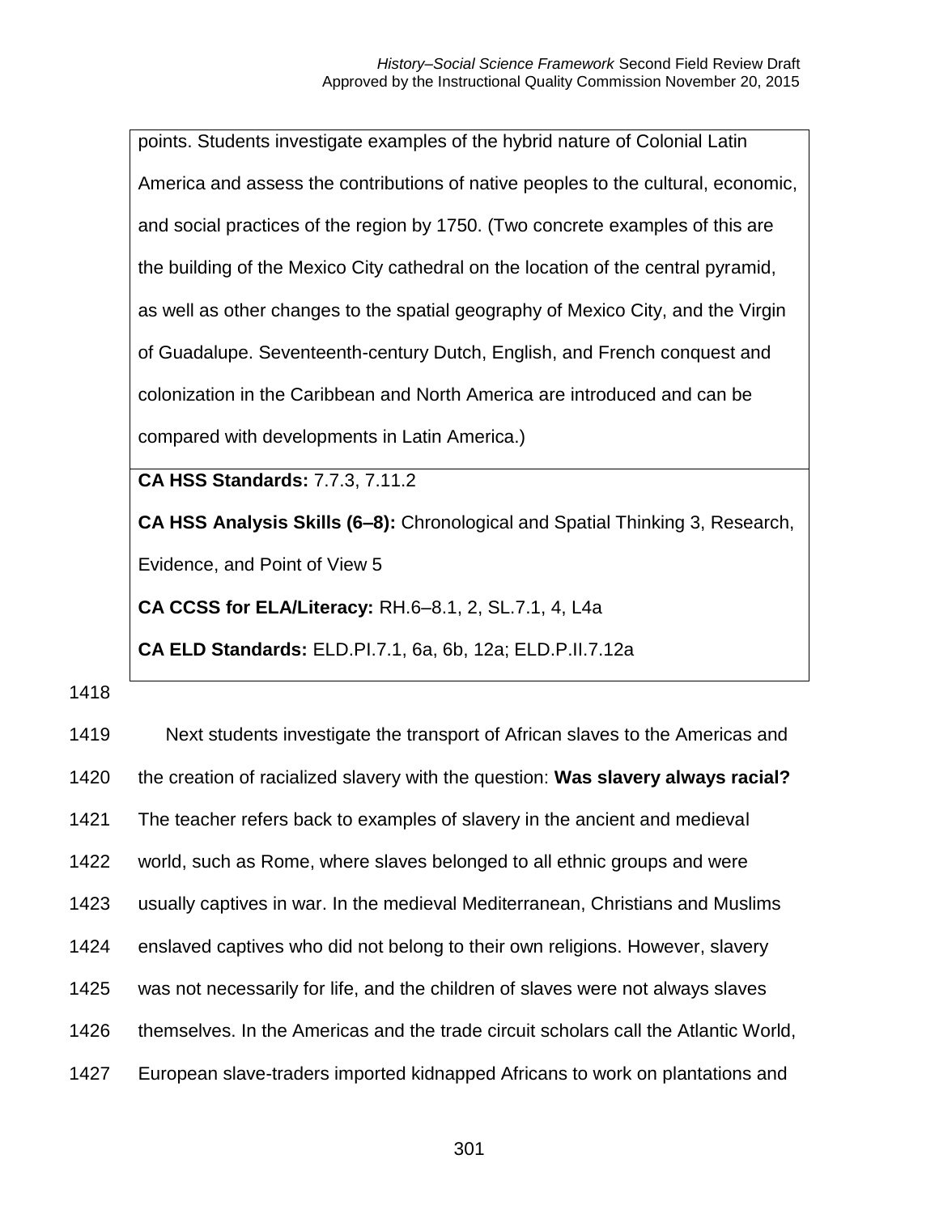points. Students investigate examples of the hybrid nature of Colonial Latin America and assess the contributions of native peoples to the cultural, economic, and social practices of the region by 1750. (Two concrete examples of this are the building of the Mexico City cathedral on the location of the central pyramid, as well as other changes to the spatial geography of Mexico City, and the Virgin of Guadalupe. Seventeenth-century Dutch, English, and French conquest and colonization in the Caribbean and North America are introduced and can be compared with developments in Latin America.)

**CA HSS Standards:** 7.7.3, 7.11.2

**CA HSS Analysis Skills (6–8):** Chronological and Spatial Thinking 3, Research, Evidence, and Point of View 5

**CA CCSS for ELA/Literacy:** RH.6–8.1, 2, SL.7.1, 4, L4a

**CA ELD Standards:** ELD.PI.7.1, 6a, 6b, 12a; ELD.P.II.7.12a

Next students investigate the transport of African slaves to the Americas and the creation of racialized slavery with the question: **Was slavery always racial?** The teacher refers back to examples of slavery in the ancient and medieval world, such as Rome, where slaves belonged to all ethnic groups and were usually captives in war. In the medieval Mediterranean, Christians and Muslims enslaved captives who did not belong to their own religions. However, slavery was not necessarily for life, and the children of slaves were not always slaves themselves. In the Americas and the trade circuit scholars call the Atlantic World, European slave-traders imported kidnapped Africans to work on plantations and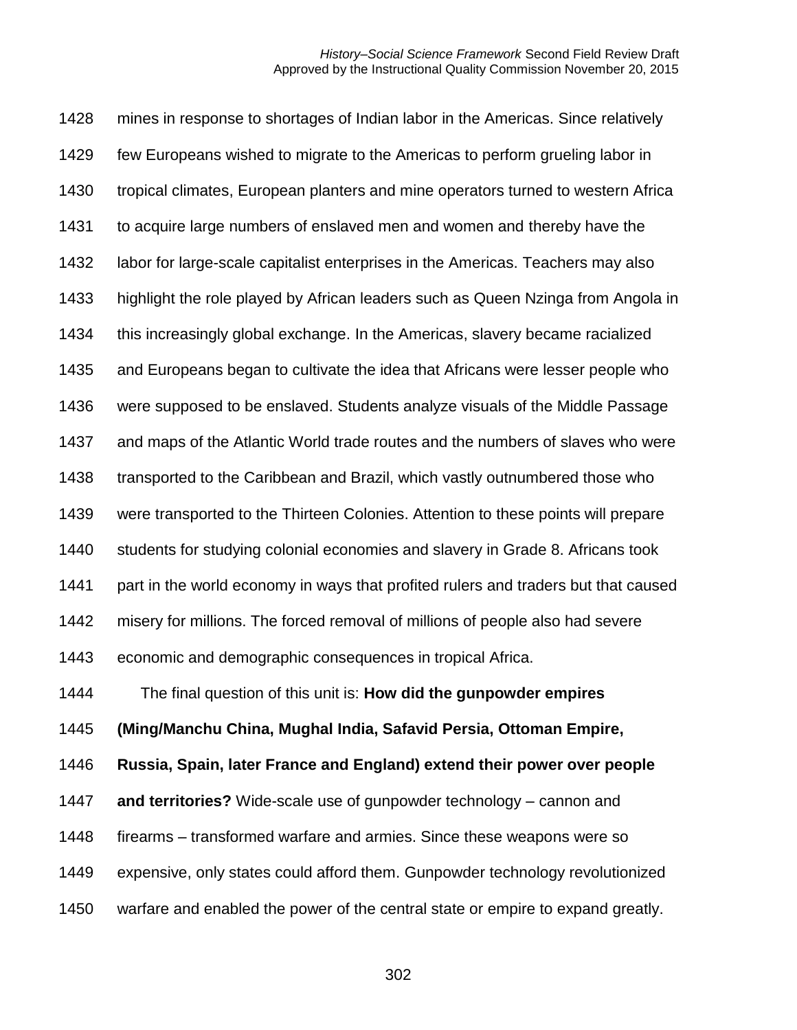mines in response to shortages of Indian labor in the Americas. Since relatively few Europeans wished to migrate to the Americas to perform grueling labor in tropical climates, European planters and mine operators turned to western Africa to acquire large numbers of enslaved men and women and thereby have the labor for large-scale capitalist enterprises in the Americas. Teachers may also highlight the role played by African leaders such as Queen Nzinga from Angola in this increasingly global exchange. In the Americas, slavery became racialized and Europeans began to cultivate the idea that Africans were lesser people who were supposed to be enslaved. Students analyze visuals of the Middle Passage and maps of the Atlantic World trade routes and the numbers of slaves who were transported to the Caribbean and Brazil, which vastly outnumbered those who were transported to the Thirteen Colonies. Attention to these points will prepare students for studying colonial economies and slavery in Grade 8. Africans took part in the world economy in ways that profited rulers and traders but that caused misery for millions. The forced removal of millions of people also had severe economic and demographic consequences in tropical Africa.

The final question of this unit is: **How did the gunpowder empires (Ming/Manchu China, Mughal India, Safavid Persia, Ottoman Empire, Russia, Spain, later France and England) extend their power over people and territories?** Wide-scale use of gunpowder technology – cannon and firearms – transformed warfare and armies. Since these weapons were so expensive, only states could afford them. Gunpowder technology revolutionized warfare and enabled the power of the central state or empire to expand greatly.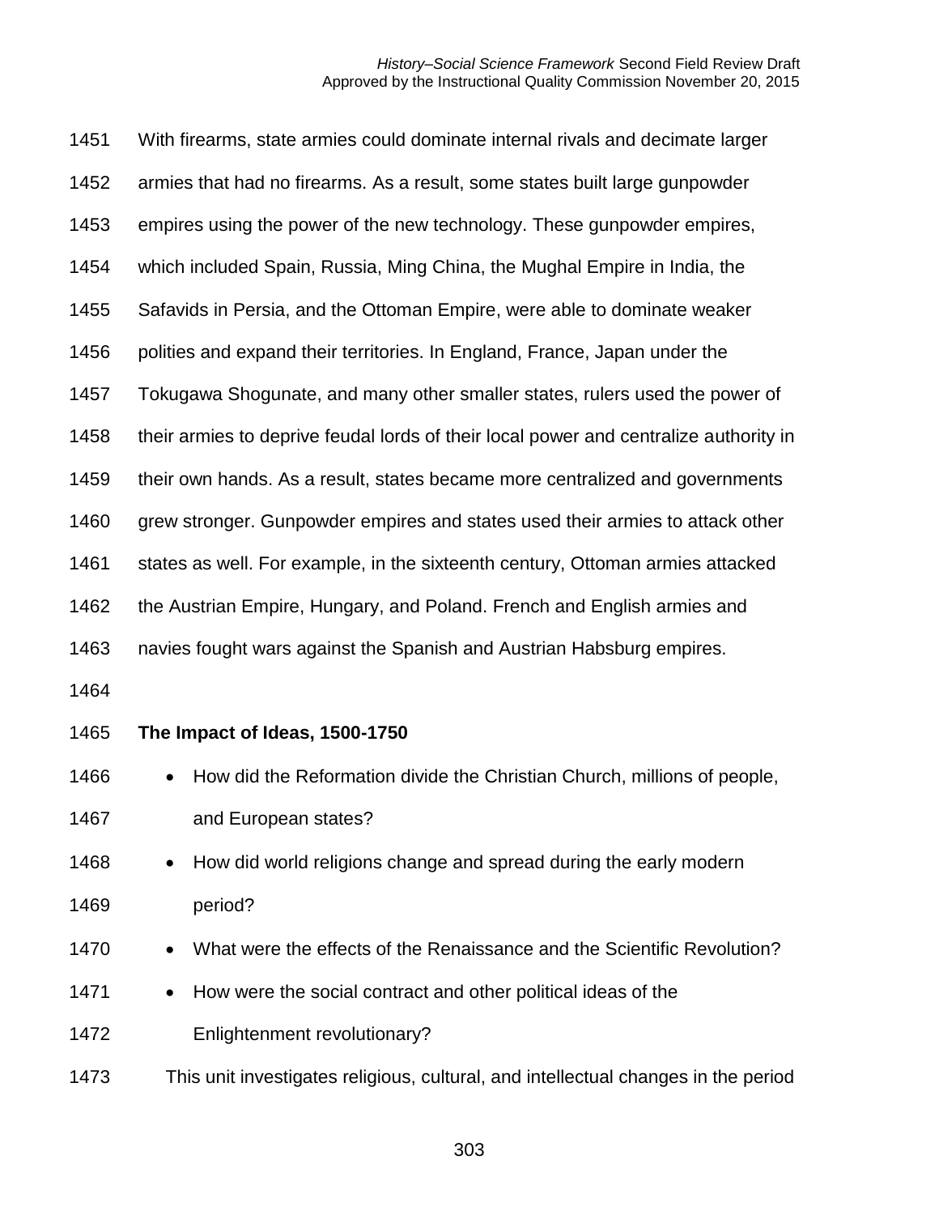With firearms, state armies could dominate internal rivals and decimate larger armies that had no firearms. As a result, some states built large gunpowder empires using the power of the new technology. These gunpowder empires, which included Spain, Russia, Ming China, the Mughal Empire in India, the Safavids in Persia, and the Ottoman Empire, were able to dominate weaker polities and expand their territories. In England, France, Japan under the Tokugawa Shogunate, and many other smaller states, rulers used the power of their armies to deprive feudal lords of their local power and centralize authority in their own hands. As a result, states became more centralized and governments grew stronger. Gunpowder empires and states used their armies to attack other states as well. For example, in the sixteenth century, Ottoman armies attacked the Austrian Empire, Hungary, and Poland. French and English armies and navies fought wars against the Spanish and Austrian Habsburg empires.

**The Impact of Ideas, 1500-1750**

- How did the Reformation divide the Christian Church, millions of people, and European states?
- How did world religions change and spread during the early modern period?
- What were the effects of the Renaissance and the Scientific Revolution?
- How were the social contract and other political ideas of the Enlightenment revolutionary?

This unit investigates religious, cultural, and intellectual changes in the period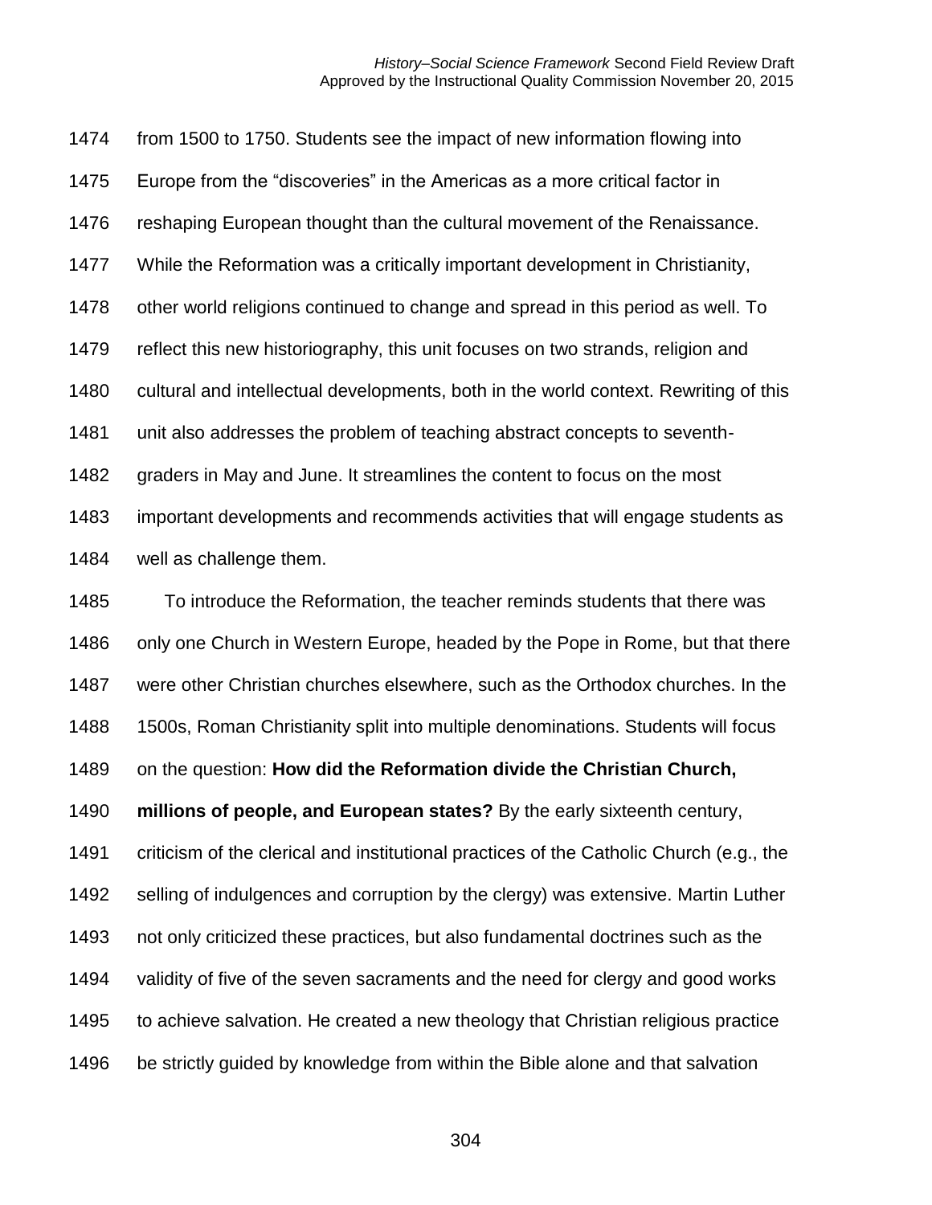from 1500 to 1750. Students see the impact of new information flowing into Europe from the "discoveries" in the Americas as a more critical factor in reshaping European thought than the cultural movement of the Renaissance. While the Reformation was a critically important development in Christianity, other world religions continued to change and spread in this period as well. To reflect this new historiography, this unit focuses on two strands, religion and cultural and intellectual developments, both in the world context. Rewriting of this unit also addresses the problem of teaching abstract concepts to seventh-graders in May and June. It streamlines the content to focus on the most important developments and recommends activities that will engage students as well as challenge them.

To introduce the Reformation, the teacher reminds students that there was only one Church in Western Europe, headed by the Pope in Rome, but that there were other Christian churches elsewhere, such as the Orthodox churches. In the 1500s, Roman Christianity split into multiple denominations. Students will focus on the question: **How did the Reformation divide the Christian Church, millions of people, and European states?** By the early sixteenth century, criticism of the clerical and institutional practices of the Catholic Church (e.g., the selling of indulgences and corruption by the clergy) was extensive. Martin Luther not only criticized these practices, but also fundamental doctrines such as the validity of five of the seven sacraments and the need for clergy and good works to achieve salvation. He created a new theology that Christian religious practice be strictly guided by knowledge from within the Bible alone and that salvation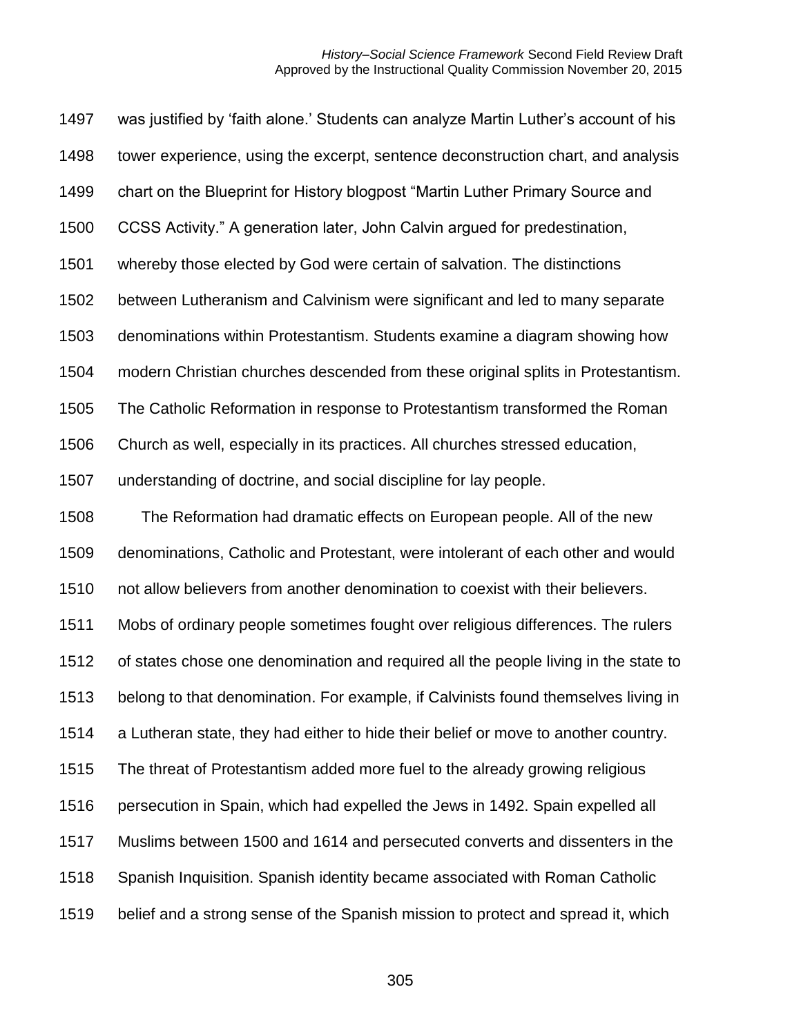was justified by 'faith alone.' Students can analyze Martin Luther's account of his tower experience, using the excerpt, sentence deconstruction chart, and analysis chart on the Blueprint for History blogpost "Martin Luther Primary Source and CCSS Activity." A generation later, John Calvin argued for predestination, whereby those elected by God were certain of salvation. The distinctions between Lutheranism and Calvinism were significant and led to many separate denominations within Protestantism. Students examine a diagram showing how modern Christian churches descended from these original splits in Protestantism. The Catholic Reformation in response to Protestantism transformed the Roman Church as well, especially in its practices. All churches stressed education, understanding of doctrine, and social discipline for lay people.

The Reformation had dramatic effects on European people. All of the new denominations, Catholic and Protestant, were intolerant of each other and would not allow believers from another denomination to coexist with their believers. Mobs of ordinary people sometimes fought over religious differences. The rulers of states chose one denomination and required all the people living in the state to belong to that denomination. For example, if Calvinists found themselves living in a Lutheran state, they had either to hide their belief or move to another country. The threat of Protestantism added more fuel to the already growing religious persecution in Spain, which had expelled the Jews in 1492. Spain expelled all Muslims between 1500 and 1614 and persecuted converts and dissenters in the Spanish Inquisition. Spanish identity became associated with Roman Catholic belief and a strong sense of the Spanish mission to protect and spread it, which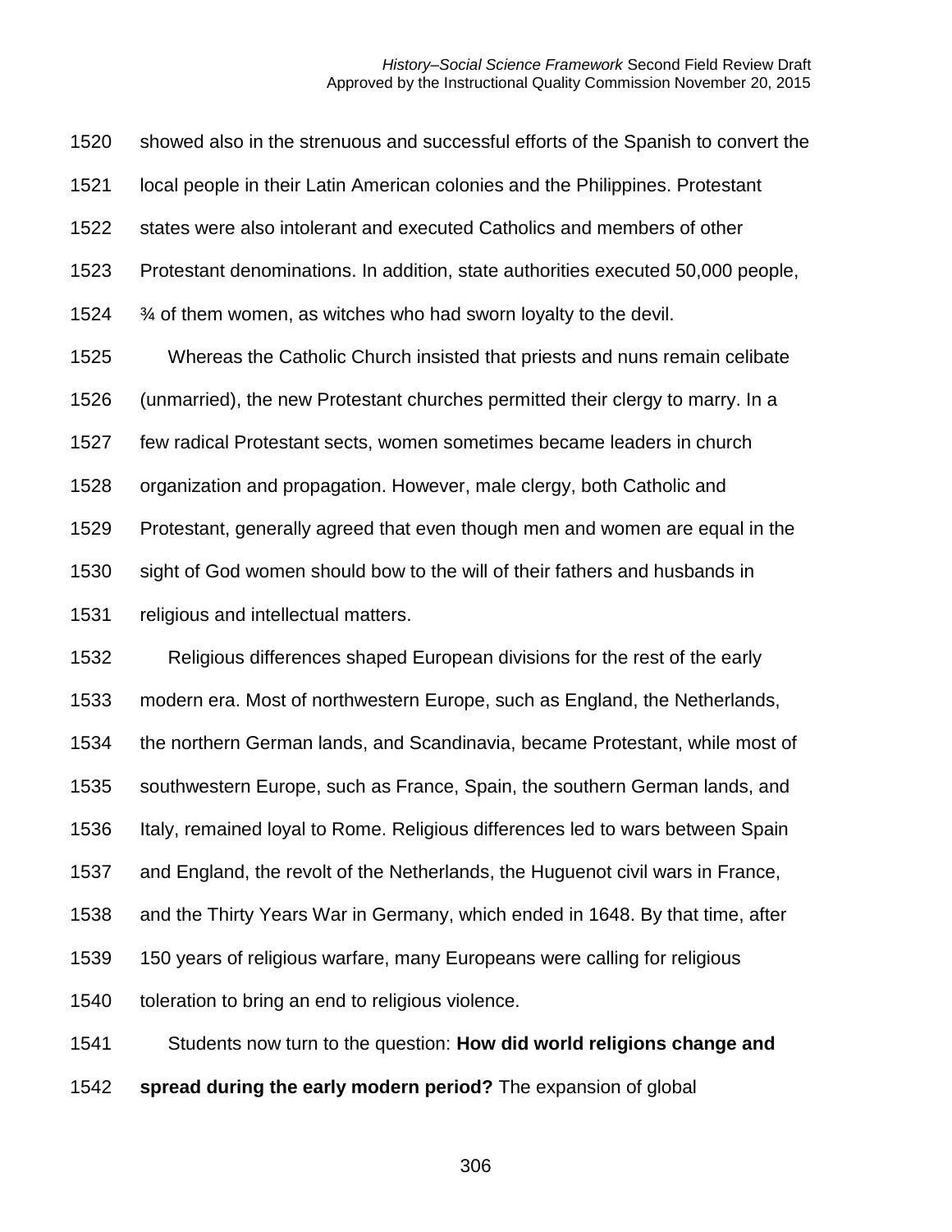showed also in the strenuous and successful efforts of the Spanish to convert the local people in their Latin American colonies and the Philippines. Protestant states were also intolerant and executed Catholics and members of other Protestant denominations. In addition, state authorities executed 50,000 people, ¾ of them women, as witches who had sworn loyalty to the devil.

Whereas the Catholic Church insisted that priests and nuns remain celibate (unmarried), the new Protestant churches permitted their clergy to marry. In a few radical Protestant sects, women sometimes became leaders in church organization and propagation. However, male clergy, both Catholic and Protestant, generally agreed that even though men and women are equal in the sight of God women should bow to the will of their fathers and husbands in religious and intellectual matters.

Religious differences shaped European divisions for the rest of the early modern era. Most of northwestern Europe, such as England, the Netherlands, the northern German lands, and Scandinavia, became Protestant, while most of southwestern Europe, such as France, Spain, the southern German lands, and Italy, remained loyal to Rome. Religious differences led to wars between Spain and England, the revolt of the Netherlands, the Huguenot civil wars in France, and the Thirty Years War in Germany, which ended in 1648. By that time, after 150 years of religious warfare, many Europeans were calling for religious toleration to bring an end to religious violence.

Students now turn to the question: **How did world religions change and spread during the early modern period?** The expansion of global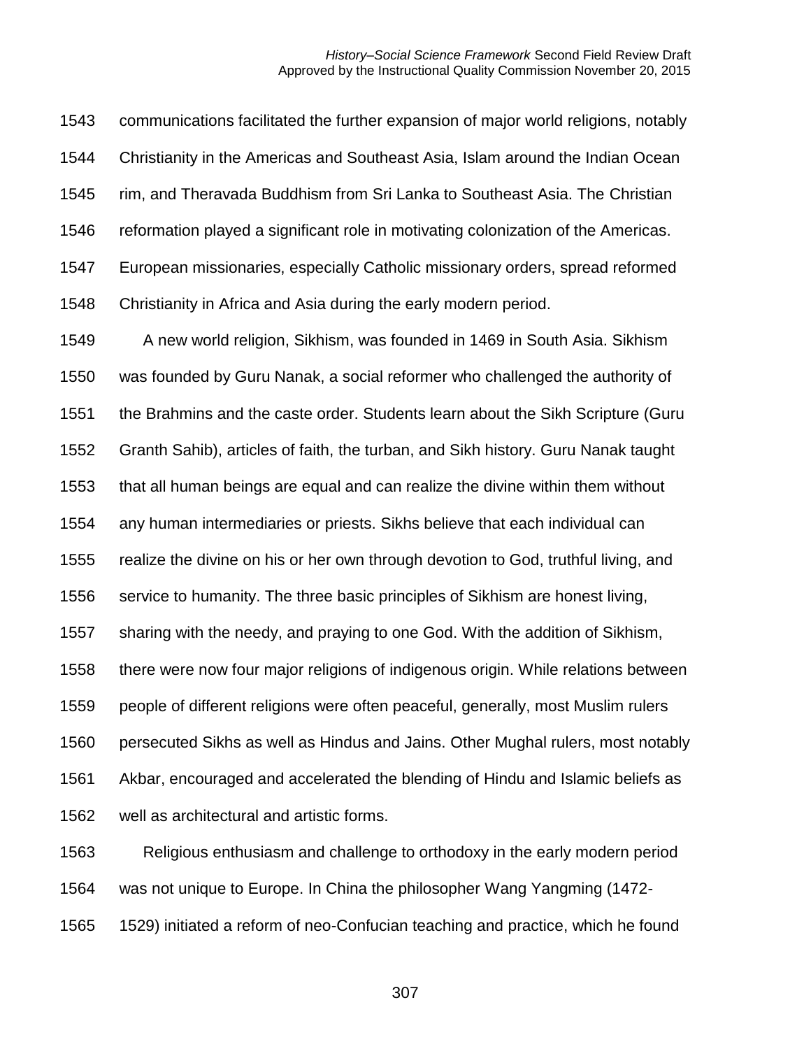communications facilitated the further expansion of major world religions, notably Christianity in the Americas and Southeast Asia, Islam around the Indian Ocean rim, and Theravada Buddhism from Sri Lanka to Southeast Asia. The Christian reformation played a significant role in motivating colonization of the Americas. European missionaries, especially Catholic missionary orders, spread reformed Christianity in Africa and Asia during the early modern period.

A new world religion, Sikhism, was founded in 1469 in South Asia. Sikhism was founded by Guru Nanak, a social reformer who challenged the authority of the Brahmins and the caste order. Students learn about the Sikh Scripture (Guru Granth Sahib), articles of faith, the turban, and Sikh history. Guru Nanak taught that all human beings are equal and can realize the divine within them without any human intermediaries or priests. Sikhs believe that each individual can realize the divine on his or her own through devotion to God, truthful living, and service to humanity. The three basic principles of Sikhism are honest living, sharing with the needy, and praying to one God. With the addition of Sikhism, there were now four major religions of indigenous origin. While relations between people of different religions were often peaceful, generally, most Muslim rulers persecuted Sikhs as well as Hindus and Jains. Other Mughal rulers, most notably Akbar, encouraged and accelerated the blending of Hindu and Islamic beliefs as well as architectural and artistic forms.

Religious enthusiasm and challenge to orthodoxy in the early modern period was not unique to Europe. In China the philosopher Wang Yangming (1472-1529) initiated a reform of neo-Confucian teaching and practice, which he found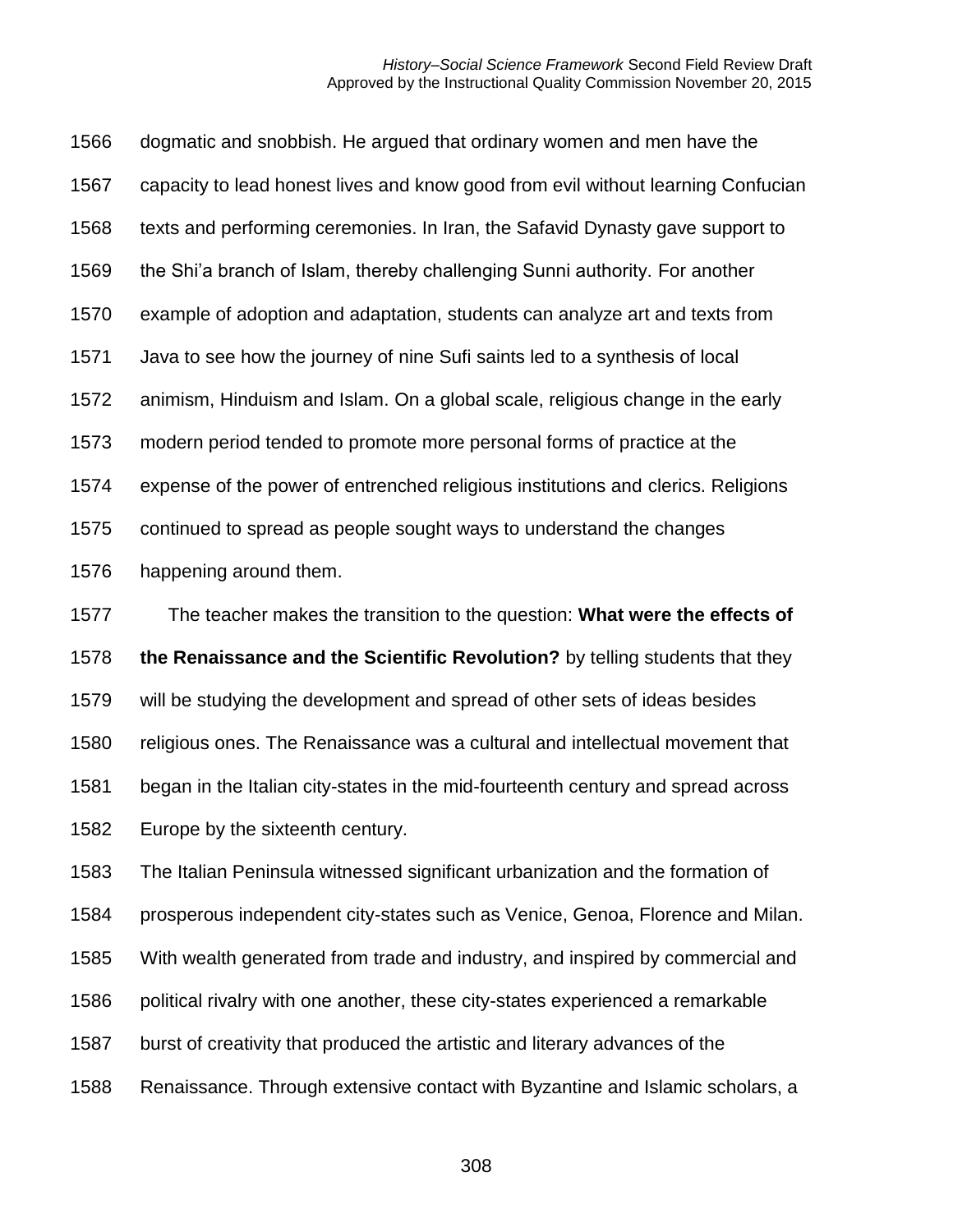dogmatic and snobbish. He argued that ordinary women and men have the capacity to lead honest lives and know good from evil without learning Confucian texts and performing ceremonies. In Iran, the Safavid Dynasty gave support to the Shi'a branch of Islam, thereby challenging Sunni authority. For another example of adoption and adaptation, students can analyze art and texts from Java to see how the journey of nine Sufi saints led to a synthesis of local animism, Hinduism and Islam. On a global scale, religious change in the early modern period tended to promote more personal forms of practice at the expense of the power of entrenched religious institutions and clerics. Religions continued to spread as people sought ways to understand the changes happening around them.

The teacher makes the transition to the question: **What were the effects of the Renaissance and the Scientific Revolution?** by telling students that they will be studying the development and spread of other sets of ideas besides religious ones. The Renaissance was a cultural and intellectual movement that began in the Italian city-states in the mid-fourteenth century and spread across Europe by the sixteenth century.

The Italian Peninsula witnessed significant urbanization and the formation of prosperous independent city-states such as Venice, Genoa, Florence and Milan. With wealth generated from trade and industry, and inspired by commercial and political rivalry with one another, these city-states experienced a remarkable burst of creativity that produced the artistic and literary advances of the Renaissance. Through extensive contact with Byzantine and Islamic scholars, a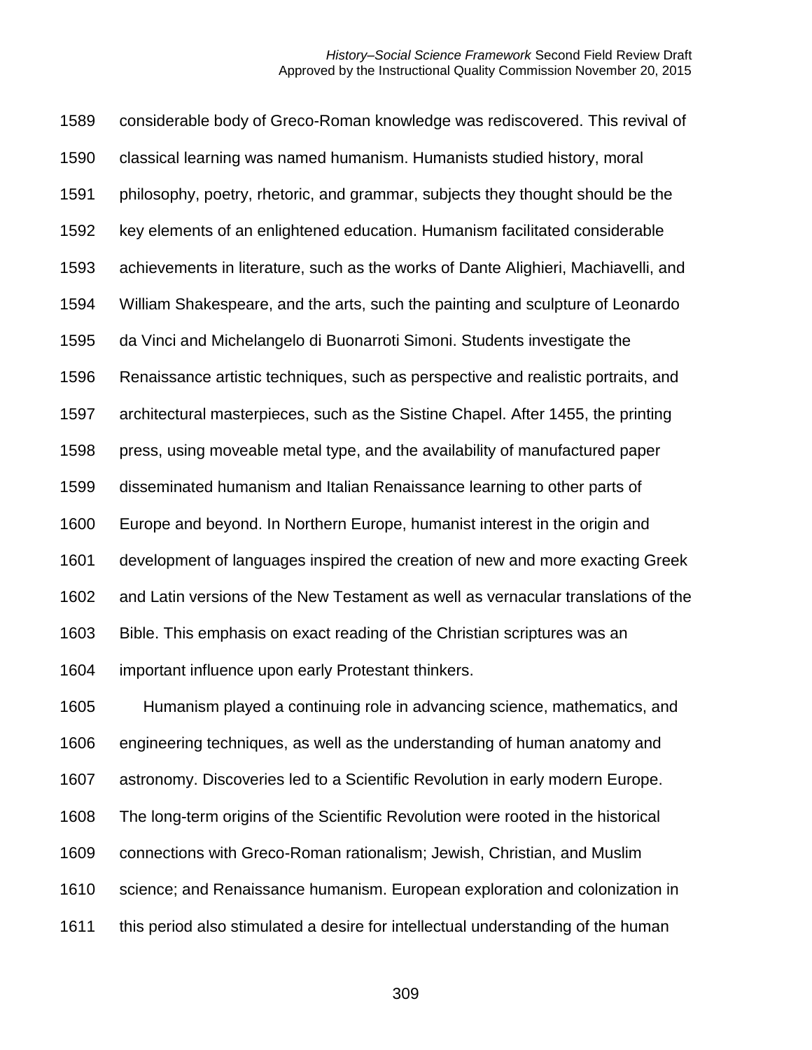considerable body of Greco-Roman knowledge was rediscovered. This revival of classical learning was named humanism. Humanists studied history, moral philosophy, poetry, rhetoric, and grammar, subjects they thought should be the key elements of an enlightened education. Humanism facilitated considerable achievements in literature, such as the works of Dante Alighieri, Machiavelli, and William Shakespeare, and the arts, such the painting and sculpture of Leonardo da Vinci and Michelangelo di Buonarroti Simoni. Students investigate the Renaissance artistic techniques, such as perspective and realistic portraits, and architectural masterpieces, such as the Sistine Chapel. After 1455, the printing press, using moveable metal type, and the availability of manufactured paper disseminated humanism and Italian Renaissance learning to other parts of Europe and beyond. In Northern Europe, humanist interest in the origin and development of languages inspired the creation of new and more exacting Greek and Latin versions of the New Testament as well as vernacular translations of the Bible. This emphasis on exact reading of the Christian scriptures was an important influence upon early Protestant thinkers.

Humanism played a continuing role in advancing science, mathematics, and engineering techniques, as well as the understanding of human anatomy and astronomy. Discoveries led to a Scientific Revolution in early modern Europe. The long-term origins of the Scientific Revolution were rooted in the historical connections with Greco-Roman rationalism; Jewish, Christian, and Muslim science; and Renaissance humanism. European exploration and colonization in this period also stimulated a desire for intellectual understanding of the human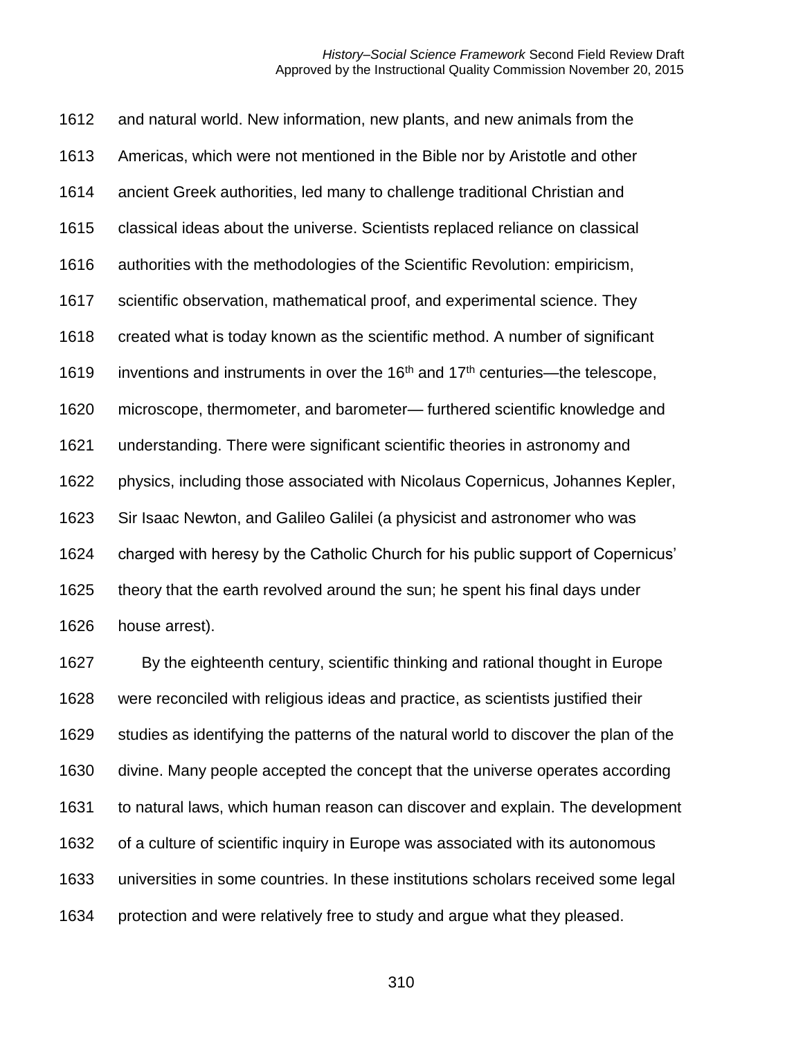and natural world. New information, new plants, and new animals from the Americas, which were not mentioned in the Bible nor by Aristotle and other ancient Greek authorities, led many to challenge traditional Christian and classical ideas about the universe. Scientists replaced reliance on classical authorities with the methodologies of the Scientific Revolution: empiricism, scientific observation, mathematical proof, and experimental science. They created what is today known as the scientific method. A number of significant inventions and instruments in over the 16th and 17th centuries—the telescope, microscope, thermometer, and barometer— furthered scientific knowledge and understanding. There were significant scientific theories in astronomy and physics, including those associated with Nicolaus Copernicus, Johannes Kepler, Sir Isaac Newton, and Galileo Galilei (a physicist and astronomer who was charged with heresy by the Catholic Church for his public support of Copernicus' theory that the earth revolved around the sun; he spent his final days under house arrest).

By the eighteenth century, scientific thinking and rational thought in Europe were reconciled with religious ideas and practice, as scientists justified their studies as identifying the patterns of the natural world to discover the plan of the divine. Many people accepted the concept that the universe operates according to natural laws, which human reason can discover and explain. The development of a culture of scientific inquiry in Europe was associated with its autonomous universities in some countries. In these institutions scholars received some legal protection and were relatively free to study and argue what they pleased.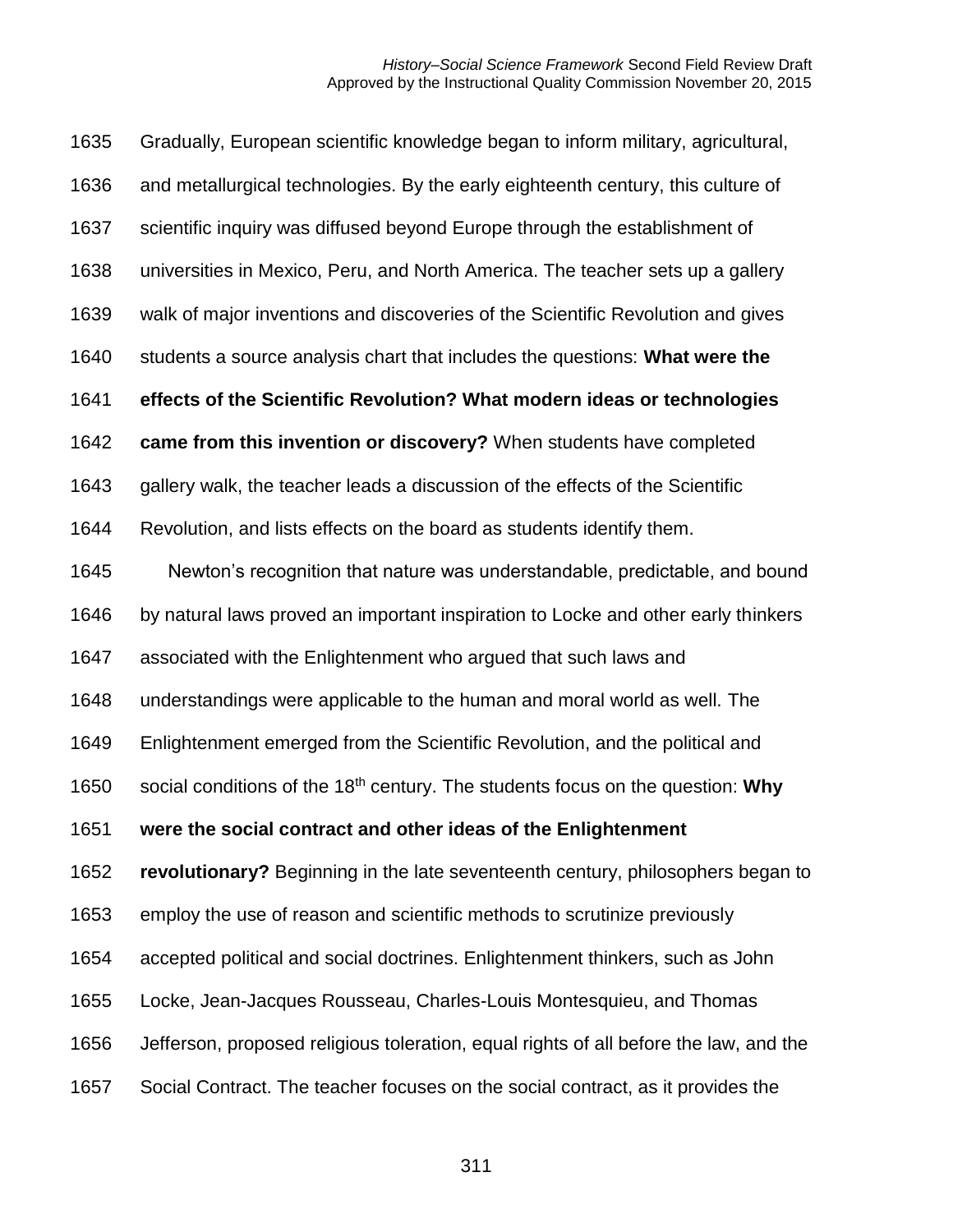Gradually, European scientific knowledge began to inform military, agricultural, and metallurgical technologies. By the early eighteenth century, this culture of scientific inquiry was diffused beyond Europe through the establishment of universities in Mexico, Peru, and North America. The teacher sets up a gallery walk of major inventions and discoveries of the Scientific Revolution and gives students a source analysis chart that includes the questions: **What were the effects of the Scientific Revolution? What modern ideas or technologies came from this invention or discovery?** When students have completed gallery walk, the teacher leads a discussion of the effects of the Scientific Revolution, and lists effects on the board as students identify them.

Newton's recognition that nature was understandable, predictable, and bound by natural laws proved an important inspiration to Locke and other early thinkers associated with the Enlightenment who argued that such laws and understandings were applicable to the human and moral world as well. The Enlightenment emerged from the Scientific Revolution, and the political and social conditions of the 18th century. The students focus on the question: **Why were the social contract and other ideas of the Enlightenment revolutionary?** Beginning in the late seventeenth century, philosophers began to employ the use of reason and scientific methods to scrutinize previously accepted political and social doctrines. Enlightenment thinkers, such as John Locke, Jean-Jacques Rousseau, Charles-Louis Montesquieu, and Thomas Jefferson, proposed religious toleration, equal rights of all before the law, and the Social Contract. The teacher focuses on the social contract, as it provides the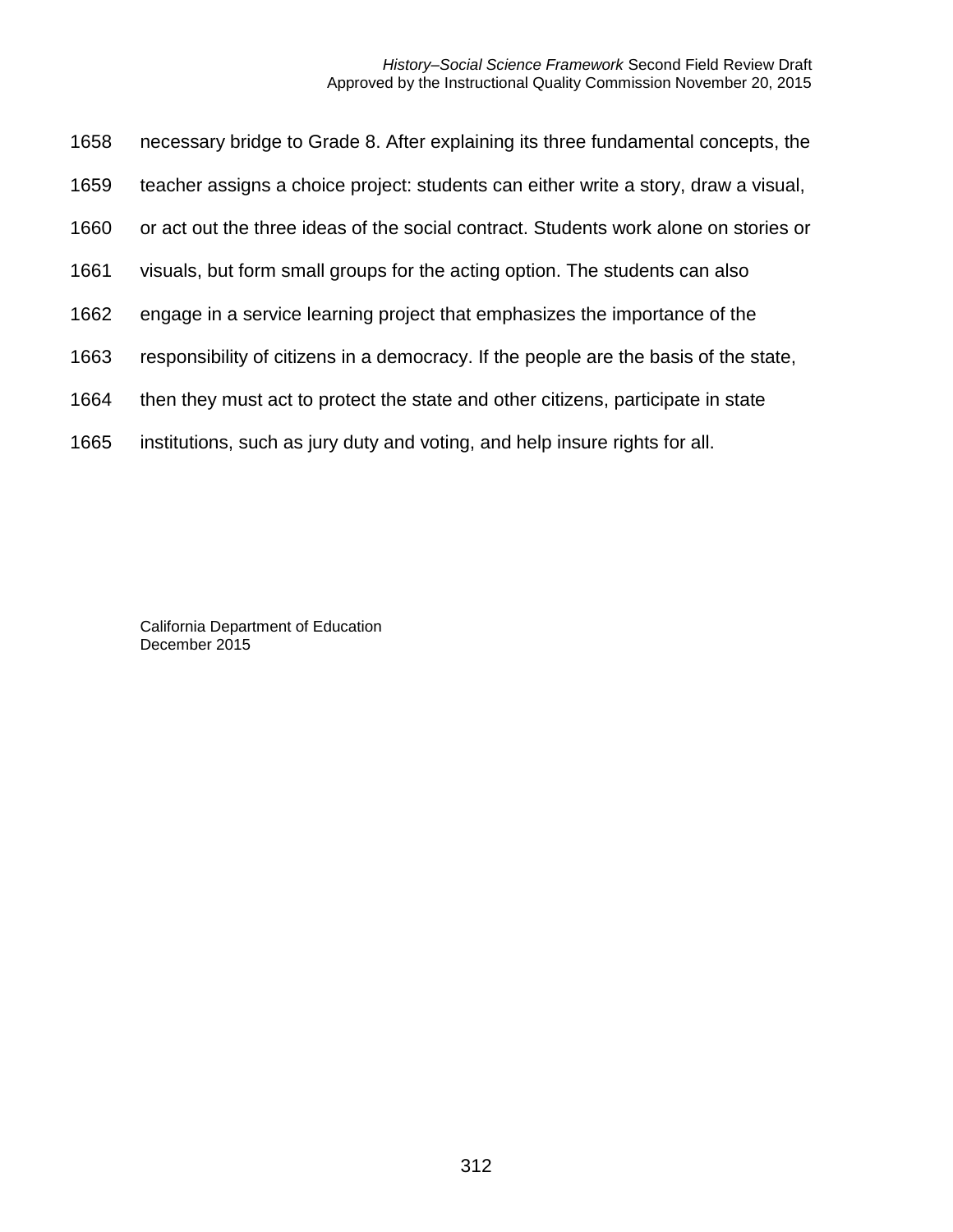necessary bridge to Grade 8. After explaining its three fundamental concepts, the teacher assigns a choice project: students can either write a story, draw a visual, or act out the three ideas of the social contract. Students work alone on stories or visuals, but form small groups for the acting option. The students can also engage in a service learning project that emphasizes the importance of the responsibility of citizens in a democracy. If the people are the basis of the state, then they must act to protect the state and other citizens, participate in state institutions, such as jury duty and voting, and help insure rights for all.